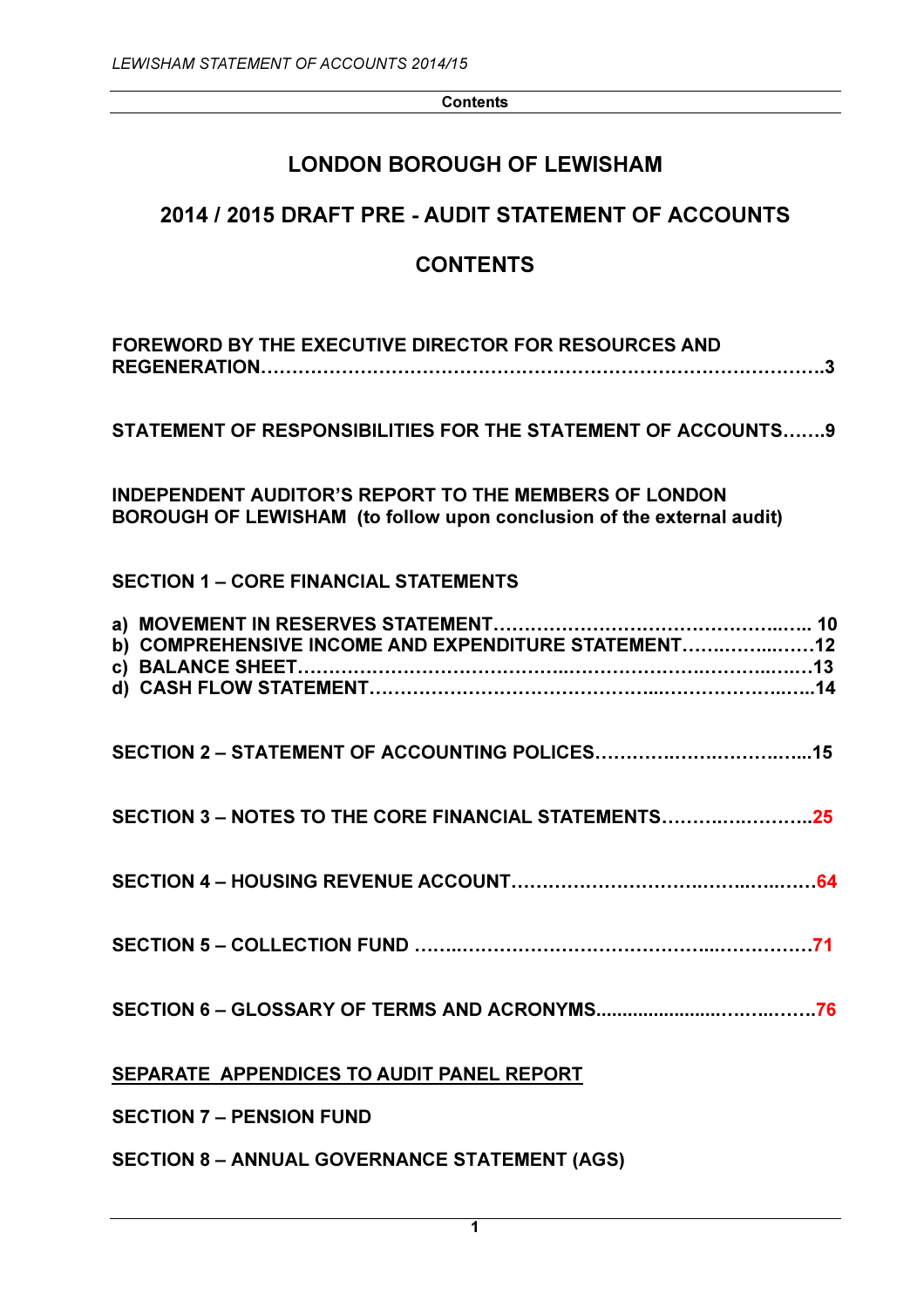# LONDON BOROUGH OF LEWISHAM

## 2014 / 2015 DRAFT PRE - AUDIT STATEMENT OF ACCOUNTS

## CONTENTS

**FOREWORD BY THE EXECUTIVE DIRECTOR FOR RESOURCES AND REGENERATION……………………………………………………………………………3**

**STATEMENT OF RESPONSIBILITIES FOR THE STATEMENT OF ACCOUNTS…….9**

**INDEPENDENT AUDITOR'S REPORT TO THE MEMBERS OF LONDON BOROUGH OF LEWISHAM (to follow upon conclusion of the external audit)**

**SECTION 1 – CORE FINANCIAL STATEMENTS**

**a) MOVEMENT IN RESERVES STATEMENT………………………………………….….. 10**
**b) COMPREHENSIVE INCOME AND EXPENDITURE STATEMENT…….……...……12**
**c) BALANCE SHEET…………………………………..…………………..…………..….…13**
**d) CASH FLOW STATEMENT…………………………………...…………………..…..14**

**SECTION 2 – STATEMENT OF ACCOUNTING POLICES…………….…….……….…...15**

**SECTION 3 – NOTES TO THE CORE FINANCIAL STATEMENTS……….….………..25**

**SECTION 4 – HOUSING REVENUE ACCOUNT……………………………….…..….…….64**

**SECTION 5 – COLLECTION FUND ……..……………………………...…………….71**

**SECTION 6 – GLOSSARY OF TERMS AND ACRONYMS....................….……..…….76**

**SEPARATE APPENDICES TO AUDIT PANEL REPORT**

**SECTION 7 – PENSION FUND**

**SECTION 8 – ANNUAL GOVERNANCE STATEMENT (AGS)**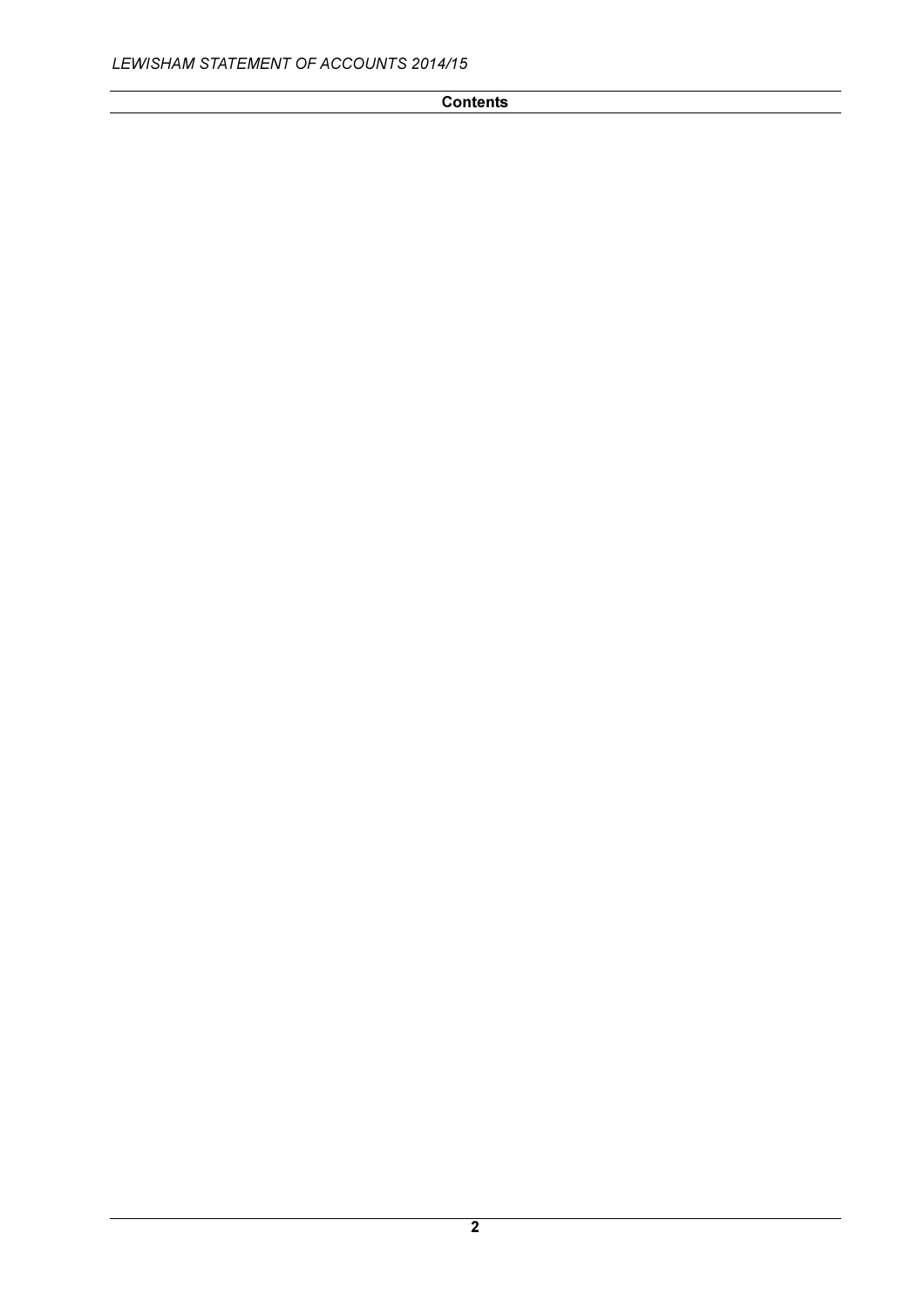## Contents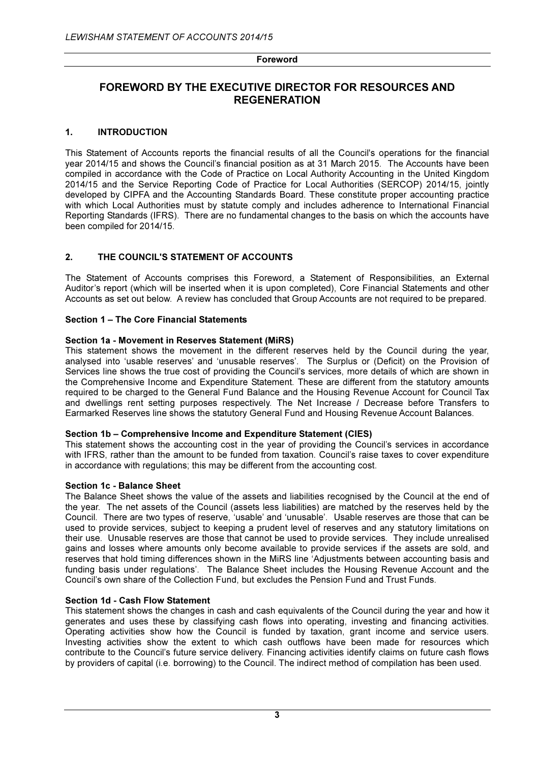# FOREWORD BY THE EXECUTIVE DIRECTOR FOR RESOURCES AND REGENERATION

## 1. INTRODUCTION

This Statement of Accounts reports the financial results of all the Council's operations for the financial year 2014/15 and shows the Council's financial position as at 31 March 2015. The Accounts have been compiled in accordance with the Code of Practice on Local Authority Accounting in the United Kingdom 2014/15 and the Service Reporting Code of Practice for Local Authorities (SERCOP) 2014/15, jointly developed by CIPFA and the Accounting Standards Board. These constitute proper accounting practice with which Local Authorities must by statute comply and includes adherence to International Financial Reporting Standards (IFRS). There are no fundamental changes to the basis on which the accounts have been compiled for 2014/15.

## 2. THE COUNCIL'S STATEMENT OF ACCOUNTS

The Statement of Accounts comprises this Foreword, a Statement of Responsibilities, an External Auditor's report (which will be inserted when it is upon completed), Core Financial Statements and other Accounts as set out below. A review has concluded that Group Accounts are not required to be prepared.

### Section 1 – The Core Financial Statements

**Section 1a - Movement in Reserves Statement (MiRS)**
This statement shows the movement in the different reserves held by the Council during the year, analysed into 'usable reserves' and 'unusable reserves'. The Surplus or (Deficit) on the Provision of Services line shows the true cost of providing the Council's services, more details of which are shown in the Comprehensive Income and Expenditure Statement. These are different from the statutory amounts required to be charged to the General Fund Balance and the Housing Revenue Account for Council Tax and dwellings rent setting purposes respectively. The Net Increase / Decrease before Transfers to Earmarked Reserves line shows the statutory General Fund and Housing Revenue Account Balances.

**Section 1b – Comprehensive Income and Expenditure Statement (CIES)**
This statement shows the accounting cost in the year of providing the Council's services in accordance with IFRS, rather than the amount to be funded from taxation. Council's raise taxes to cover expenditure in accordance with regulations; this may be different from the accounting cost.

**Section 1c - Balance Sheet**
The Balance Sheet shows the value of the assets and liabilities recognised by the Council at the end of the year. The net assets of the Council (assets less liabilities) are matched by the reserves held by the Council. There are two types of reserve, 'usable' and 'unusable'. Usable reserves are those that can be used to provide services, subject to keeping a prudent level of reserves and any statutory limitations on their use. Unusable reserves are those that cannot be used to provide services. They include unrealised gains and losses where amounts only become available to provide services if the assets are sold, and reserves that hold timing differences shown in the MiRS line 'Adjustments between accounting basis and funding basis under regulations'. The Balance Sheet includes the Housing Revenue Account and the Council's own share of the Collection Fund, but excludes the Pension Fund and Trust Funds.

**Section 1d - Cash Flow Statement**
This statement shows the changes in cash and cash equivalents of the Council during the year and how it generates and uses these by classifying cash flows into operating, investing and financing activities. Operating activities show how the Council is funded by taxation, grant income and service users. Investing activities show the extent to which cash outflows have been made for resources which contribute to the Council's future service delivery. Financing activities identify claims on future cash flows by providers of capital (i.e. borrowing) to the Council. The indirect method of compilation has been used.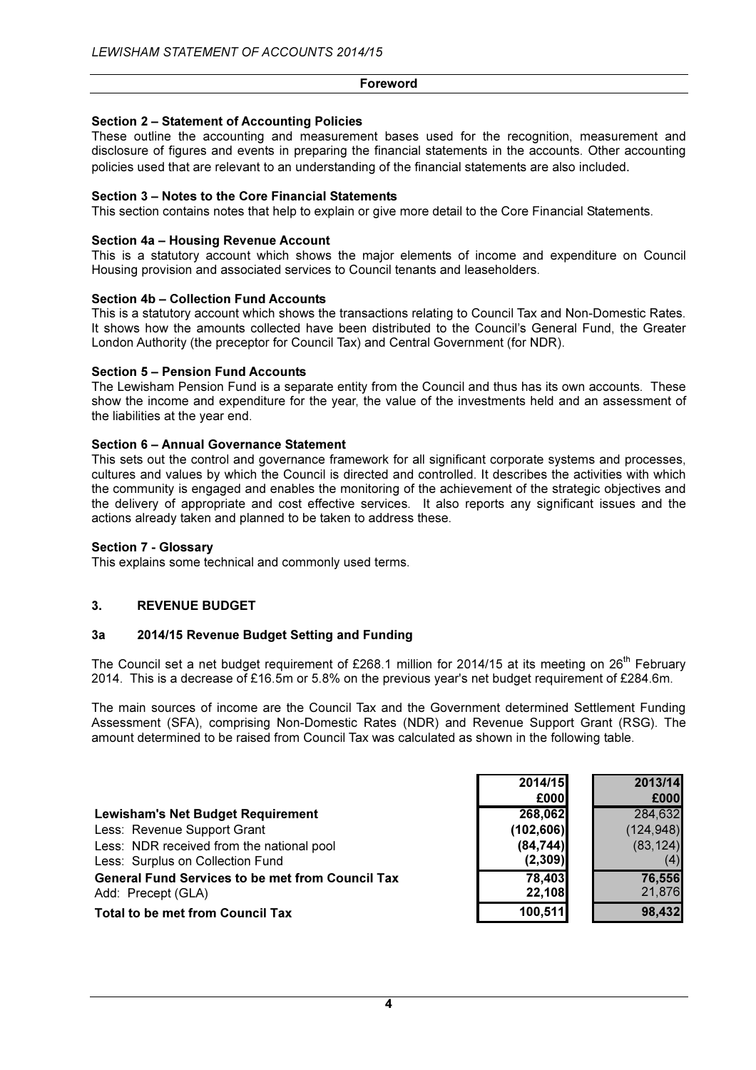## Foreword

**Section 2 – Statement of Accounting Policies**
These outline the accounting and measurement bases used for the recognition, measurement and disclosure of figures and events in preparing the financial statements in the accounts. Other accounting policies used that are relevant to an understanding of the financial statements are also included.

**Section 3 – Notes to the Core Financial Statements**
This section contains notes that help to explain or give more detail to the Core Financial Statements.

**Section 4a – Housing Revenue Account**
This is a statutory account which shows the major elements of income and expenditure on Council Housing provision and associated services to Council tenants and leaseholders.

**Section 4b – Collection Fund Accounts**
This is a statutory account which shows the transactions relating to Council Tax and Non-Domestic Rates. It shows how the amounts collected have been distributed to the Council's General Fund, the Greater London Authority (the preceptor for Council Tax) and Central Government (for NDR).

**Section 5 – Pension Fund Accounts**
The Lewisham Pension Fund is a separate entity from the Council and thus has its own accounts. These show the income and expenditure for the year, the value of the investments held and an assessment of the liabilities at the year end.

**Section 6 – Annual Governance Statement**
This sets out the control and governance framework for all significant corporate systems and processes, cultures and values by which the Council is directed and controlled. It describes the activities with which the community is engaged and enables the monitoring of the achievement of the strategic objectives and the delivery of appropriate and cost effective services. It also reports any significant issues and the actions already taken and planned to be taken to address these.

**Section 7 - Glossary**
This explains some technical and commonly used terms.

## 3. REVENUE BUDGET

### 3a 2014/15 Revenue Budget Setting and Funding

The Council set a net budget requirement of £268.1 million for 2014/15 at its meeting on 26th February 2014. This is a decrease of £16.5m or 5.8% on the previous year's net budget requirement of £284.6m.

The main sources of income are the Council Tax and the Government determined Settlement Funding Assessment (SFA), comprising Non-Domestic Rates (NDR) and Revenue Support Grant (RSG). The amount determined to be raised from Council Tax was calculated as shown in the following table.

| | 2014/15 £000 | 2013/14 £000 |
|---|---|---|
| **Lewisham's Net Budget Requirement** | **268,062** | 284,632 |
| Less: Revenue Support Grant | **(102,606)** | (124,948) |
| Less: NDR received from the national pool | **(84,744)** | (83,124) |
| Less: Surplus on Collection Fund | **(2,309)** | (4) |
| **General Fund Services to be met from Council Tax** | **78,403** | **76,556** |
| Add: Precept (GLA) | **22,108** | 21,876 |
| **Total to be met from Council Tax** | **100,511** | **98,432** |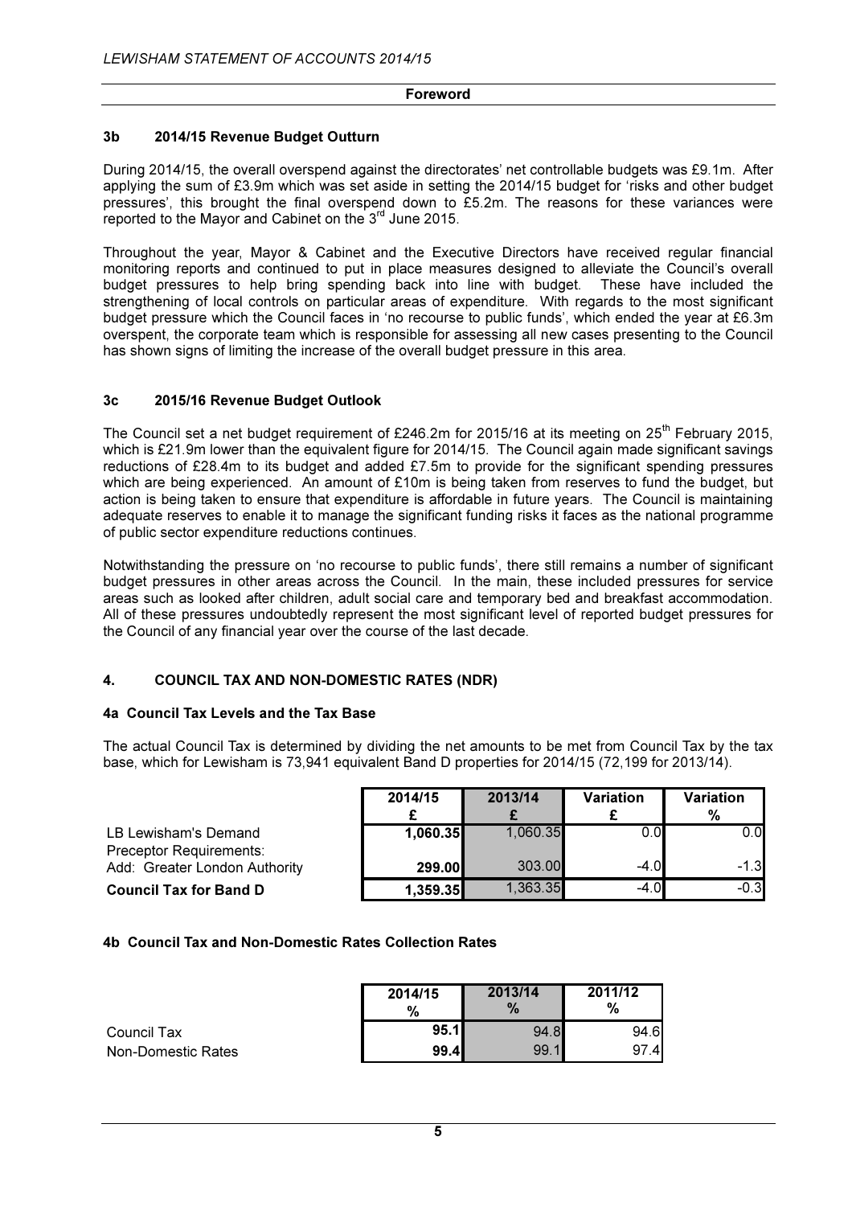**Foreword**

### 3b 2014/15 Revenue Budget Outturn

During 2014/15, the overall overspend against the directorates' net controllable budgets was £9.1m. After applying the sum of £3.9m which was set aside in setting the 2014/15 budget for 'risks and other budget pressures', this brought the final overspend down to £5.2m. The reasons for these variances were reported to the Mayor and Cabinet on the 3rd June 2015.

Throughout the year, Mayor & Cabinet and the Executive Directors have received regular financial monitoring reports and continued to put in place measures designed to alleviate the Council's overall budget pressures to help bring spending back into line with budget. These have included the strengthening of local controls on particular areas of expenditure. With regards to the most significant budget pressure which the Council faces in 'no recourse to public funds', which ended the year at £6.3m overspent, the corporate team which is responsible for assessing all new cases presenting to the Council has shown signs of limiting the increase of the overall budget pressure in this area.

### 3c 2015/16 Revenue Budget Outlook

The Council set a net budget requirement of £246.2m for 2015/16 at its meeting on 25th February 2015, which is £21.9m lower than the equivalent figure for 2014/15. The Council again made significant savings reductions of £28.4m to its budget and added £7.5m to provide for the significant spending pressures which are being experienced. An amount of £10m is being taken from reserves to fund the budget, but action is being taken to ensure that expenditure is affordable in future years. The Council is maintaining adequate reserves to enable it to manage the significant funding risks it faces as the national programme of public sector expenditure reductions continues.

Notwithstanding the pressure on 'no recourse to public funds', there still remains a number of significant budget pressures in other areas across the Council. In the main, these included pressures for service areas such as looked after children, adult social care and temporary bed and breakfast accommodation. All of these pressures undoubtedly represent the most significant level of reported budget pressures for the Council of any financial year over the course of the last decade.

## 4. COUNCIL TAX AND NON-DOMESTIC RATES (NDR)

### 4a Council Tax Levels and the Tax Base

The actual Council Tax is determined by dividing the net amounts to be met from Council Tax by the tax base, which for Lewisham is 73,941 equivalent Band D properties for 2014/15 (72,199 for 2013/14).

| | 2014/15 £ | 2013/14 £ | Variation £ | Variation % |
|---|---|---|---|---|
| LB Lewisham's Demand | **1,060.35** | 1,060.35 | 0.0 | 0.0 |
| Preceptor Requirements: | | | | |
| Add: Greater London Authority | **299.00** | 303.00 | -4.0 | -1.3 |
| **Council Tax for Band D** | **1,359.35** | 1,363.35 | -4.0 | -0.3 |

### 4b Council Tax and Non-Domestic Rates Collection Rates

| | 2014/15 % | 2013/14 % | 2011/12 % |
|---|---|---|---|
| Council Tax | **95.1** | 94.8 | 94.6 |
| Non-Domestic Rates | **99.4** | 99.1 | 97.4 |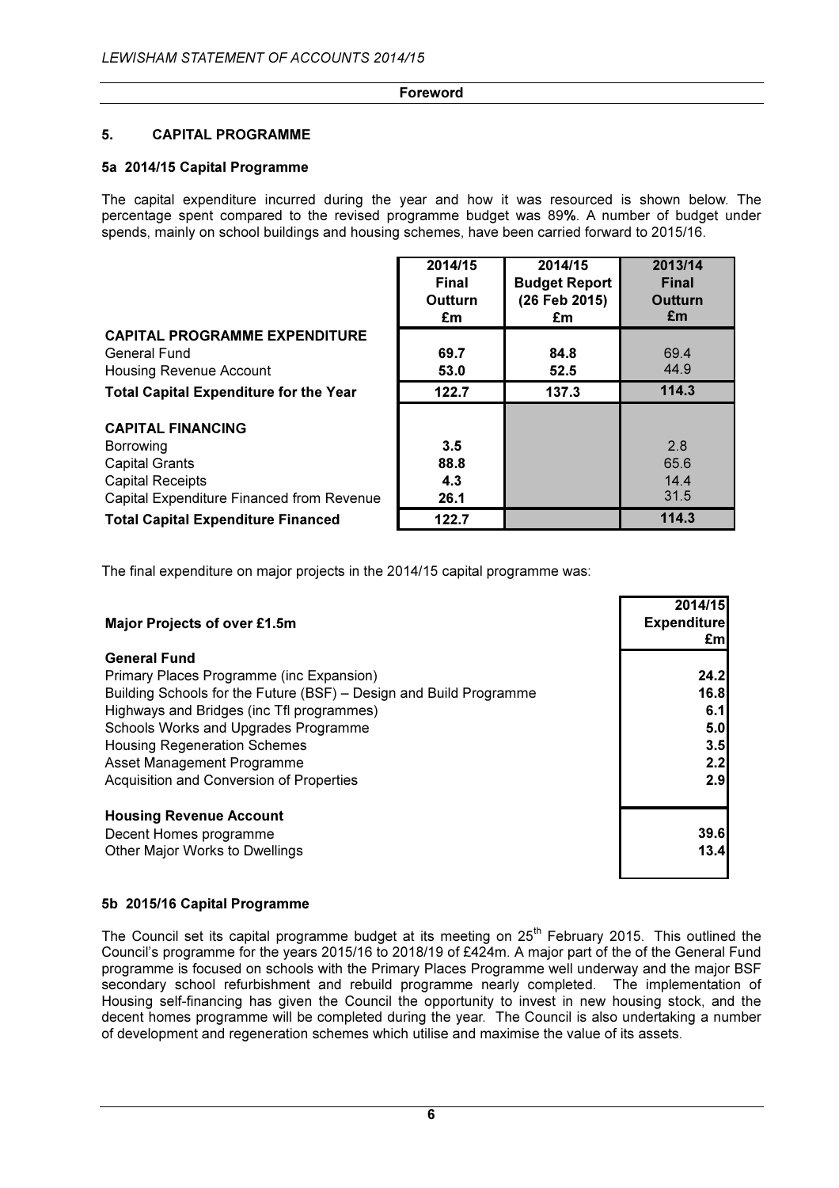## 5. CAPITAL PROGRAMME

### 5a 2014/15 Capital Programme

The capital expenditure incurred during the year and how it was resourced is shown below. The percentage spent compared to the revised programme budget was 89**%**. A number of budget under spends, mainly on school buildings and housing schemes, have been carried forward to 2015/16.

| | 2014/15 Final Outturn £m | 2014/15 Budget Report (26 Feb 2015) £m | 2013/14 Final Outturn £m |
|---|---|---|---|
| **CAPITAL PROGRAMME EXPENDITURE** | | | |
| General Fund | **69.7** | **84.8** | 69.4 |
| Housing Revenue Account | **53.0** | **52.5** | 44.9 |
| **Total Capital Expenditure for the Year** | **122.7** | **137.3** | **114.3** |
| **CAPITAL FINANCING** | | | |
| Borrowing | **3.5** | | 2.8 |
| Capital Grants | **88.8** | | 65.6 |
| Capital Receipts | **4.3** | | 14.4 |
| Capital Expenditure Financed from Revenue | **26.1** | | 31.5 |
| **Total Capital Expenditure Financed** | **122.7** | | **114.3** |

The final expenditure on major projects in the 2014/15 capital programme was:

| **Major Projects of over £1.5m** | 2014/15 Expenditure £m |
|---|---|
| **General Fund** | |
| Primary Places Programme (inc Expansion) | **24.2** |
| Building Schools for the Future (BSF) – Design and Build Programme | **16.8** |
| Highways and Bridges (inc Tfl programmes) | **6.1** |
| Schools Works and Upgrades Programme | **5.0** |
| Housing Regeneration Schemes | **3.5** |
| Asset Management Programme | **2.2** |
| Acquisition and Conversion of Properties | **2.9** |
| **Housing Revenue Account** | |
| Decent Homes programme | **39.6** |
| Other Major Works to Dwellings | **13.4** |

### 5b 2015/16 Capital Programme

The Council set its capital programme budget at its meeting on 25th February 2015. This outlined the Council's programme for the years 2015/16 to 2018/19 of £424m. A major part of the of the General Fund programme is focused on schools with the Primary Places Programme well underway and the major BSF secondary school refurbishment and rebuild programme nearly completed. The implementation of Housing self-financing has given the Council the opportunity to invest in new housing stock, and the decent homes programme will be completed during the year. The Council is also undertaking a number of development and regeneration schemes which utilise and maximise the value of its assets.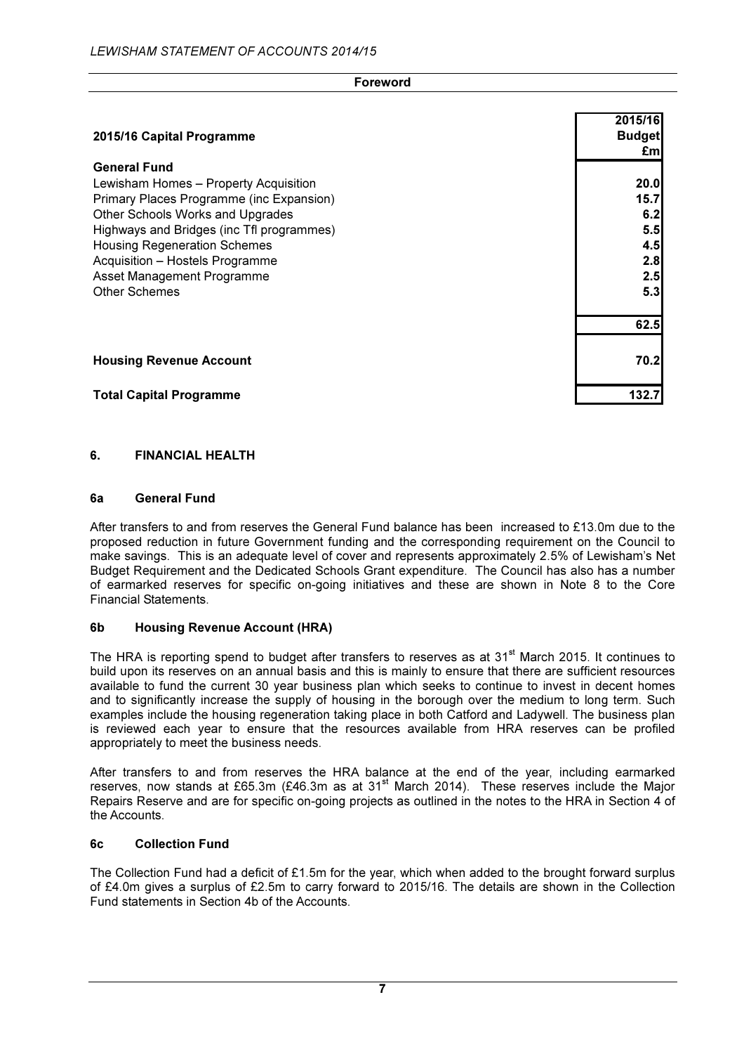**Foreword**

| 2015/16 Capital Programme | 2015/16 Budget £m |
|---|---|
| **General Fund** | |
| Lewisham Homes – Property Acquisition | **20.0** |
| Primary Places Programme (inc Expansion) | **15.7** |
| Other Schools Works and Upgrades | **6.2** |
| Highways and Bridges (inc Tfl programmes) | **5.5** |
| Housing Regeneration Schemes | **4.5** |
| Acquisition – Hostels Programme | **2.8** |
| Asset Management Programme | **2.5** |
| Other Schemes | **5.3** |
| | **62.5** |
| **Housing Revenue Account** | **70.2** |
| **Total Capital Programme** | **132.7** |

## 6. FINANCIAL HEALTH

### 6a General Fund

After transfers to and from reserves the General Fund balance has been increased to £13.0m due to the proposed reduction in future Government funding and the corresponding requirement on the Council to make savings. This is an adequate level of cover and represents approximately 2.5% of Lewisham's Net Budget Requirement and the Dedicated Schools Grant expenditure. The Council has also has a number of earmarked reserves for specific on-going initiatives and these are shown in Note 8 to the Core Financial Statements.

### 6b Housing Revenue Account (HRA)

The HRA is reporting spend to budget after transfers to reserves as at 31st March 2015. It continues to build upon its reserves on an annual basis and this is mainly to ensure that there are sufficient resources available to fund the current 30 year business plan which seeks to continue to invest in decent homes and to significantly increase the supply of housing in the borough over the medium to long term. Such examples include the housing regeneration taking place in both Catford and Ladywell. The business plan is reviewed each year to ensure that the resources available from HRA reserves can be profiled appropriately to meet the business needs.

After transfers to and from reserves the HRA balance at the end of the year, including earmarked reserves, now stands at £65.3m (£46.3m as at 31st March 2014). These reserves include the Major Repairs Reserve and are for specific on-going projects as outlined in the notes to the HRA in Section 4 of the Accounts.

### 6c Collection Fund

The Collection Fund had a deficit of £1.5m for the year, which when added to the brought forward surplus of £4.0m gives a surplus of £2.5m to carry forward to 2015/16. The details are shown in the Collection Fund statements in Section 4b of the Accounts.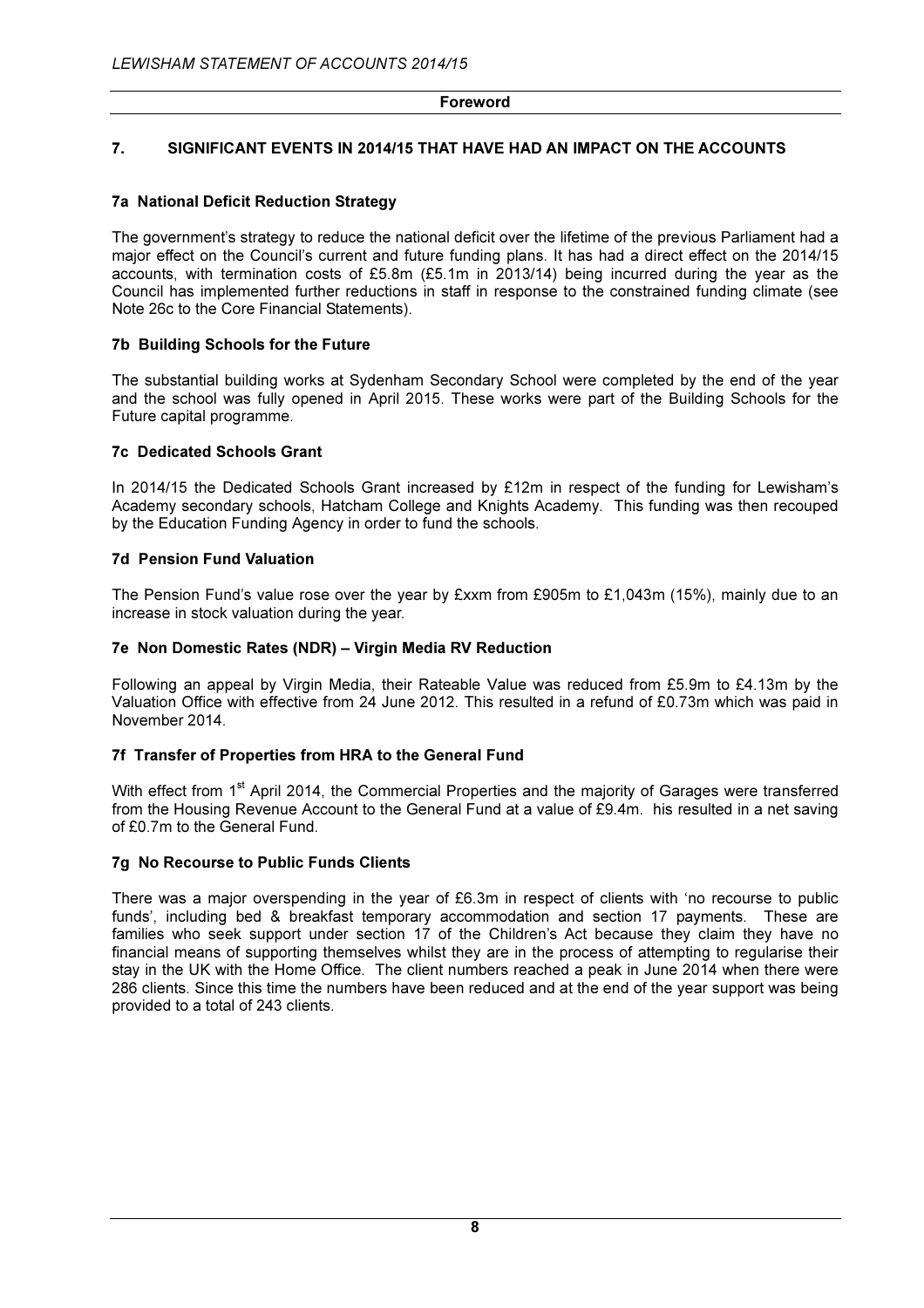**Foreword**

## 7. SIGNIFICANT EVENTS IN 2014/15 THAT HAVE HAD AN IMPACT ON THE ACCOUNTS

### 7a National Deficit Reduction Strategy

The government's strategy to reduce the national deficit over the lifetime of the previous Parliament had a major effect on the Council's current and future funding plans. It has had a direct effect on the 2014/15 accounts, with termination costs of £5.8m (£5.1m in 2013/14) being incurred during the year as the Council has implemented further reductions in staff in response to the constrained funding climate (see Note 26c to the Core Financial Statements).

### 7b Building Schools for the Future

The substantial building works at Sydenham Secondary School were completed by the end of the year and the school was fully opened in April 2015. These works were part of the Building Schools for the Future capital programme.

### 7c Dedicated Schools Grant

In 2014/15 the Dedicated Schools Grant increased by £12m in respect of the funding for Lewisham's Academy secondary schools, Hatcham College and Knights Academy. This funding was then recouped by the Education Funding Agency in order to fund the schools.

### 7d Pension Fund Valuation

The Pension Fund's value rose over the year by £xxm from £905m to £1,043m (15%), mainly due to an increase in stock valuation during the year.

### 7e Non Domestic Rates (NDR) – Virgin Media RV Reduction

Following an appeal by Virgin Media, their Rateable Value was reduced from £5.9m to £4.13m by the Valuation Office with effective from 24 June 2012. This resulted in a refund of £0.73m which was paid in November 2014.

### 7f Transfer of Properties from HRA to the General Fund

With effect from 1st April 2014, the Commercial Properties and the majority of Garages were transferred from the Housing Revenue Account to the General Fund at a value of £9.4m. his resulted in a net saving of £0.7m to the General Fund.

### 7g No Recourse to Public Funds Clients

There was a major overspending in the year of £6.3m in respect of clients with 'no recourse to public funds', including bed & breakfast temporary accommodation and section 17 payments. These are families who seek support under section 17 of the Children's Act because they claim they have no financial means of supporting themselves whilst they are in the process of attempting to regularise their stay in the UK with the Home Office. The client numbers reached a peak in June 2014 when there were 286 clients. Since this time the numbers have been reduced and at the end of the year support was being provided to a total of 243 clients.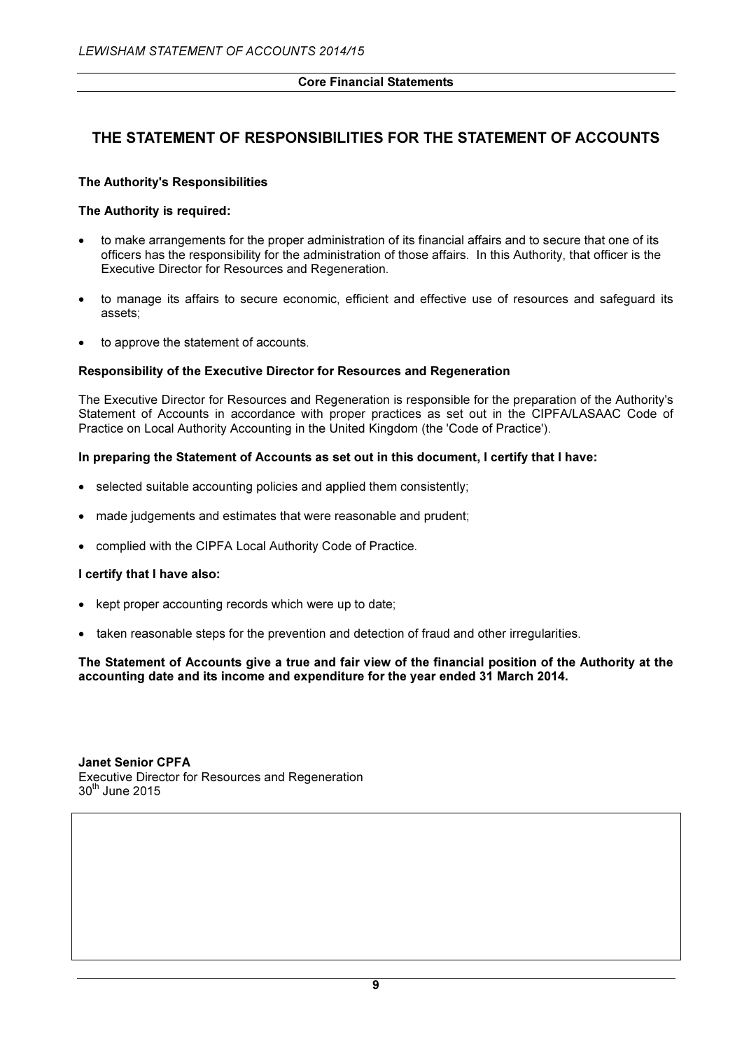## THE STATEMENT OF RESPONSIBILITIES FOR THE STATEMENT OF ACCOUNTS

**The Authority's Responsibilities**

**The Authority is required:**

- to make arrangements for the proper administration of its financial affairs and to secure that one of its officers has the responsibility for the administration of those affairs. In this Authority, that officer is the Executive Director for Resources and Regeneration.
- to manage its affairs to secure economic, efficient and effective use of resources and safeguard its assets;
- to approve the statement of accounts.

**Responsibility of the Executive Director for Resources and Regeneration**

The Executive Director for Resources and Regeneration is responsible for the preparation of the Authority's Statement of Accounts in accordance with proper practices as set out in the CIPFA/LASAAC Code of Practice on Local Authority Accounting in the United Kingdom (the 'Code of Practice').

**In preparing the Statement of Accounts as set out in this document, I certify that I have:**

- selected suitable accounting policies and applied them consistently;
- made judgements and estimates that were reasonable and prudent;
- complied with the CIPFA Local Authority Code of Practice.

**I certify that I have also:**

- kept proper accounting records which were up to date;
- taken reasonable steps for the prevention and detection of fraud and other irregularities.

**The Statement of Accounts give a true and fair view of the financial position of the Authority at the accounting date and its income and expenditure for the year ended 31 March 2014.**

**Janet Senior CPFA**
Executive Director for Resources and Regeneration
30th June 2015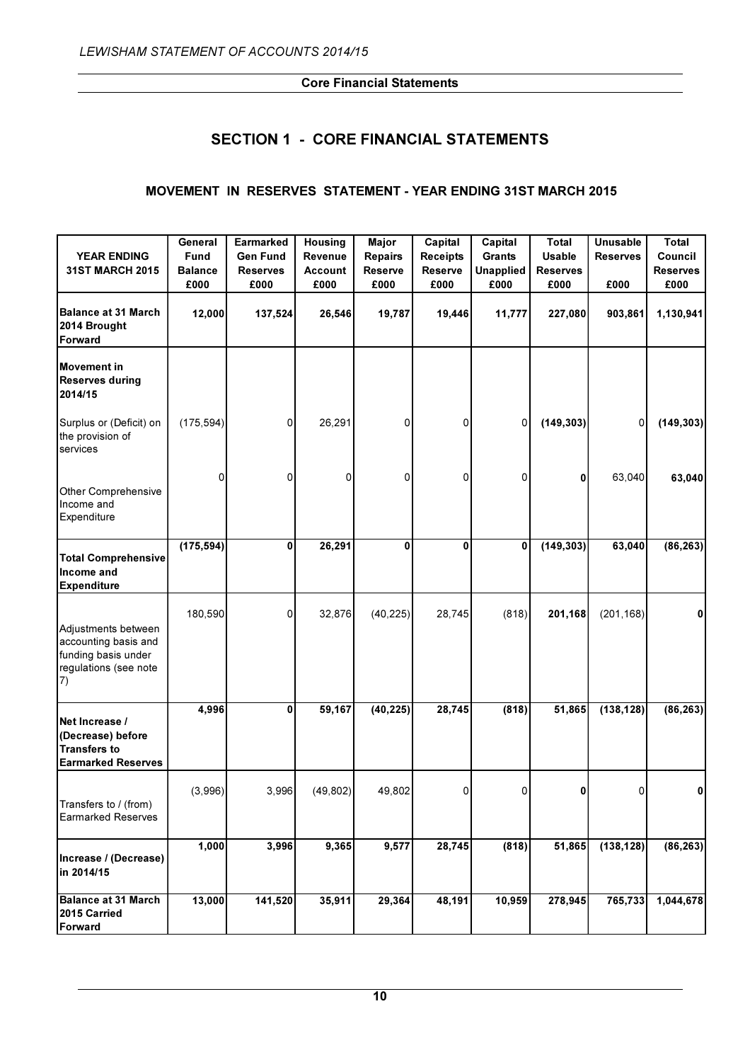## SECTION 1 - CORE FINANCIAL STATEMENTS

### MOVEMENT IN RESERVES STATEMENT - YEAR ENDING 31ST MARCH 2015

| YEAR ENDING 31ST MARCH 2015 | General Fund Balance £000 | Earmarked Gen Fund Reserves £000 | Housing Revenue Account £000 | Major Repairs Reserve £000 | Capital Receipts Reserve £000 | Capital Grants Unapplied £000 | Total Usable Reserves £000 | Unusable Reserves £000 | Total Council Reserves £000 |
|---|---|---|---|---|---|---|---|---|---|
| **Balance at 31 March 2014 Brought Forward** | **12,000** | **137,524** | **26,546** | **19,787** | **19,446** | **11,777** | **227,080** | **903,861** | **1,130,941** |
| **Movement in Reserves during 2014/15** | | | | | | | | | |
| Surplus or (Deficit) on the provision of services | (175,594) | 0 | 26,291 | 0 | 0 | 0 | **(149,303)** | 0 | **(149,303)** |
| Other Comprehensive Income and Expenditure | 0 | 0 | 0 | 0 | 0 | 0 | **0** | 63,040 | **63,040** |
| **Total Comprehensive Income and Expenditure** | **(175,594)** | **0** | **26,291** | **0** | **0** | **0** | **(149,303)** | **63,040** | **(86,263)** |
| Adjustments between accounting basis and funding basis under regulations (see note 7) | 180,590 | 0 | 32,876 | (40,225) | 28,745 | (818) | **201,168** | (201,168) | **0** |
| **Net Increase / (Decrease) before Transfers to Earmarked Reserves** | **4,996** | **0** | **59,167** | **(40,225)** | **28,745** | **(818)** | **51,865** | **(138,128)** | **(86,263)** |
| Transfers to / (from) Earmarked Reserves | (3,996) | 3,996 | (49,802) | 49,802 | 0 | 0 | **0** | 0 | **0** |
| **Increase / (Decrease) in 2014/15** | **1,000** | **3,996** | **9,365** | **9,577** | **28,745** | **(818)** | **51,865** | **(138,128)** | **(86,263)** |
| **Balance at 31 March 2015 Carried Forward** | **13,000** | **141,520** | **35,911** | **29,364** | **48,191** | **10,959** | **278,945** | **765,733** | **1,044,678** |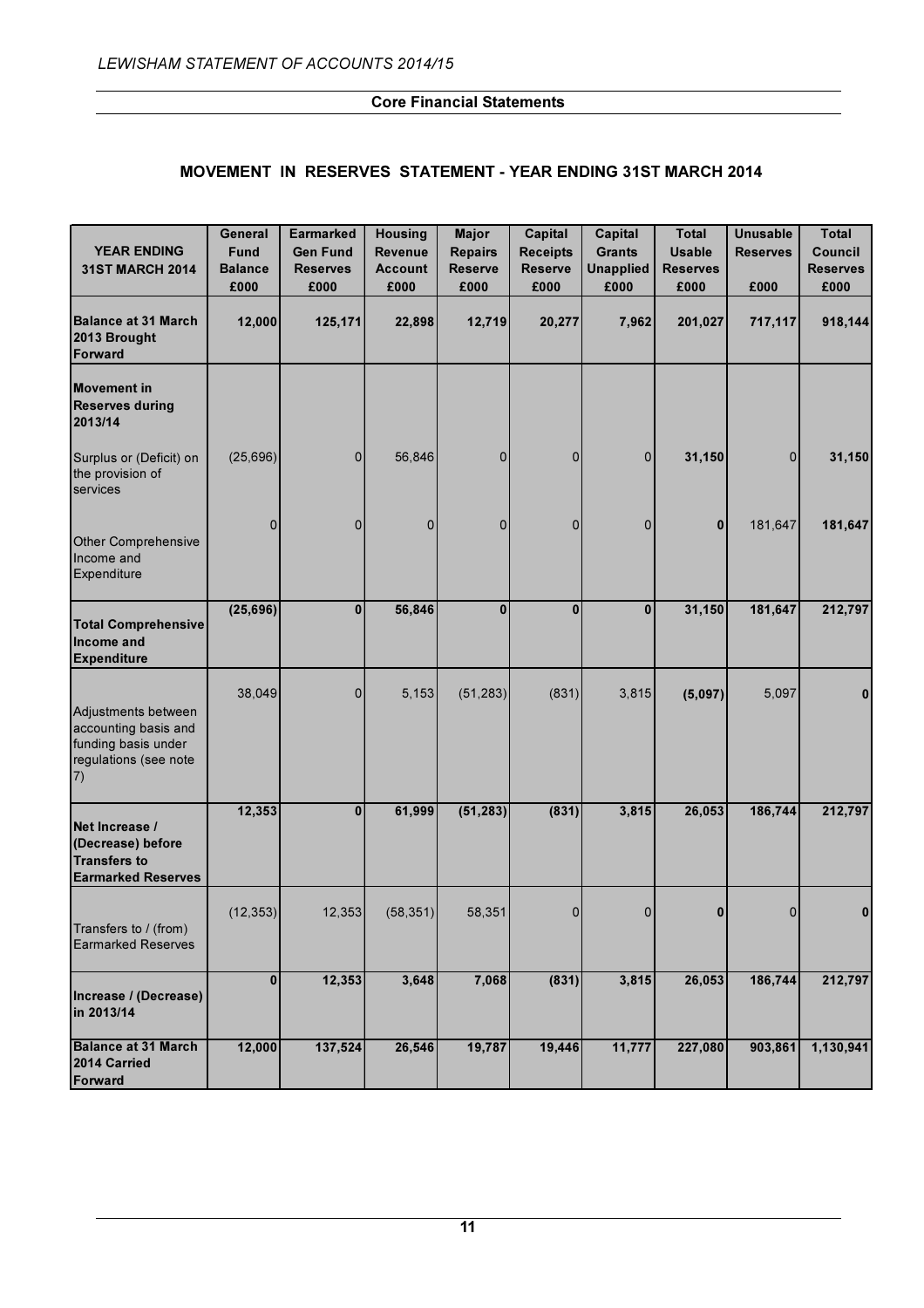## Core Financial Statements

### MOVEMENT IN RESERVES STATEMENT - YEAR ENDING 31ST MARCH 2014

| YEAR ENDING 31ST MARCH 2014 | General Fund Balance £000 | Earmarked Gen Fund Reserves £000 | Housing Revenue Account £000 | Major Repairs Reserve £000 | Capital Receipts Reserve £000 | Capital Grants Unapplied £000 | Total Usable Reserves £000 | Unusable Reserves £000 | Total Council Reserves £000 |
|---|---|---|---|---|---|---|---|---|---|
| **Balance at 31 March 2013 Brought Forward** | **12,000** | **125,171** | **22,898** | **12,719** | **20,277** | **7,962** | **201,027** | **717,117** | **918,144** |
| **Movement in Reserves during 2013/14** | | | | | | | | | |
| Surplus or (Deficit) on the provision of services | (25,696) | 0 | 56,846 | 0 | 0 | 0 | **31,150** | 0 | **31,150** |
| Other Comprehensive Income and Expenditure | 0 | 0 | 0 | 0 | 0 | 0 | **0** | 181,647 | **181,647** |
| **Total Comprehensive Income and Expenditure** | **(25,696)** | **0** | **56,846** | **0** | **0** | **0** | **31,150** | **181,647** | **212,797** |
| Adjustments between accounting basis and funding basis under regulations (see note 7) | 38,049 | 0 | 5,153 | (51,283) | (831) | 3,815 | **(5,097)** | 5,097 | **0** |
| **Net Increase / (Decrease) before Transfers to Earmarked Reserves** | **12,353** | **0** | **61,999** | **(51,283)** | **(831)** | **3,815** | **26,053** | **186,744** | **212,797** |
| Transfers to / (from) Earmarked Reserves | (12,353) | 12,353 | (58,351) | 58,351 | 0 | 0 | **0** | 0 | **0** |
| **Increase / (Decrease) in 2013/14** | **0** | **12,353** | **3,648** | **7,068** | **(831)** | **3,815** | **26,053** | **186,744** | **212,797** |
| **Balance at 31 March 2014 Carried Forward** | **12,000** | **137,524** | **26,546** | **19,787** | **19,446** | **11,777** | **227,080** | **903,861** | **1,130,941** |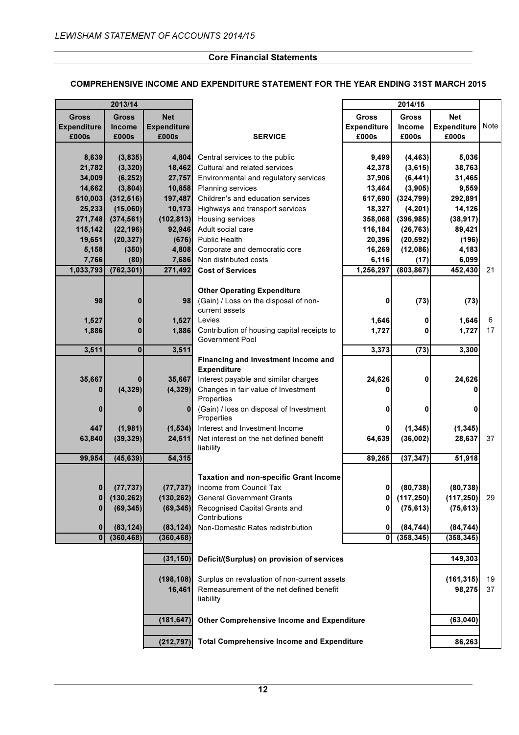## Core Financial Statements

### COMPREHENSIVE INCOME AND EXPENDITURE STATEMENT FOR THE YEAR ENDING 31ST MARCH 2015

| 2013/14 | | | | 2014/15 | | | |
|---|---|---|---|---|---|---|---|
| Gross Expenditure £000s | Gross Income £000s | Net Expenditure £000s | SERVICE | Gross Expenditure £000s | Gross Income £000s | Net Expenditure £000s | Note |
| 8,639 | (3,835) | 4,804 | Central services to the public | 9,499 | (4,463) | 5,036 | |
| 21,782 | (3,320) | 18,462 | Cultural and related services | 42,378 | (3,615) | 38,763 | |
| 34,009 | (6,252) | 27,757 | Environmental and regulatory services | 37,906 | (6,441) | 31,465 | |
| 14,662 | (3,804) | 10,858 | Planning services | 13,464 | (3,905) | 9,559 | |
| 510,003 | (312,516) | 197,487 | Children's and education services | 617,690 | (324,799) | 292,891 | |
| 25,233 | (15,060) | 10,173 | Highways and transport services | 18,327 | (4,201) | 14,126 | |
| 271,748 | (374,561) | (102,813) | Housing services | 358,068 | (396,985) | (38,917) | |
| 115,142 | (22,196) | 92,946 | Adult social care | 116,184 | (26,763) | 89,421 | |
| 19,651 | (20,327) | (676) | Public Health | 20,396 | (20,592) | (196) | |
| 5,158 | (350) | 4,808 | Corporate and democratic core | 16,269 | (12,086) | 4,183 | |
| 7,766 | (80) | 7,686 | Non distributed costs | 6,116 | (17) | 6,099 | |
| **1,033,793** | **(762,301)** | **271,492** | **Cost of Services** | **1,256,297** | **(803,867)** | **452,430** | 21 |
| | | | **Other Operating Expenditure** | | | | |
| 98 | 0 | 98 | (Gain) / Loss on the disposal of non-current assets | 0 | (73) | (73) | |
| 1,527 | 0 | 1,527 | Levies | 1,646 | 0 | 1,646 | 6 |
| 1,886 | 0 | 1,886 | Contribution of housing capital receipts to Government Pool | 1,727 | 0 | 1,727 | 17 |
| **3,511** | **0** | **3,511** | | **3,373** | **(73)** | **3,300** | |
| | | | **Financing and Investment Income and Expenditure** | | | | |
| 35,667 | 0 | 35,667 | Interest payable and similar charges | 24,626 | 0 | 24,626 | |
| 0 | (4,329) | (4,329) | Changes in fair value of Investment Properties | 0 | | 0 | |
| 0 | 0 | 0 | (Gain) / loss on disposal of Investment Properties | 0 | 0 | 0 | |
| 447 | (1,981) | (1,534) | Interest and Investment Income | 0 | (1,345) | (1,345) | |
| 63,840 | (39,329) | 24,511 | Net interest on the net defined benefit liability | 64,639 | (36,002) | 28,637 | 37 |
| **99,954** | **(45,639)** | **54,315** | | **89,265** | **(37,347)** | **51,918** | |
| | | | **Taxation and non-specific Grant Income** | | | | |
| 0 | (77,737) | (77,737) | Income from Council Tax | 0 | (80,738) | (80,738) | |
| 0 | (130,262) | (130,262) | General Government Grants | 0 | (117,250) | (117,250) | 29 |
| 0 | (69,345) | (69,345) | Recognised Capital Grants and Contributions | 0 | (75,613) | (75,613) | |
| 0 | (83,124) | (83,124) | Non-Domestic Rates redistribution | 0 | (84,744) | (84,744) | |
| **0** | **(360,468)** | **(360,468)** | | **0** | **(358,345)** | **(358,345)** | |
| | | (31,150) | **Deficit/(Surplus) on provision of services** | | | 149,303 | |
| | | (198,108) | Surplus on revaluation of non-current assets | | | (161,315) | 19 |
| | | 16,461 | Remeasurement of the net defined benefit liability | | | 98,275 | 37 |
| | | (181,647) | **Other Comprehensive Income and Expenditure** | | | (63,040) | |
| | | (212,797) | **Total Comprehensive Income and Expenditure** | | | 86,263 | |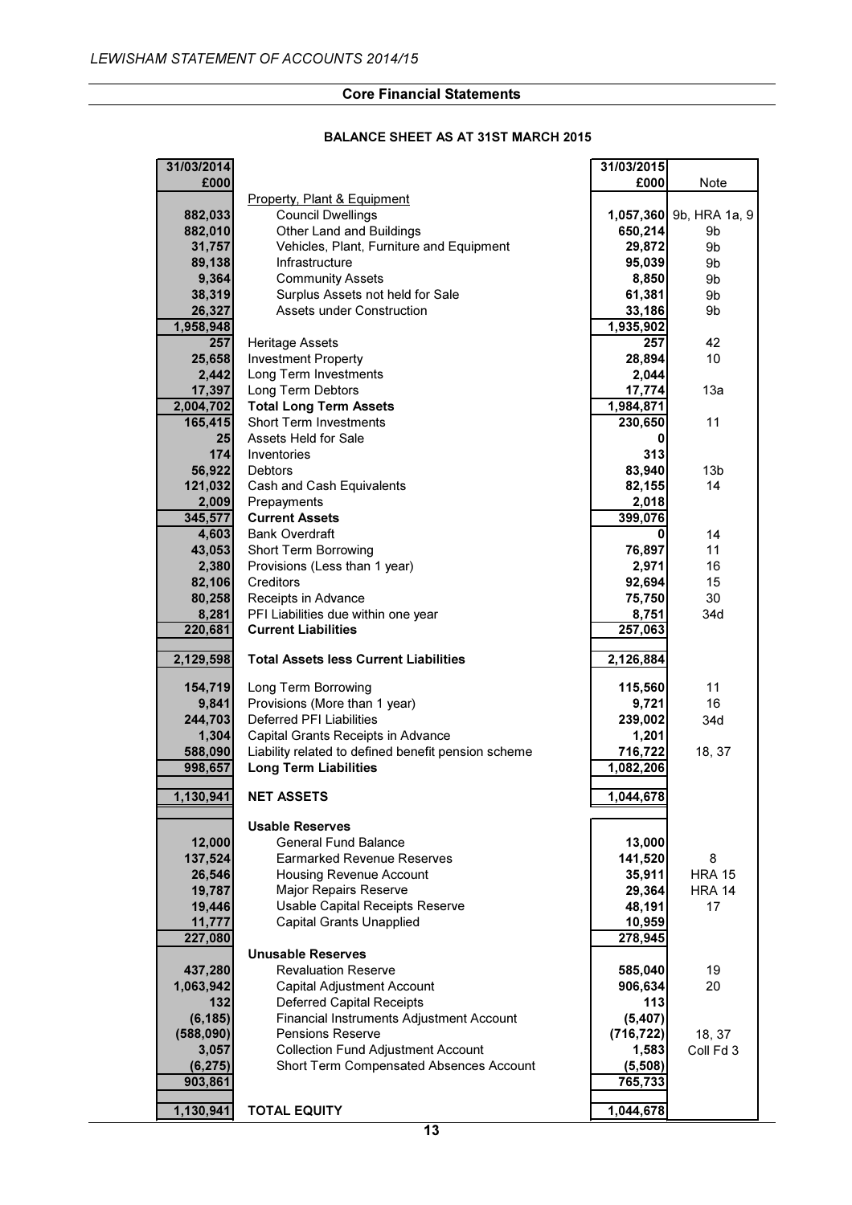## Core Financial Statements

### BALANCE SHEET AS AT 31ST MARCH 2015

| 31/03/2014 £000 | | 31/03/2015 £000 | Note |
|---|---|---|---|
| | Property, Plant & Equipment | | |
| 882,033 | Council Dwellings | 1,057,360 | 9b, HRA 1a, 9 |
| 882,010 | Other Land and Buildings | 650,214 | 9b |
| 31,757 | Vehicles, Plant, Furniture and Equipment | 29,872 | 9b |
| 89,138 | Infrastructure | 95,039 | 9b |
| 9,364 | Community Assets | 8,850 | 9b |
| 38,319 | Surplus Assets not held for Sale | 61,381 | 9b |
| 26,327 | Assets under Construction | 33,186 | 9b |
| 1,958,948 | | 1,935,902 | |
| 257 | Heritage Assets | 257 | 42 |
| 25,658 | Investment Property | 28,894 | 10 |
| 2,442 | Long Term Investments | 2,044 | |
| 17,397 | Long Term Debtors | 17,774 | 13a |
| 2,004,702 | **Total Long Term Assets** | 1,984,871 | |
| 165,415 | Short Term Investments | 230,650 | 11 |
| 25 | Assets Held for Sale | 0 | |
| 174 | Inventories | 313 | |
| 56,922 | Debtors | 83,940 | 13b |
| 121,032 | Cash and Cash Equivalents | 82,155 | 14 |
| 2,009 | Prepayments | 2,018 | |
| 345,577 | **Current Assets** | 399,076 | |
| 4,603 | Bank Overdraft | 0 | 14 |
| 43,053 | Short Term Borrowing | 76,897 | 11 |
| 2,380 | Provisions (Less than 1 year) | 2,971 | 16 |
| 82,106 | Creditors | 92,694 | 15 |
| 80,258 | Receipts in Advance | 75,750 | 30 |
| 8,281 | PFI Liabilities due within one year | 8,751 | 34d |
| 220,681 | **Current Liabilities** | 257,063 | |
| 2,129,598 | **Total Assets less Current Liabilities** | 2,126,884 | |
| 154,719 | Long Term Borrowing | 115,560 | 11 |
| 9,841 | Provisions (More than 1 year) | 9,721 | 16 |
| 244,703 | Deferred PFI Liabilities | 239,002 | 34d |
| 1,304 | Capital Grants Receipts in Advance | 1,201 | |
| 588,090 | Liability related to defined benefit pension scheme | 716,722 | 18, 37 |
| 998,657 | **Long Term Liabilities** | 1,082,206 | |
| 1,130,941 | **NET ASSETS** | 1,044,678 | |
| | **Usable Reserves** | | |
| 12,000 | General Fund Balance | 13,000 | |
| 137,524 | Earmarked Revenue Reserves | 141,520 | 8 |
| 26,546 | Housing Revenue Account | 35,911 | HRA 15 |
| 19,787 | Major Repairs Reserve | 29,364 | HRA 14 |
| 19,446 | Usable Capital Receipts Reserve | 48,191 | 17 |
| 11,777 | Capital Grants Unapplied | 10,959 | |
| 227,080 | | 278,945 | |
| | **Unusable Reserves** | | |
| 437,280 | Revaluation Reserve | 585,040 | 19 |
| 1,063,942 | Capital Adjustment Account | 906,634 | 20 |
| 132 | Deferred Capital Receipts | 113 | |
| (6,185) | Financial Instruments Adjustment Account | (5,407) | |
| (588,090) | Pensions Reserve | (716,722) | 18, 37 |
| 3,057 | Collection Fund Adjustment Account | 1,583 | Coll Fd 3 |
| (6,275) | Short Term Compensated Absences Account | (5,508) | |
| 903,861 | | 765,733 | |
| 1,130,941 | **TOTAL EQUITY** | 1,044,678 | |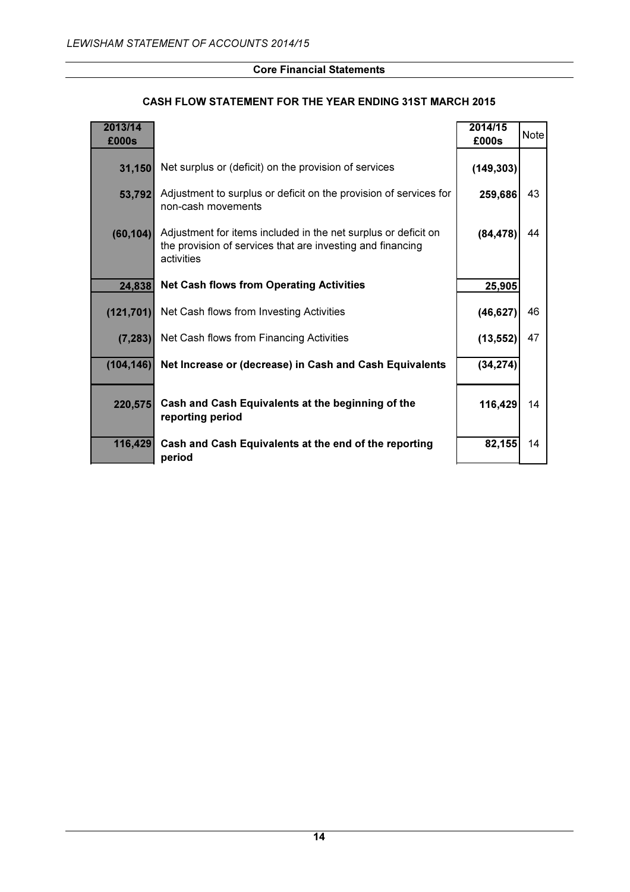## Core Financial Statements

### CASH FLOW STATEMENT FOR THE YEAR ENDING 31ST MARCH 2015

| 2013/14 £000s | | 2014/15 £000s | Note |
|---|---|---|---|
| 31,150 | Net surplus or (deficit) on the provision of services | (149,303) | |
| 53,792 | Adjustment to surplus or deficit on the provision of services for non-cash movements | 259,686 | 43 |
| (60,104) | Adjustment for items included in the net surplus or deficit on the provision of services that are investing and financing activities | (84,478) | 44 |
| **24,838** | **Net Cash flows from Operating Activities** | **25,905** | |
| (121,701) | Net Cash flows from Investing Activities | (46,627) | 46 |
| (7,283) | Net Cash flows from Financing Activities | (13,552) | 47 |
| **(104,146)** | **Net Increase or (decrease) in Cash and Cash Equivalents** | **(34,274)** | |
| **220,575** | **Cash and Cash Equivalents at the beginning of the reporting period** | **116,429** | 14 |
| **116,429** | **Cash and Cash Equivalents at the end of the reporting period** | **82,155** | 14 |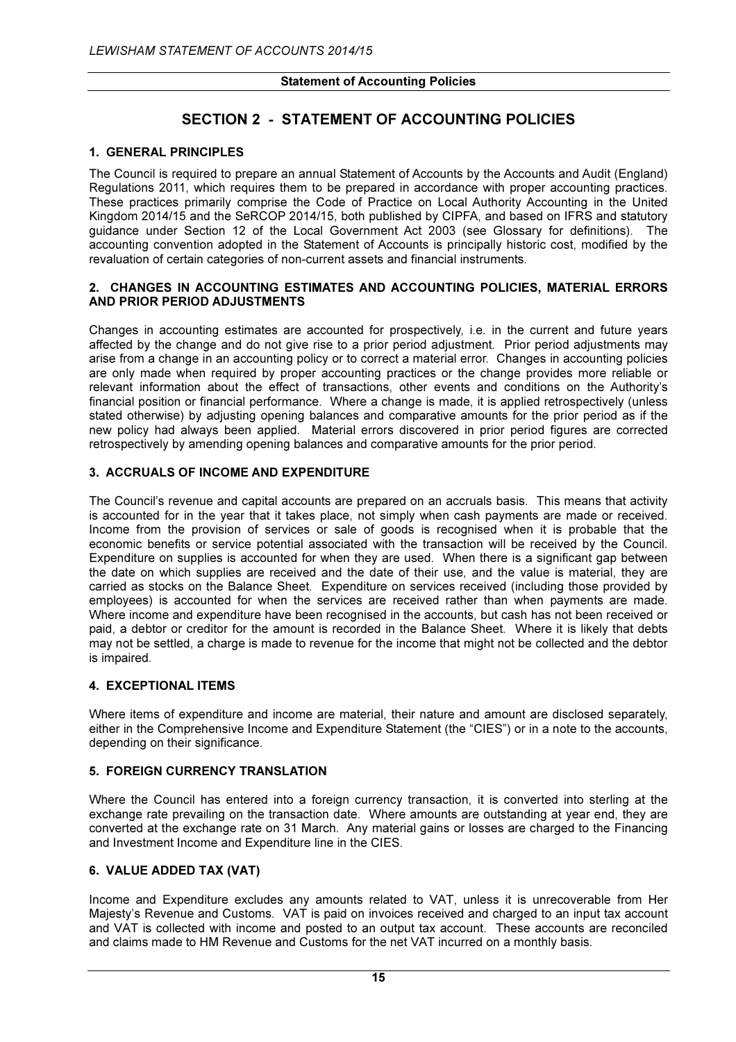## SECTION 2 - STATEMENT OF ACCOUNTING POLICIES

### 1. GENERAL PRINCIPLES

The Council is required to prepare an annual Statement of Accounts by the Accounts and Audit (England) Regulations 2011, which requires them to be prepared in accordance with proper accounting practices. These practices primarily comprise the Code of Practice on Local Authority Accounting in the United Kingdom 2014/15 and the SeRCOP 2014/15, both published by CIPFA, and based on IFRS and statutory guidance under Section 12 of the Local Government Act 2003 (see Glossary for definitions). The accounting convention adopted in the Statement of Accounts is principally historic cost, modified by the revaluation of certain categories of non-current assets and financial instruments.

### 2. CHANGES IN ACCOUNTING ESTIMATES AND ACCOUNTING POLICIES, MATERIAL ERRORS AND PRIOR PERIOD ADJUSTMENTS

Changes in accounting estimates are accounted for prospectively, i.e. in the current and future years affected by the change and do not give rise to a prior period adjustment. Prior period adjustments may arise from a change in an accounting policy or to correct a material error. Changes in accounting policies are only made when required by proper accounting practices or the change provides more reliable or relevant information about the effect of transactions, other events and conditions on the Authority's financial position or financial performance. Where a change is made, it is applied retrospectively (unless stated otherwise) by adjusting opening balances and comparative amounts for the prior period as if the new policy had always been applied. Material errors discovered in prior period figures are corrected retrospectively by amending opening balances and comparative amounts for the prior period.

### 3. ACCRUALS OF INCOME AND EXPENDITURE

The Council's revenue and capital accounts are prepared on an accruals basis. This means that activity is accounted for in the year that it takes place, not simply when cash payments are made or received. Income from the provision of services or sale of goods is recognised when it is probable that the economic benefits or service potential associated with the transaction will be received by the Council. Expenditure on supplies is accounted for when they are used. When there is a significant gap between the date on which supplies are received and the date of their use, and the value is material, they are carried as stocks on the Balance Sheet. Expenditure on services received (including those provided by employees) is accounted for when the services are received rather than when payments are made. Where income and expenditure have been recognised in the accounts, but cash has not been received or paid, a debtor or creditor for the amount is recorded in the Balance Sheet. Where it is likely that debts may not be settled, a charge is made to revenue for the income that might not be collected and the debtor is impaired.

### 4. EXCEPTIONAL ITEMS

Where items of expenditure and income are material, their nature and amount are disclosed separately, either in the Comprehensive Income and Expenditure Statement (the "CIES") or in a note to the accounts, depending on their significance.

### 5. FOREIGN CURRENCY TRANSLATION

Where the Council has entered into a foreign currency transaction, it is converted into sterling at the exchange rate prevailing on the transaction date. Where amounts are outstanding at year end, they are converted at the exchange rate on 31 March. Any material gains or losses are charged to the Financing and Investment Income and Expenditure line in the CIES.

### 6. VALUE ADDED TAX (VAT)

Income and Expenditure excludes any amounts related to VAT, unless it is unrecoverable from Her Majesty's Revenue and Customs. VAT is paid on invoices received and charged to an input tax account and VAT is collected with income and posted to an output tax account. These accounts are reconciled and claims made to HM Revenue and Customs for the net VAT incurred on a monthly basis.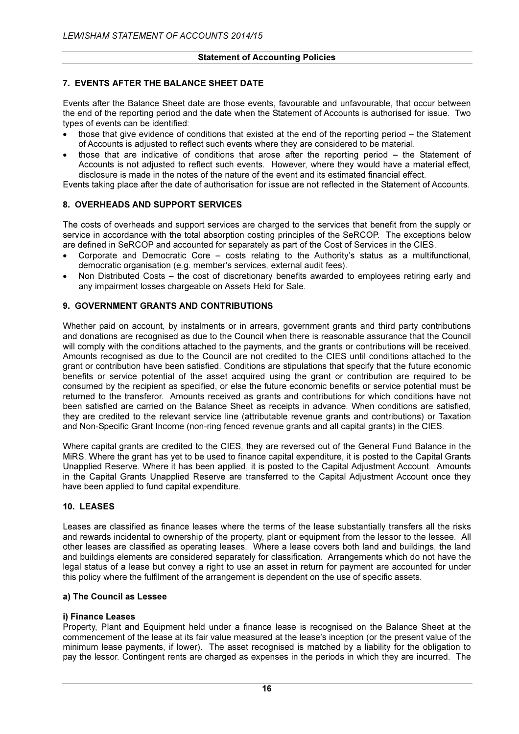## 7. EVENTS AFTER THE BALANCE SHEET DATE

Events after the Balance Sheet date are those events, favourable and unfavourable, that occur between the end of the reporting period and the date when the Statement of Accounts is authorised for issue. Two types of events can be identified:

- those that give evidence of conditions that existed at the end of the reporting period – the Statement of Accounts is adjusted to reflect such events where they are considered to be material.
- those that are indicative of conditions that arose after the reporting period – the Statement of Accounts is not adjusted to reflect such events. However, where they would have a material effect, disclosure is made in the notes of the nature of the event and its estimated financial effect.

Events taking place after the date of authorisation for issue are not reflected in the Statement of Accounts.

## 8. OVERHEADS AND SUPPORT SERVICES

The costs of overheads and support services are charged to the services that benefit from the supply or service in accordance with the total absorption costing principles of the SeRCOP. The exceptions below are defined in SeRCOP and accounted for separately as part of the Cost of Services in the CIES.

- Corporate and Democratic Core – costs relating to the Authority's status as a multifunctional, democratic organisation (e.g. member's services, external audit fees).
- Non Distributed Costs – the cost of discretionary benefits awarded to employees retiring early and any impairment losses chargeable on Assets Held for Sale.

## 9. GOVERNMENT GRANTS AND CONTRIBUTIONS

Whether paid on account, by instalments or in arrears, government grants and third party contributions and donations are recognised as due to the Council when there is reasonable assurance that the Council will comply with the conditions attached to the payments, and the grants or contributions will be received. Amounts recognised as due to the Council are not credited to the CIES until conditions attached to the grant or contribution have been satisfied. Conditions are stipulations that specify that the future economic benefits or service potential of the asset acquired using the grant or contribution are required to be consumed by the recipient as specified, or else the future economic benefits or service potential must be returned to the transferor. Amounts received as grants and contributions for which conditions have not been satisfied are carried on the Balance Sheet as receipts in advance. When conditions are satisfied, they are credited to the relevant service line (attributable revenue grants and contributions) or Taxation and Non-Specific Grant Income (non-ring fenced revenue grants and all capital grants) in the CIES.

Where capital grants are credited to the CIES, they are reversed out of the General Fund Balance in the MiRS. Where the grant has yet to be used to finance capital expenditure, it is posted to the Capital Grants Unapplied Reserve. Where it has been applied, it is posted to the Capital Adjustment Account. Amounts in the Capital Grants Unapplied Reserve are transferred to the Capital Adjustment Account once they have been applied to fund capital expenditure.

## 10. LEASES

Leases are classified as finance leases where the terms of the lease substantially transfers all the risks and rewards incidental to ownership of the property, plant or equipment from the lessor to the lessee. All other leases are classified as operating leases. Where a lease covers both land and buildings, the land and buildings elements are considered separately for classification. Arrangements which do not have the legal status of a lease but convey a right to use an asset in return for payment are accounted for under this policy where the fulfilment of the arrangement is dependent on the use of specific assets.

### a) The Council as Lessee

#### i) Finance Leases

Property, Plant and Equipment held under a finance lease is recognised on the Balance Sheet at the commencement of the lease at its fair value measured at the lease's inception (or the present value of the minimum lease payments, if lower). The asset recognised is matched by a liability for the obligation to pay the lessor. Contingent rents are charged as expenses in the periods in which they are incurred. The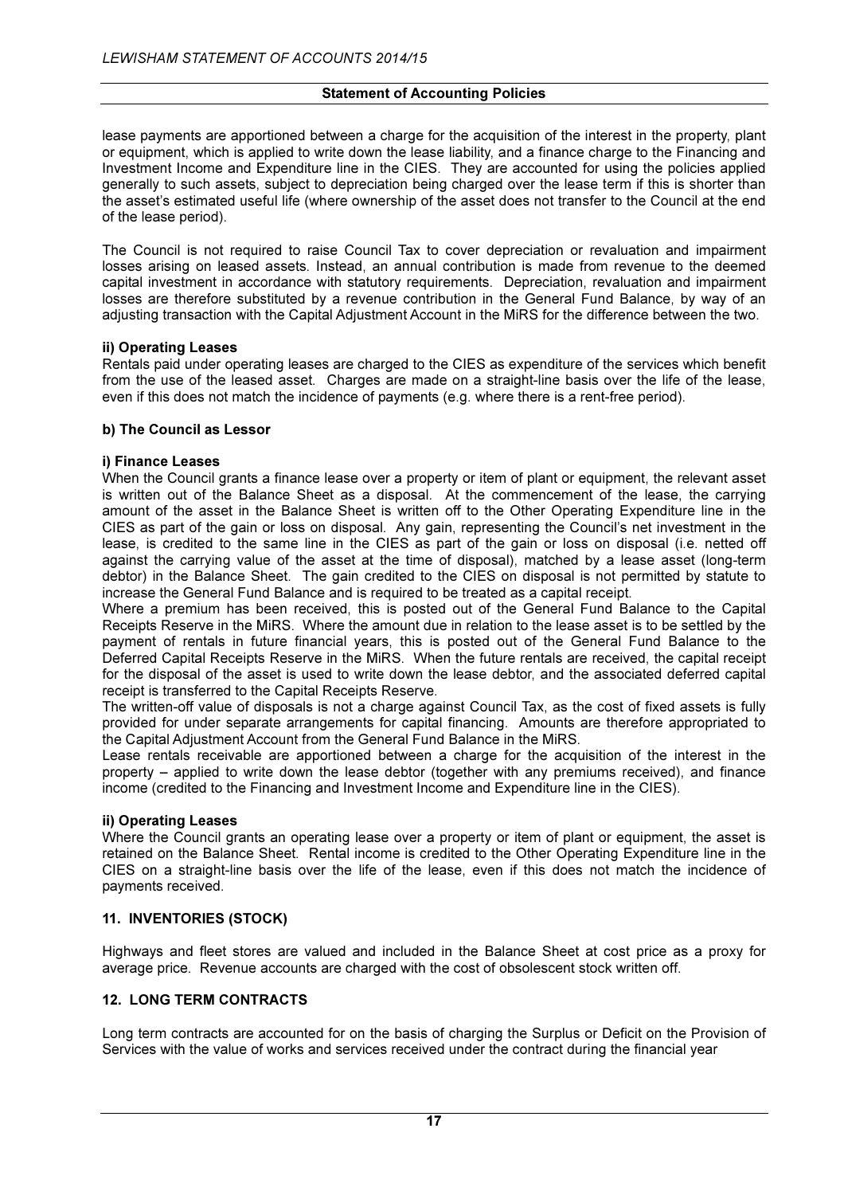lease payments are apportioned between a charge for the acquisition of the interest in the property, plant or equipment, which is applied to write down the lease liability, and a finance charge to the Financing and Investment Income and Expenditure line in the CIES. They are accounted for using the policies applied generally to such assets, subject to depreciation being charged over the lease term if this is shorter than the asset's estimated useful life (where ownership of the asset does not transfer to the Council at the end of the lease period).

The Council is not required to raise Council Tax to cover depreciation or revaluation and impairment losses arising on leased assets. Instead, an annual contribution is made from revenue to the deemed capital investment in accordance with statutory requirements. Depreciation, revaluation and impairment losses are therefore substituted by a revenue contribution in the General Fund Balance, by way of an adjusting transaction with the Capital Adjustment Account in the MiRS for the difference between the two.

**ii) Operating Leases**

Rentals paid under operating leases are charged to the CIES as expenditure of the services which benefit from the use of the leased asset. Charges are made on a straight-line basis over the life of the lease, even if this does not match the incidence of payments (e.g. where there is a rent-free period).

**b) The Council as Lessor**

**i) Finance Leases**

When the Council grants a finance lease over a property or item of plant or equipment, the relevant asset is written out of the Balance Sheet as a disposal. At the commencement of the lease, the carrying amount of the asset in the Balance Sheet is written off to the Other Operating Expenditure line in the CIES as part of the gain or loss on disposal. Any gain, representing the Council's net investment in the lease, is credited to the same line in the CIES as part of the gain or loss on disposal (i.e. netted off against the carrying value of the asset at the time of disposal), matched by a lease asset (long-term debtor) in the Balance Sheet. The gain credited to the CIES on disposal is not permitted by statute to increase the General Fund Balance and is required to be treated as a capital receipt.

Where a premium has been received, this is posted out of the General Fund Balance to the Capital Receipts Reserve in the MiRS. Where the amount due in relation to the lease asset is to be settled by the payment of rentals in future financial years, this is posted out of the General Fund Balance to the Deferred Capital Receipts Reserve in the MiRS. When the future rentals are received, the capital receipt for the disposal of the asset is used to write down the lease debtor, and the associated deferred capital receipt is transferred to the Capital Receipts Reserve.

The written-off value of disposals is not a charge against Council Tax, as the cost of fixed assets is fully provided for under separate arrangements for capital financing. Amounts are therefore appropriated to the Capital Adjustment Account from the General Fund Balance in the MiRS.

Lease rentals receivable are apportioned between a charge for the acquisition of the interest in the property – applied to write down the lease debtor (together with any premiums received), and finance income (credited to the Financing and Investment Income and Expenditure line in the CIES).

**ii) Operating Leases**

Where the Council grants an operating lease over a property or item of plant or equipment, the asset is retained on the Balance Sheet. Rental income is credited to the Other Operating Expenditure line in the CIES on a straight-line basis over the life of the lease, even if this does not match the incidence of payments received.

## 11. INVENTORIES (STOCK)

Highways and fleet stores are valued and included in the Balance Sheet at cost price as a proxy for average price. Revenue accounts are charged with the cost of obsolescent stock written off.

## 12. LONG TERM CONTRACTS

Long term contracts are accounted for on the basis of charging the Surplus or Deficit on the Provision of Services with the value of works and services received under the contract during the financial year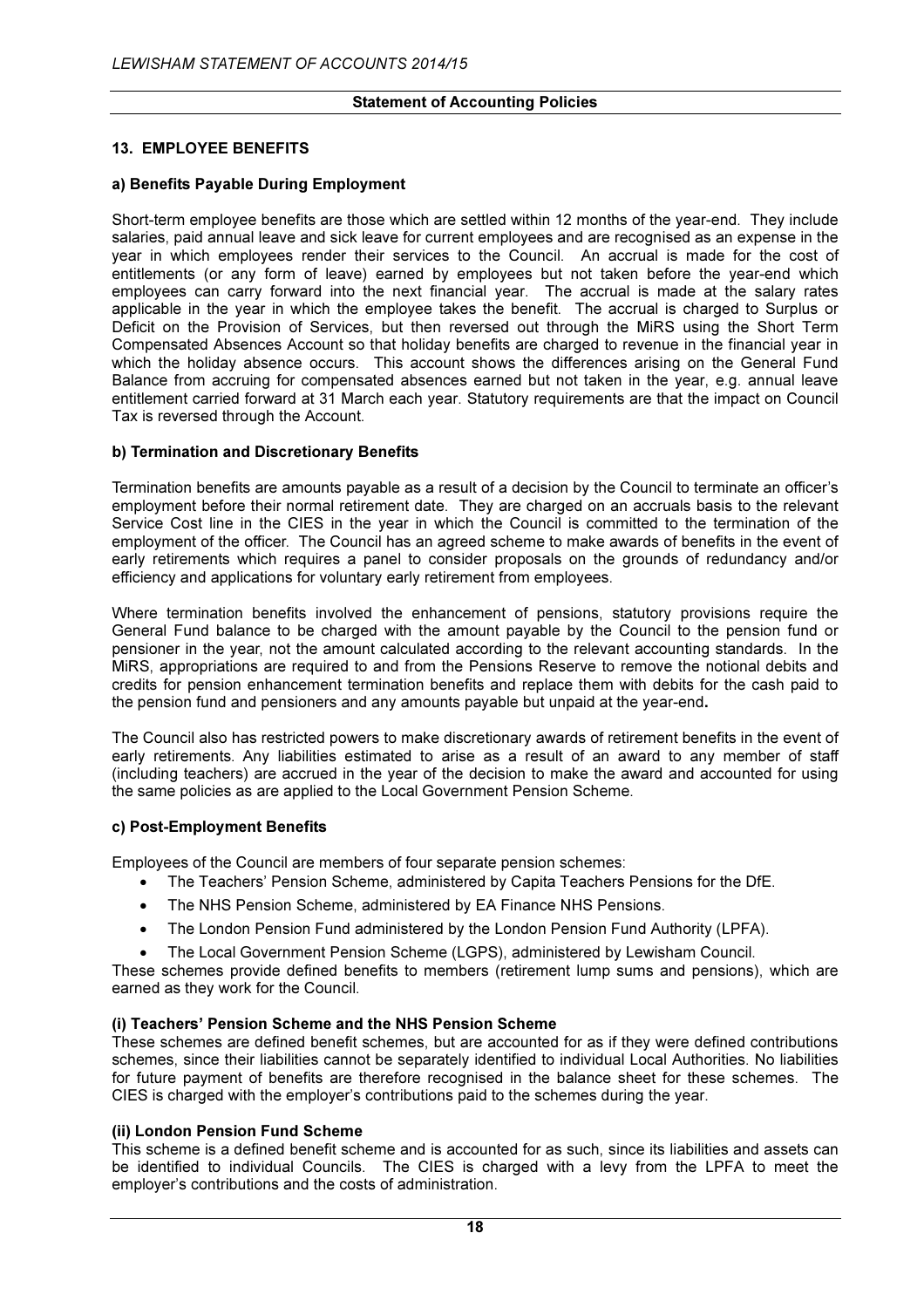## Statement of Accounting Policies

### 13. EMPLOYEE BENEFITS

#### a) Benefits Payable During Employment

Short-term employee benefits are those which are settled within 12 months of the year-end. They include salaries, paid annual leave and sick leave for current employees and are recognised as an expense in the year in which employees render their services to the Council. An accrual is made for the cost of entitlements (or any form of leave) earned by employees but not taken before the year-end which employees can carry forward into the next financial year. The accrual is made at the salary rates applicable in the year in which the employee takes the benefit. The accrual is charged to Surplus or Deficit on the Provision of Services, but then reversed out through the MiRS using the Short Term Compensated Absences Account so that holiday benefits are charged to revenue in the financial year in which the holiday absence occurs. This account shows the differences arising on the General Fund Balance from accruing for compensated absences earned but not taken in the year, e.g. annual leave entitlement carried forward at 31 March each year. Statutory requirements are that the impact on Council Tax is reversed through the Account.

#### b) Termination and Discretionary Benefits

Termination benefits are amounts payable as a result of a decision by the Council to terminate an officer's employment before their normal retirement date. They are charged on an accruals basis to the relevant Service Cost line in the CIES in the year in which the Council is committed to the termination of the employment of the officer. The Council has an agreed scheme to make awards of benefits in the event of early retirements which requires a panel to consider proposals on the grounds of redundancy and/or efficiency and applications for voluntary early retirement from employees.

Where termination benefits involved the enhancement of pensions, statutory provisions require the General Fund balance to be charged with the amount payable by the Council to the pension fund or pensioner in the year, not the amount calculated according to the relevant accounting standards. In the MiRS, appropriations are required to and from the Pensions Reserve to remove the notional debits and credits for pension enhancement termination benefits and replace them with debits for the cash paid to the pension fund and pensioners and any amounts payable but unpaid at the year-end.

The Council also has restricted powers to make discretionary awards of retirement benefits in the event of early retirements. Any liabilities estimated to arise as a result of an award to any member of staff (including teachers) are accrued in the year of the decision to make the award and accounted for using the same policies as are applied to the Local Government Pension Scheme.

#### c) Post-Employment Benefits

Employees of the Council are members of four separate pension schemes:

- The Teachers' Pension Scheme, administered by Capita Teachers Pensions for the DfE.
- The NHS Pension Scheme, administered by EA Finance NHS Pensions.
- The London Pension Fund administered by the London Pension Fund Authority (LPFA).
- The Local Government Pension Scheme (LGPS), administered by Lewisham Council.

These schemes provide defined benefits to members (retirement lump sums and pensions), which are earned as they work for the Council.

**(i) Teachers' Pension Scheme and the NHS Pension Scheme**

These schemes are defined benefit schemes, but are accounted for as if they were defined contributions schemes, since their liabilities cannot be separately identified to individual Local Authorities. No liabilities for future payment of benefits are therefore recognised in the balance sheet for these schemes. The CIES is charged with the employer's contributions paid to the schemes during the year.

**(ii) London Pension Fund Scheme**

This scheme is a defined benefit scheme and is accounted for as such, since its liabilities and assets can be identified to individual Councils. The CIES is charged with a levy from the LPFA to meet the employer's contributions and the costs of administration.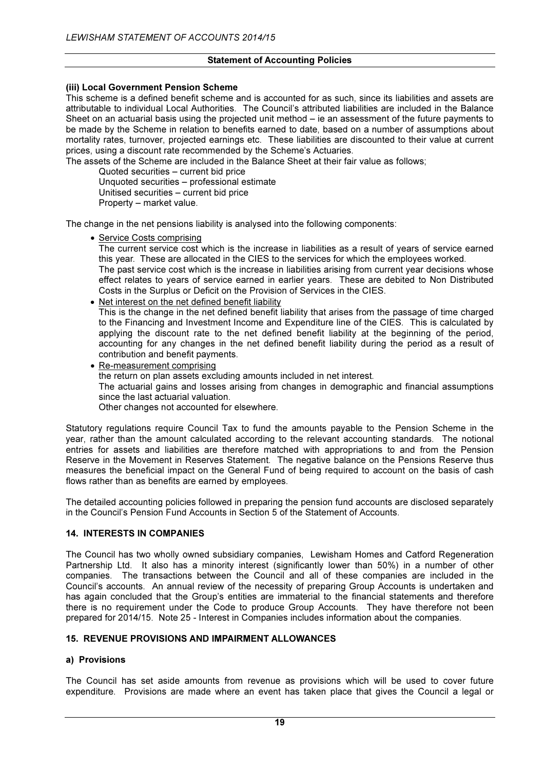**Statement of Accounting Policies**

**(iii) Local Government Pension Scheme**

This scheme is a defined benefit scheme and is accounted for as such, since its liabilities and assets are attributable to individual Local Authorities. The Council's attributed liabilities are included in the Balance Sheet on an actuarial basis using the projected unit method – ie an assessment of the future payments to be made by the Scheme in relation to benefits earned to date, based on a number of assumptions about mortality rates, turnover, projected earnings etc. These liabilities are discounted to their value at current prices, using a discount rate recommended by the Scheme's Actuaries.

The assets of the Scheme are included in the Balance Sheet at their fair value as follows;

Quoted securities – current bid price
Unquoted securities – professional estimate
Unitised securities – current bid price
Property – market value.

The change in the net pensions liability is analysed into the following components:

- Service Costs comprising
  The current service cost which is the increase in liabilities as a result of years of service earned this year. These are allocated in the CIES to the services for which the employees worked.
  The past service cost which is the increase in liabilities arising from current year decisions whose effect relates to years of service earned in earlier years. These are debited to Non Distributed Costs in the Surplus or Deficit on the Provision of Services in the CIES.
- Net interest on the net defined benefit liability
  This is the change in the net defined benefit liability that arises from the passage of time charged to the Financing and Investment Income and Expenditure line of the CIES. This is calculated by applying the discount rate to the net defined benefit liability at the beginning of the period, accounting for any changes in the net defined benefit liability during the period as a result of contribution and benefit payments.
- Re-measurement comprising
  the return on plan assets excluding amounts included in net interest.
  The actuarial gains and losses arising from changes in demographic and financial assumptions since the last actuarial valuation.
  Other changes not accounted for elsewhere.

Statutory regulations require Council Tax to fund the amounts payable to the Pension Scheme in the year, rather than the amount calculated according to the relevant accounting standards. The notional entries for assets and liabilities are therefore matched with appropriations to and from the Pension Reserve in the Movement in Reserves Statement. The negative balance on the Pensions Reserve thus measures the beneficial impact on the General Fund of being required to account on the basis of cash flows rather than as benefits are earned by employees.

The detailed accounting policies followed in preparing the pension fund accounts are disclosed separately in the Council's Pension Fund Accounts in Section 5 of the Statement of Accounts.

## 14. INTERESTS IN COMPANIES

The Council has two wholly owned subsidiary companies, Lewisham Homes and Catford Regeneration Partnership Ltd. It also has a minority interest (significantly lower than 50%) in a number of other companies. The transactions between the Council and all of these companies are included in the Council's accounts. An annual review of the necessity of preparing Group Accounts is undertaken and has again concluded that the Group's entities are immaterial to the financial statements and therefore there is no requirement under the Code to produce Group Accounts. They have therefore not been prepared for 2014/15. Note 25 - Interest in Companies includes information about the companies.

## 15. REVENUE PROVISIONS AND IMPAIRMENT ALLOWANCES

### a) Provisions

The Council has set aside amounts from revenue as provisions which will be used to cover future expenditure. Provisions are made where an event has taken place that gives the Council a legal or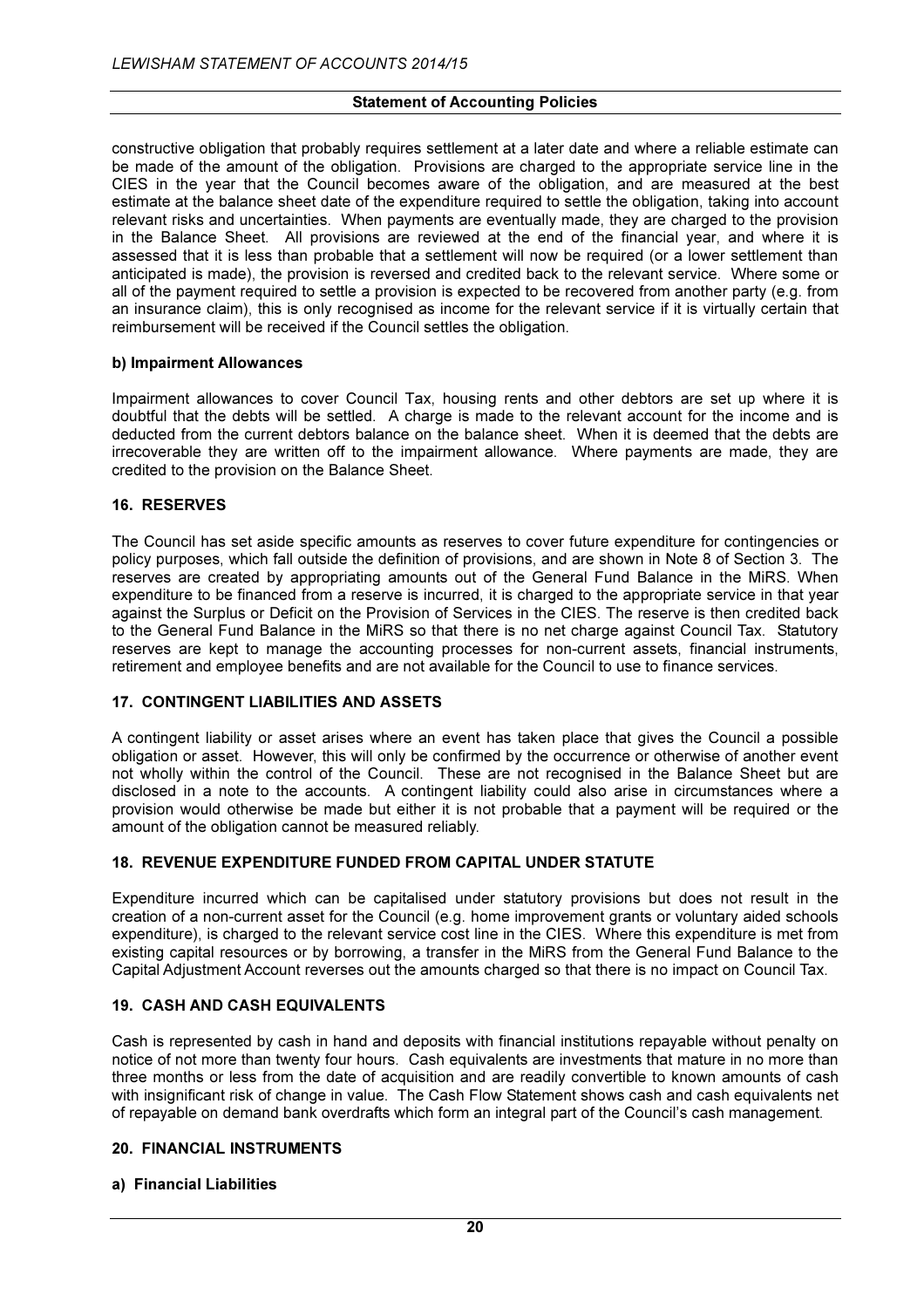constructive obligation that probably requires settlement at a later date and where a reliable estimate can be made of the amount of the obligation. Provisions are charged to the appropriate service line in the CIES in the year that the Council becomes aware of the obligation, and are measured at the best estimate at the balance sheet date of the expenditure required to settle the obligation, taking into account relevant risks and uncertainties. When payments are eventually made, they are charged to the provision in the Balance Sheet. All provisions are reviewed at the end of the financial year, and where it is assessed that it is less than probable that a settlement will now be required (or a lower settlement than anticipated is made), the provision is reversed and credited back to the relevant service. Where some or all of the payment required to settle a provision is expected to be recovered from another party (e.g. from an insurance claim), this is only recognised as income for the relevant service if it is virtually certain that reimbursement will be received if the Council settles the obligation.

**b) Impairment Allowances**

Impairment allowances to cover Council Tax, housing rents and other debtors are set up where it is doubtful that the debts will be settled. A charge is made to the relevant account for the income and is deducted from the current debtors balance on the balance sheet. When it is deemed that the debts are irrecoverable they are written off to the impairment allowance. Where payments are made, they are credited to the provision on the Balance Sheet.

## 16. RESERVES

The Council has set aside specific amounts as reserves to cover future expenditure for contingencies or policy purposes, which fall outside the definition of provisions, and are shown in Note 8 of Section 3. The reserves are created by appropriating amounts out of the General Fund Balance in the MiRS. When expenditure to be financed from a reserve is incurred, it is charged to the appropriate service in that year against the Surplus or Deficit on the Provision of Services in the CIES. The reserve is then credited back to the General Fund Balance in the MiRS so that there is no net charge against Council Tax. Statutory reserves are kept to manage the accounting processes for non-current assets, financial instruments, retirement and employee benefits and are not available for the Council to use to finance services.

## 17. CONTINGENT LIABILITIES AND ASSETS

A contingent liability or asset arises where an event has taken place that gives the Council a possible obligation or asset. However, this will only be confirmed by the occurrence or otherwise of another event not wholly within the control of the Council. These are not recognised in the Balance Sheet but are disclosed in a note to the accounts. A contingent liability could also arise in circumstances where a provision would otherwise be made but either it is not probable that a payment will be required or the amount of the obligation cannot be measured reliably.

## 18. REVENUE EXPENDITURE FUNDED FROM CAPITAL UNDER STATUTE

Expenditure incurred which can be capitalised under statutory provisions but does not result in the creation of a non-current asset for the Council (e.g. home improvement grants or voluntary aided schools expenditure), is charged to the relevant service cost line in the CIES. Where this expenditure is met from existing capital resources or by borrowing, a transfer in the MiRS from the General Fund Balance to the Capital Adjustment Account reverses out the amounts charged so that there is no impact on Council Tax.

## 19. CASH AND CASH EQUIVALENTS

Cash is represented by cash in hand and deposits with financial institutions repayable without penalty on notice of not more than twenty four hours. Cash equivalents are investments that mature in no more than three months or less from the date of acquisition and are readily convertible to known amounts of cash with insignificant risk of change in value. The Cash Flow Statement shows cash and cash equivalents net of repayable on demand bank overdrafts which form an integral part of the Council's cash management.

## 20. FINANCIAL INSTRUMENTS

**a) Financial Liabilities**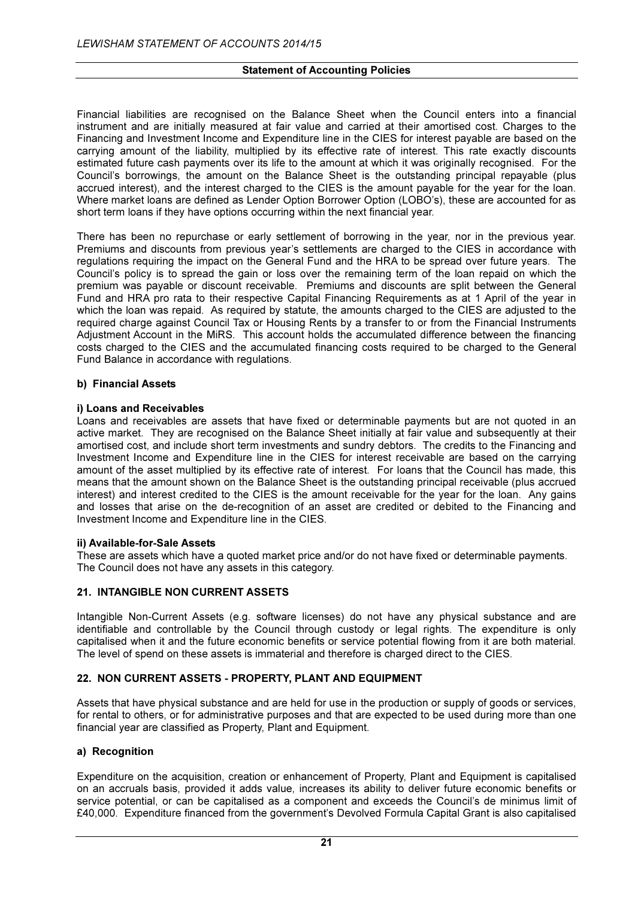Financial liabilities are recognised on the Balance Sheet when the Council enters into a financial instrument and are initially measured at fair value and carried at their amortised cost. Charges to the Financing and Investment Income and Expenditure line in the CIES for interest payable are based on the carrying amount of the liability, multiplied by its effective rate of interest. This rate exactly discounts estimated future cash payments over its life to the amount at which it was originally recognised. For the Council's borrowings, the amount on the Balance Sheet is the outstanding principal repayable (plus accrued interest), and the interest charged to the CIES is the amount payable for the year for the loan. Where market loans are defined as Lender Option Borrower Option (LOBO's), these are accounted for as short term loans if they have options occurring within the next financial year.

There has been no repurchase or early settlement of borrowing in the year, nor in the previous year. Premiums and discounts from previous year's settlements are charged to the CIES in accordance with regulations requiring the impact on the General Fund and the HRA to be spread over future years. The Council's policy is to spread the gain or loss over the remaining term of the loan repaid on which the premium was payable or discount receivable. Premiums and discounts are split between the General Fund and HRA pro rata to their respective Capital Financing Requirements as at 1 April of the year in which the loan was repaid. As required by statute, the amounts charged to the CIES are adjusted to the required charge against Council Tax or Housing Rents by a transfer to or from the Financial Instruments Adjustment Account in the MiRS. This account holds the accumulated difference between the financing costs charged to the CIES and the accumulated financing costs required to be charged to the General Fund Balance in accordance with regulations.

### b) Financial Assets

#### i) Loans and Receivables

Loans and receivables are assets that have fixed or determinable payments but are not quoted in an active market. They are recognised on the Balance Sheet initially at fair value and subsequently at their amortised cost, and include short term investments and sundry debtors. The credits to the Financing and Investment Income and Expenditure line in the CIES for interest receivable are based on the carrying amount of the asset multiplied by its effective rate of interest. For loans that the Council has made, this means that the amount shown on the Balance Sheet is the outstanding principal receivable (plus accrued interest) and interest credited to the CIES is the amount receivable for the year for the loan. Any gains and losses that arise on the de-recognition of an asset are credited or debited to the Financing and Investment Income and Expenditure line in the CIES.

#### ii) Available-for-Sale Assets

These are assets which have a quoted market price and/or do not have fixed or determinable payments. The Council does not have any assets in this category.

## 21. INTANGIBLE NON CURRENT ASSETS

Intangible Non-Current Assets (e.g. software licenses) do not have any physical substance and are identifiable and controllable by the Council through custody or legal rights. The expenditure is only capitalised when it and the future economic benefits or service potential flowing from it are both material. The level of spend on these assets is immaterial and therefore is charged direct to the CIES.

## 22. NON CURRENT ASSETS - PROPERTY, PLANT AND EQUIPMENT

Assets that have physical substance and are held for use in the production or supply of goods or services, for rental to others, or for administrative purposes and that are expected to be used during more than one financial year are classified as Property, Plant and Equipment.

### a) Recognition

Expenditure on the acquisition, creation or enhancement of Property, Plant and Equipment is capitalised on an accruals basis, provided it adds value, increases its ability to deliver future economic benefits or service potential, or can be capitalised as a component and exceeds the Council's de minimus limit of £40,000. Expenditure financed from the government's Devolved Formula Capital Grant is also capitalised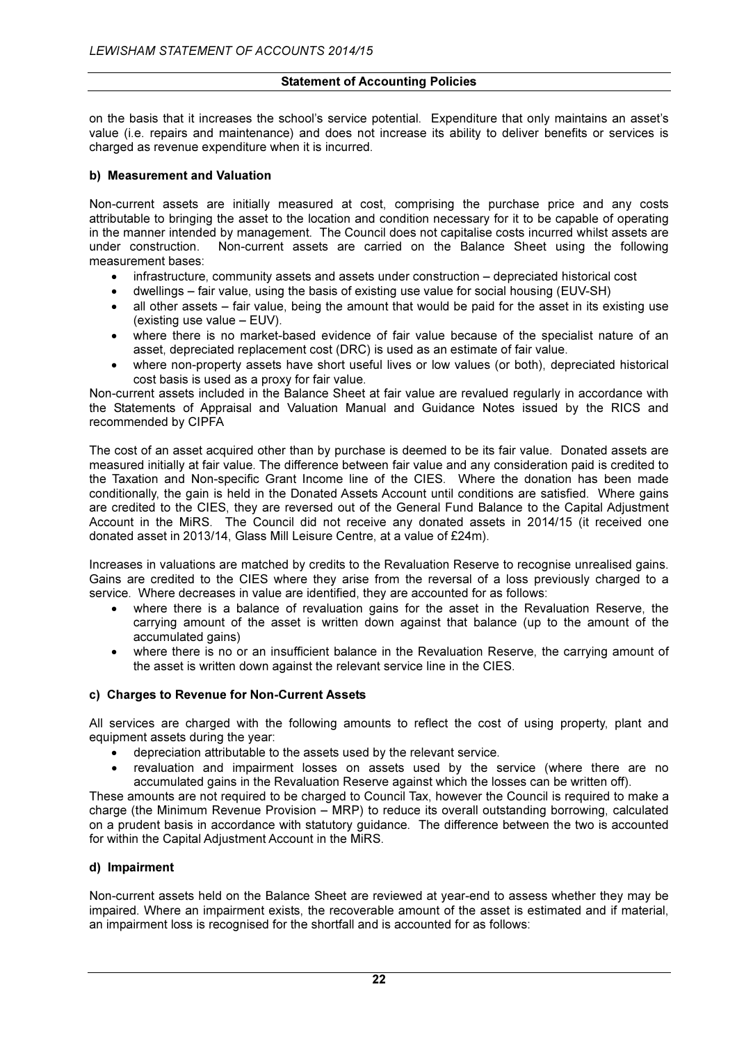on the basis that it increases the school's service potential. Expenditure that only maintains an asset's value (i.e. repairs and maintenance) and does not increase its ability to deliver benefits or services is charged as revenue expenditure when it is incurred.

### b) Measurement and Valuation

Non-current assets are initially measured at cost, comprising the purchase price and any costs attributable to bringing the asset to the location and condition necessary for it to be capable of operating in the manner intended by management. The Council does not capitalise costs incurred whilst assets are under construction. Non-current assets are carried on the Balance Sheet using the following measurement bases:

- infrastructure, community assets and assets under construction – depreciated historical cost
- dwellings – fair value, using the basis of existing use value for social housing (EUV-SH)
- all other assets – fair value, being the amount that would be paid for the asset in its existing use (existing use value – EUV).
- where there is no market-based evidence of fair value because of the specialist nature of an asset, depreciated replacement cost (DRC) is used as an estimate of fair value.
- where non-property assets have short useful lives or low values (or both), depreciated historical cost basis is used as a proxy for fair value.

Non-current assets included in the Balance Sheet at fair value are revalued regularly in accordance with the Statements of Appraisal and Valuation Manual and Guidance Notes issued by the RICS and recommended by CIPFA

The cost of an asset acquired other than by purchase is deemed to be its fair value. Donated assets are measured initially at fair value. The difference between fair value and any consideration paid is credited to the Taxation and Non-specific Grant Income line of the CIES. Where the donation has been made conditionally, the gain is held in the Donated Assets Account until conditions are satisfied. Where gains are credited to the CIES, they are reversed out of the General Fund Balance to the Capital Adjustment Account in the MiRS. The Council did not receive any donated assets in 2014/15 (it received one donated asset in 2013/14, Glass Mill Leisure Centre, at a value of £24m).

Increases in valuations are matched by credits to the Revaluation Reserve to recognise unrealised gains. Gains are credited to the CIES where they arise from the reversal of a loss previously charged to a service. Where decreases in value are identified, they are accounted for as follows:

- where there is a balance of revaluation gains for the asset in the Revaluation Reserve, the carrying amount of the asset is written down against that balance (up to the amount of the accumulated gains)
- where there is no or an insufficient balance in the Revaluation Reserve, the carrying amount of the asset is written down against the relevant service line in the CIES.

### c) Charges to Revenue for Non-Current Assets

All services are charged with the following amounts to reflect the cost of using property, plant and equipment assets during the year:

- depreciation attributable to the assets used by the relevant service.
- revaluation and impairment losses on assets used by the service (where there are no accumulated gains in the Revaluation Reserve against which the losses can be written off).

These amounts are not required to be charged to Council Tax, however the Council is required to make a charge (the Minimum Revenue Provision – MRP) to reduce its overall outstanding borrowing, calculated on a prudent basis in accordance with statutory guidance. The difference between the two is accounted for within the Capital Adjustment Account in the MiRS.

### d) Impairment

Non-current assets held on the Balance Sheet are reviewed at year-end to assess whether they may be impaired. Where an impairment exists, the recoverable amount of the asset is estimated and if material, an impairment loss is recognised for the shortfall and is accounted for as follows: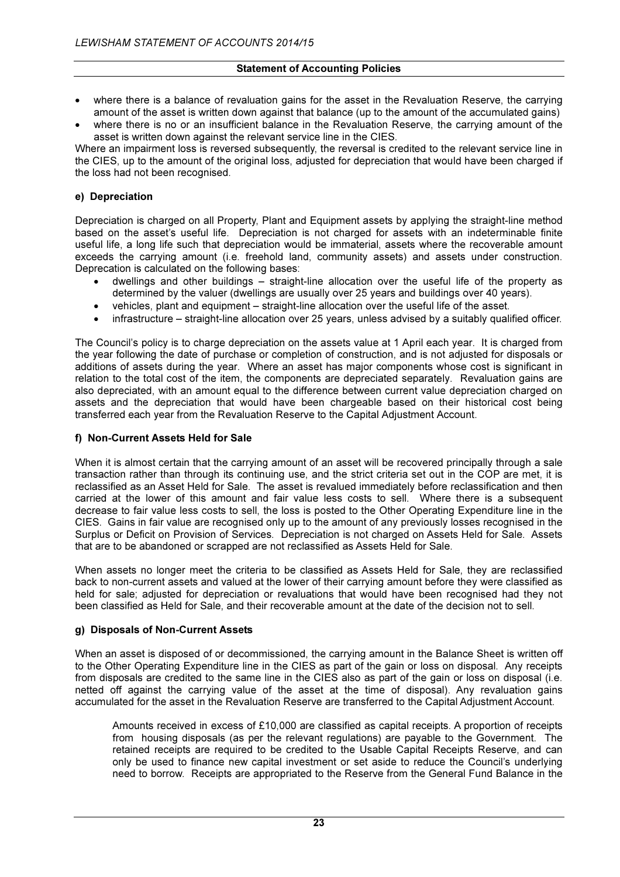**Statement of Accounting Policies**

- where there is a balance of revaluation gains for the asset in the Revaluation Reserve, the carrying amount of the asset is written down against that balance (up to the amount of the accumulated gains)
- where there is no or an insufficient balance in the Revaluation Reserve, the carrying amount of the asset is written down against the relevant service line in the CIES.

Where an impairment loss is reversed subsequently, the reversal is credited to the relevant service line in the CIES, up to the amount of the original loss, adjusted for depreciation that would have been charged if the loss had not been recognised.

**e) Depreciation**

Depreciation is charged on all Property, Plant and Equipment assets by applying the straight-line method based on the asset's useful life. Depreciation is not charged for assets with an indeterminable finite useful life, a long life such that depreciation would be immaterial, assets where the recoverable amount exceeds the carrying amount (i.e. freehold land, community assets) and assets under construction. Deprecation is calculated on the following bases:

- dwellings and other buildings – straight-line allocation over the useful life of the property as determined by the valuer (dwellings are usually over 25 years and buildings over 40 years).
- vehicles, plant and equipment – straight-line allocation over the useful life of the asset.
- infrastructure – straight-line allocation over 25 years, unless advised by a suitably qualified officer.

The Council's policy is to charge depreciation on the assets value at 1 April each year. It is charged from the year following the date of purchase or completion of construction, and is not adjusted for disposals or additions of assets during the year. Where an asset has major components whose cost is significant in relation to the total cost of the item, the components are depreciated separately. Revaluation gains are also depreciated, with an amount equal to the difference between current value depreciation charged on assets and the depreciation that would have been chargeable based on their historical cost being transferred each year from the Revaluation Reserve to the Capital Adjustment Account.

**f) Non-Current Assets Held for Sale**

When it is almost certain that the carrying amount of an asset will be recovered principally through a sale transaction rather than through its continuing use, and the strict criteria set out in the COP are met, it is reclassified as an Asset Held for Sale. The asset is revalued immediately before reclassification and then carried at the lower of this amount and fair value less costs to sell. Where there is a subsequent decrease to fair value less costs to sell, the loss is posted to the Other Operating Expenditure line in the CIES. Gains in fair value are recognised only up to the amount of any previously losses recognised in the Surplus or Deficit on Provision of Services. Depreciation is not charged on Assets Held for Sale. Assets that are to be abandoned or scrapped are not reclassified as Assets Held for Sale.

When assets no longer meet the criteria to be classified as Assets Held for Sale, they are reclassified back to non-current assets and valued at the lower of their carrying amount before they were classified as held for sale; adjusted for depreciation or revaluations that would have been recognised had they not been classified as Held for Sale, and their recoverable amount at the date of the decision not to sell.

**g) Disposals of Non-Current Assets**

When an asset is disposed of or decommissioned, the carrying amount in the Balance Sheet is written off to the Other Operating Expenditure line in the CIES as part of the gain or loss on disposal. Any receipts from disposals are credited to the same line in the CIES also as part of the gain or loss on disposal (i.e. netted off against the carrying value of the asset at the time of disposal). Any revaluation gains accumulated for the asset in the Revaluation Reserve are transferred to the Capital Adjustment Account.

Amounts received in excess of £10,000 are classified as capital receipts. A proportion of receipts from housing disposals (as per the relevant regulations) are payable to the Government. The retained receipts are required to be credited to the Usable Capital Receipts Reserve, and can only be used to finance new capital investment or set aside to reduce the Council's underlying need to borrow. Receipts are appropriated to the Reserve from the General Fund Balance in the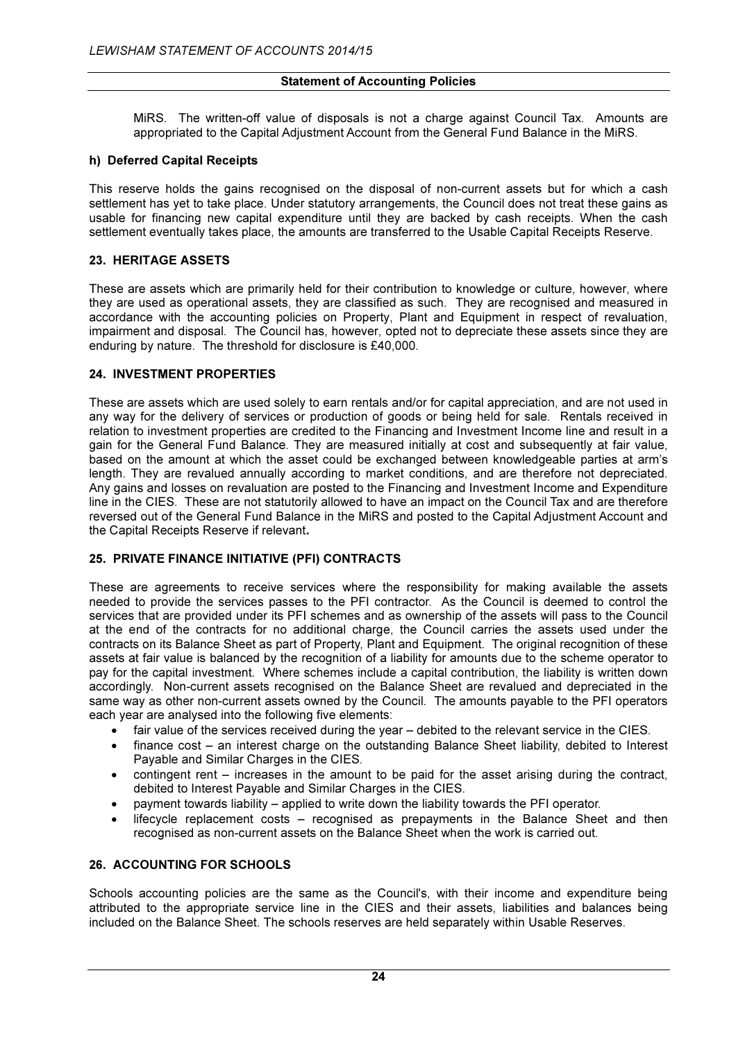MiRS. The written-off value of disposals is not a charge against Council Tax. Amounts are appropriated to the Capital Adjustment Account from the General Fund Balance in the MiRS.

### h) Deferred Capital Receipts

This reserve holds the gains recognised on the disposal of non-current assets but for which a cash settlement has yet to take place. Under statutory arrangements, the Council does not treat these gains as usable for financing new capital expenditure until they are backed by cash receipts. When the cash settlement eventually takes place, the amounts are transferred to the Usable Capital Receipts Reserve.

## 23. HERITAGE ASSETS

These are assets which are primarily held for their contribution to knowledge or culture, however, where they are used as operational assets, they are classified as such. They are recognised and measured in accordance with the accounting policies on Property, Plant and Equipment in respect of revaluation, impairment and disposal. The Council has, however, opted not to depreciate these assets since they are enduring by nature. The threshold for disclosure is £40,000.

## 24. INVESTMENT PROPERTIES

These are assets which are used solely to earn rentals and/or for capital appreciation, and are not used in any way for the delivery of services or production of goods or being held for sale. Rentals received in relation to investment properties are credited to the Financing and Investment Income line and result in a gain for the General Fund Balance. They are measured initially at cost and subsequently at fair value, based on the amount at which the asset could be exchanged between knowledgeable parties at arm's length. They are revalued annually according to market conditions, and are therefore not depreciated. Any gains and losses on revaluation are posted to the Financing and Investment Income and Expenditure line in the CIES. These are not statutorily allowed to have an impact on the Council Tax and are therefore reversed out of the General Fund Balance in the MiRS and posted to the Capital Adjustment Account and the Capital Receipts Reserve if relevant**.**

## 25. PRIVATE FINANCE INITIATIVE (PFI) CONTRACTS

These are agreements to receive services where the responsibility for making available the assets needed to provide the services passes to the PFI contractor. As the Council is deemed to control the services that are provided under its PFI schemes and as ownership of the assets will pass to the Council at the end of the contracts for no additional charge, the Council carries the assets used under the contracts on its Balance Sheet as part of Property, Plant and Equipment. The original recognition of these assets at fair value is balanced by the recognition of a liability for amounts due to the scheme operator to pay for the capital investment. Where schemes include a capital contribution, the liability is written down accordingly. Non-current assets recognised on the Balance Sheet are revalued and depreciated in the same way as other non-current assets owned by the Council. The amounts payable to the PFI operators each year are analysed into the following five elements:

- fair value of the services received during the year – debited to the relevant service in the CIES.
- finance cost – an interest charge on the outstanding Balance Sheet liability, debited to Interest Payable and Similar Charges in the CIES.
- contingent rent – increases in the amount to be paid for the asset arising during the contract, debited to Interest Payable and Similar Charges in the CIES.
- payment towards liability – applied to write down the liability towards the PFI operator.
- lifecycle replacement costs – recognised as prepayments in the Balance Sheet and then recognised as non-current assets on the Balance Sheet when the work is carried out.

## 26. ACCOUNTING FOR SCHOOLS

Schools accounting policies are the same as the Council's, with their income and expenditure being attributed to the appropriate service line in the CIES and their assets, liabilities and balances being included on the Balance Sheet. The schools reserves are held separately within Usable Reserves.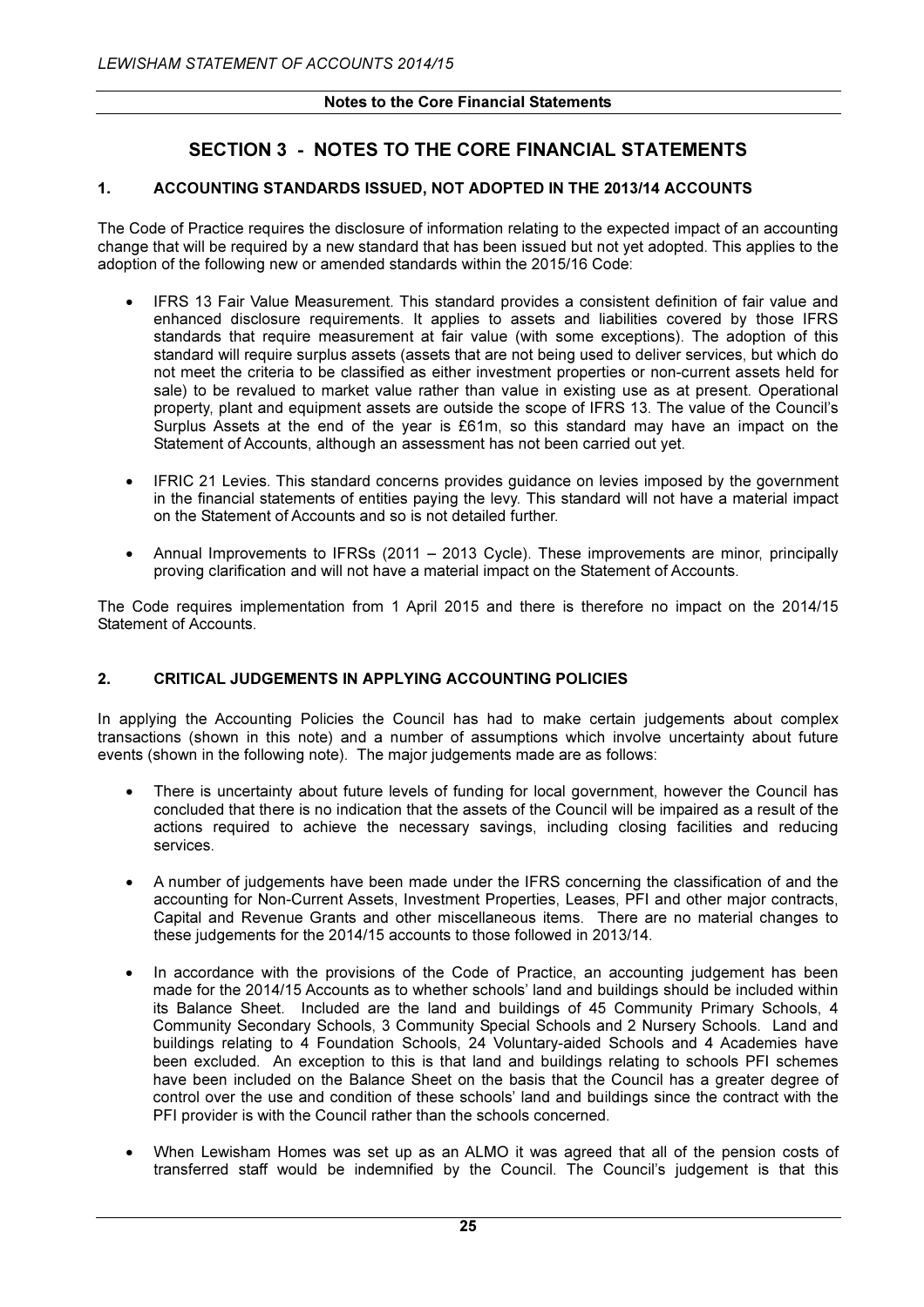## SECTION 3 - NOTES TO THE CORE FINANCIAL STATEMENTS

### 1. ACCOUNTING STANDARDS ISSUED, NOT ADOPTED IN THE 2013/14 ACCOUNTS

The Code of Practice requires the disclosure of information relating to the expected impact of an accounting change that will be required by a new standard that has been issued but not yet adopted. This applies to the adoption of the following new or amended standards within the 2015/16 Code:

- IFRS 13 Fair Value Measurement. This standard provides a consistent definition of fair value and enhanced disclosure requirements. It applies to assets and liabilities covered by those IFRS standards that require measurement at fair value (with some exceptions). The adoption of this standard will require surplus assets (assets that are not being used to deliver services, but which do not meet the criteria to be classified as either investment properties or non-current assets held for sale) to be revalued to market value rather than value in existing use as at present. Operational property, plant and equipment assets are outside the scope of IFRS 13. The value of the Council's Surplus Assets at the end of the year is £61m, so this standard may have an impact on the Statement of Accounts, although an assessment has not been carried out yet.

- IFRIC 21 Levies. This standard concerns provides guidance on levies imposed by the government in the financial statements of entities paying the levy. This standard will not have a material impact on the Statement of Accounts and so is not detailed further.

- Annual Improvements to IFRSs (2011 – 2013 Cycle). These improvements are minor, principally proving clarification and will not have a material impact on the Statement of Accounts.

The Code requires implementation from 1 April 2015 and there is therefore no impact on the 2014/15 Statement of Accounts.

### 2. CRITICAL JUDGEMENTS IN APPLYING ACCOUNTING POLICIES

In applying the Accounting Policies the Council has had to make certain judgements about complex transactions (shown in this note) and a number of assumptions which involve uncertainty about future events (shown in the following note). The major judgements made are as follows:

- There is uncertainty about future levels of funding for local government, however the Council has concluded that there is no indication that the assets of the Council will be impaired as a result of the actions required to achieve the necessary savings, including closing facilities and reducing services.

- A number of judgements have been made under the IFRS concerning the classification of and the accounting for Non-Current Assets, Investment Properties, Leases, PFI and other major contracts, Capital and Revenue Grants and other miscellaneous items. There are no material changes to these judgements for the 2014/15 accounts to those followed in 2013/14.

- In accordance with the provisions of the Code of Practice, an accounting judgement has been made for the 2014/15 Accounts as to whether schools' land and buildings should be included within its Balance Sheet. Included are the land and buildings of 45 Community Primary Schools, 4 Community Secondary Schools, 3 Community Special Schools and 2 Nursery Schools. Land and buildings relating to 4 Foundation Schools, 24 Voluntary-aided Schools and 4 Academies have been excluded. An exception to this is that land and buildings relating to schools PFI schemes have been included on the Balance Sheet on the basis that the Council has a greater degree of control over the use and condition of these schools' land and buildings since the contract with the PFI provider is with the Council rather than the schools concerned.

- When Lewisham Homes was set up as an ALMO it was agreed that all of the pension costs of transferred staff would be indemnified by the Council. The Council's judgement is that this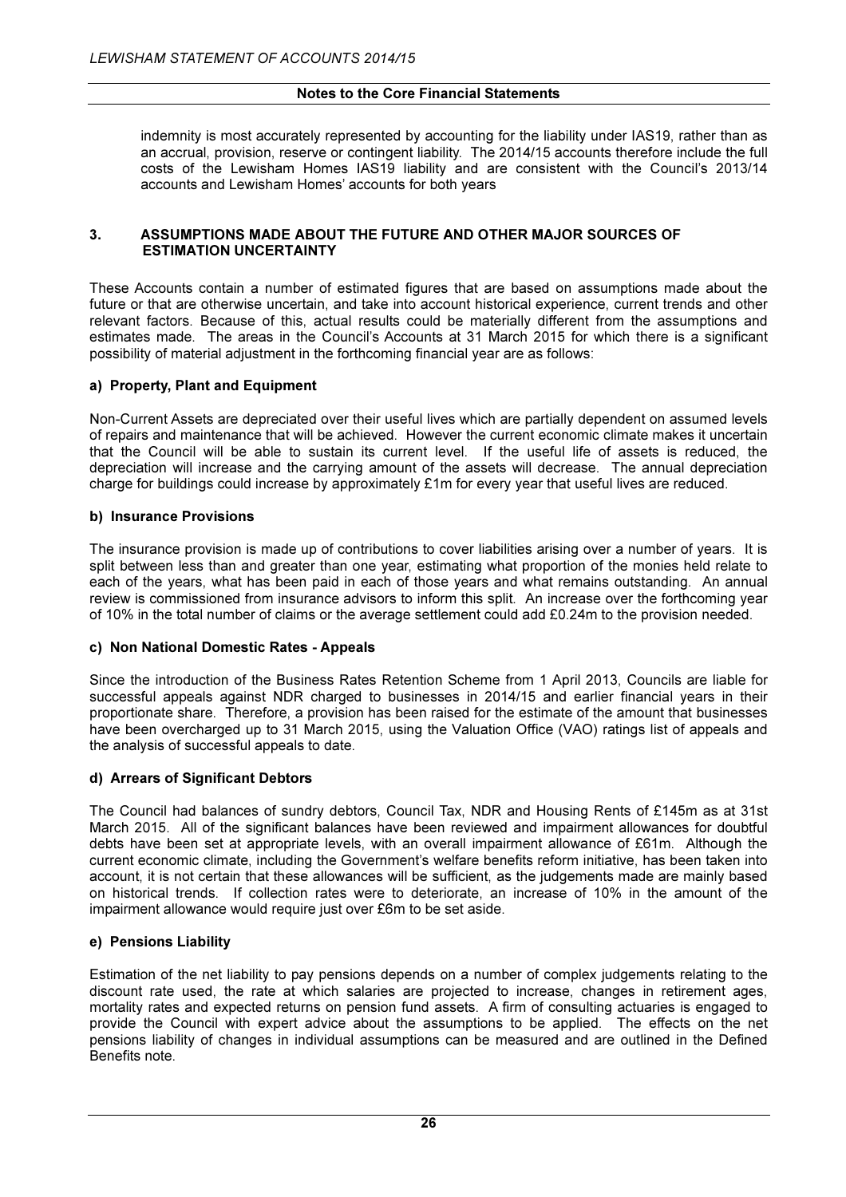indemnity is most accurately represented by accounting for the liability under IAS19, rather than as an accrual, provision, reserve or contingent liability. The 2014/15 accounts therefore include the full costs of the Lewisham Homes IAS19 liability and are consistent with the Council's 2013/14 accounts and Lewisham Homes' accounts for both years

## 3. ASSUMPTIONS MADE ABOUT THE FUTURE AND OTHER MAJOR SOURCES OF ESTIMATION UNCERTAINTY

These Accounts contain a number of estimated figures that are based on assumptions made about the future or that are otherwise uncertain, and take into account historical experience, current trends and other relevant factors. Because of this, actual results could be materially different from the assumptions and estimates made. The areas in the Council's Accounts at 31 March 2015 for which there is a significant possibility of material adjustment in the forthcoming financial year are as follows:

### a) Property, Plant and Equipment

Non-Current Assets are depreciated over their useful lives which are partially dependent on assumed levels of repairs and maintenance that will be achieved. However the current economic climate makes it uncertain that the Council will be able to sustain its current level. If the useful life of assets is reduced, the depreciation will increase and the carrying amount of the assets will decrease. The annual depreciation charge for buildings could increase by approximately £1m for every year that useful lives are reduced.

### b) Insurance Provisions

The insurance provision is made up of contributions to cover liabilities arising over a number of years. It is split between less than and greater than one year, estimating what proportion of the monies held relate to each of the years, what has been paid in each of those years and what remains outstanding. An annual review is commissioned from insurance advisors to inform this split. An increase over the forthcoming year of 10% in the total number of claims or the average settlement could add £0.24m to the provision needed.

### c) Non National Domestic Rates - Appeals

Since the introduction of the Business Rates Retention Scheme from 1 April 2013, Councils are liable for successful appeals against NDR charged to businesses in 2014/15 and earlier financial years in their proportionate share. Therefore, a provision has been raised for the estimate of the amount that businesses have been overcharged up to 31 March 2015, using the Valuation Office (VAO) ratings list of appeals and the analysis of successful appeals to date.

### d) Arrears of Significant Debtors

The Council had balances of sundry debtors, Council Tax, NDR and Housing Rents of £145m as at 31st March 2015. All of the significant balances have been reviewed and impairment allowances for doubtful debts have been set at appropriate levels, with an overall impairment allowance of £61m. Although the current economic climate, including the Government's welfare benefits reform initiative, has been taken into account, it is not certain that these allowances will be sufficient, as the judgements made are mainly based on historical trends. If collection rates were to deteriorate, an increase of 10% in the amount of the impairment allowance would require just over £6m to be set aside.

### e) Pensions Liability

Estimation of the net liability to pay pensions depends on a number of complex judgements relating to the discount rate used, the rate at which salaries are projected to increase, changes in retirement ages, mortality rates and expected returns on pension fund assets. A firm of consulting actuaries is engaged to provide the Council with expert advice about the assumptions to be applied. The effects on the net pensions liability of changes in individual assumptions can be measured and are outlined in the Defined Benefits note.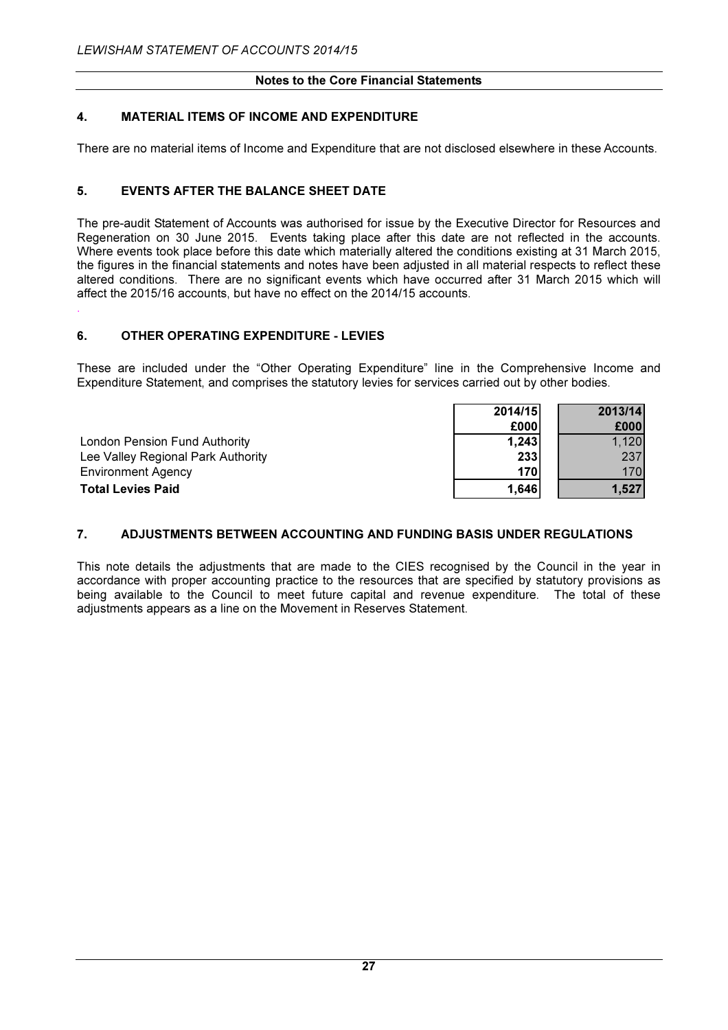## Notes to the Core Financial Statements

### 4. MATERIAL ITEMS OF INCOME AND EXPENDITURE

There are no material items of Income and Expenditure that are not disclosed elsewhere in these Accounts.

### 5. EVENTS AFTER THE BALANCE SHEET DATE

The pre-audit Statement of Accounts was authorised for issue by the Executive Director for Resources and Regeneration on 30 June 2015. Events taking place after this date are not reflected in the accounts. Where events took place before this date which materially altered the conditions existing at 31 March 2015, the figures in the financial statements and notes have been adjusted in all material respects to reflect these altered conditions. There are no significant events which have occurred after 31 March 2015 which will affect the 2015/16 accounts, but have no effect on the 2014/15 accounts.

### 6. OTHER OPERATING EXPENDITURE - LEVIES

These are included under the "Other Operating Expenditure" line in the Comprehensive Income and Expenditure Statement, and comprises the statutory levies for services carried out by other bodies.

| | 2014/15 £000 | 2013/14 £000 |
|---|---|---|
| London Pension Fund Authority | **1,243** | 1,120 |
| Lee Valley Regional Park Authority | **233** | 237 |
| Environment Agency | **170** | 170 |
| **Total Levies Paid** | **1,646** | **1,527** |

### 7. ADJUSTMENTS BETWEEN ACCOUNTING AND FUNDING BASIS UNDER REGULATIONS

This note details the adjustments that are made to the CIES recognised by the Council in the year in accordance with proper accounting practice to the resources that are specified by statutory provisions as being available to the Council to meet future capital and revenue expenditure. The total of these adjustments appears as a line on the Movement in Reserves Statement.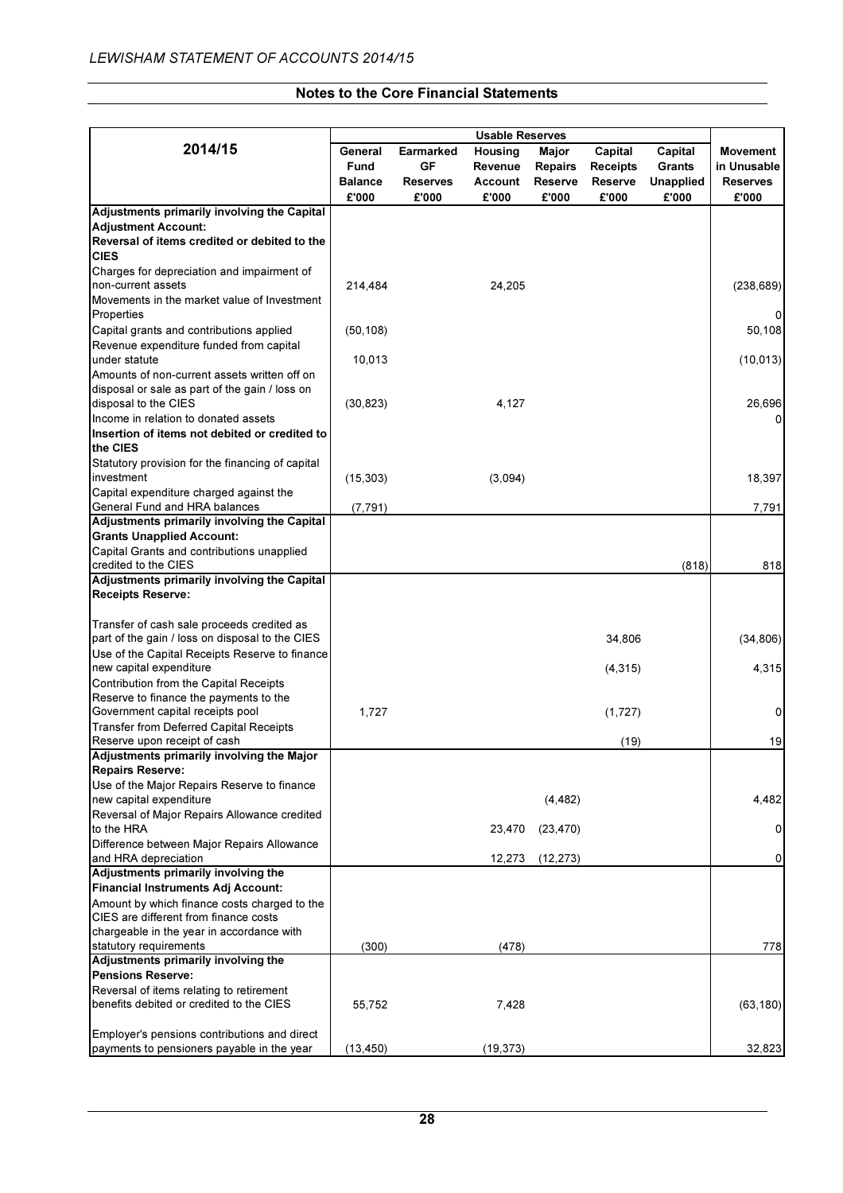## Notes to the Core Financial Statements

| 2014/15 | General Fund Balance £'000 | Earmarked GF Reserves £'000 | Housing Revenue Account £'000 | Major Repairs Reserve £'000 | Capital Receipts Reserve £'000 | Capital Grants Unapplied £'000 | Movement in Unusable Reserves £'000 |
|---|---|---|---|---|---|---|---|
| | Usable Reserves | | | | | | |
| **Adjustments primarily involving the Capital Adjustment Account:** | | | | | | | |
| **Reversal of items credited or debited to the CIES** | | | | | | | |
| Charges for depreciation and impairment of non-current assets | 214,484 | | 24,205 | | | | (238,689) |
| Movements in the market value of Investment Properties | | | | | | | 0 |
| Capital grants and contributions applied | (50,108) | | | | | | 50,108 |
| Revenue expenditure funded from capital under statute | 10,013 | | | | | | (10,013) |
| Amounts of non-current assets written off on disposal or sale as part of the gain / loss on disposal to the CIES | (30,823) | | 4,127 | | | | 26,696 |
| Income in relation to donated assets | | | | | | | 0 |
| **Insertion of items not debited or credited to the CIES** | | | | | | | |
| Statutory provision for the financing of capital investment | (15,303) | | (3,094) | | | | 18,397 |
| Capital expenditure charged against the General Fund and HRA balances | (7,791) | | | | | | 7,791 |
| **Adjustments primarily involving the Capital Grants Unapplied Account:** | | | | | | | |
| Capital Grants and contributions unapplied credited to the CIES | | | | | | (818) | 818 |
| **Adjustments primarily involving the Capital Receipts Reserve:** | | | | | | | |
| Transfer of cash sale proceeds credited as part of the gain / loss on disposal to the CIES | | | | | 34,806 | | (34,806) |
| Use of the Capital Receipts Reserve to finance new capital expenditure | | | | | (4,315) | | 4,315 |
| Contribution from the Capital Receipts Reserve to finance the payments to the Government capital receipts pool | 1,727 | | | | (1,727) | | 0 |
| Transfer from Deferred Capital Receipts Reserve upon receipt of cash | | | | | (19) | | 19 |
| **Adjustments primarily involving the Major Repairs Reserve:** | | | | | | | |
| Use of the Major Repairs Reserve to finance new capital expenditure | | | | (4,482) | | | 4,482 |
| Reversal of Major Repairs Allowance credited to the HRA | | | 23,470 | (23,470) | | | 0 |
| Difference between Major Repairs Allowance and HRA depreciation | | | 12,273 | (12,273) | | | 0 |
| **Adjustments primarily involving the Financial Instruments Adj Account:** | | | | | | | |
| Amount by which finance costs charged to the CIES are different from finance costs chargeable in the year in accordance with statutory requirements | (300) | | (478) | | | | 778 |
| **Adjustments primarily involving the Pensions Reserve:** | | | | | | | |
| Reversal of items relating to retirement benefits debited or credited to the CIES | 55,752 | | 7,428 | | | | (63,180) |
| Employer's pensions contributions and direct payments to pensioners payable in the year | (13,450) | | (19,373) | | | | 32,823 |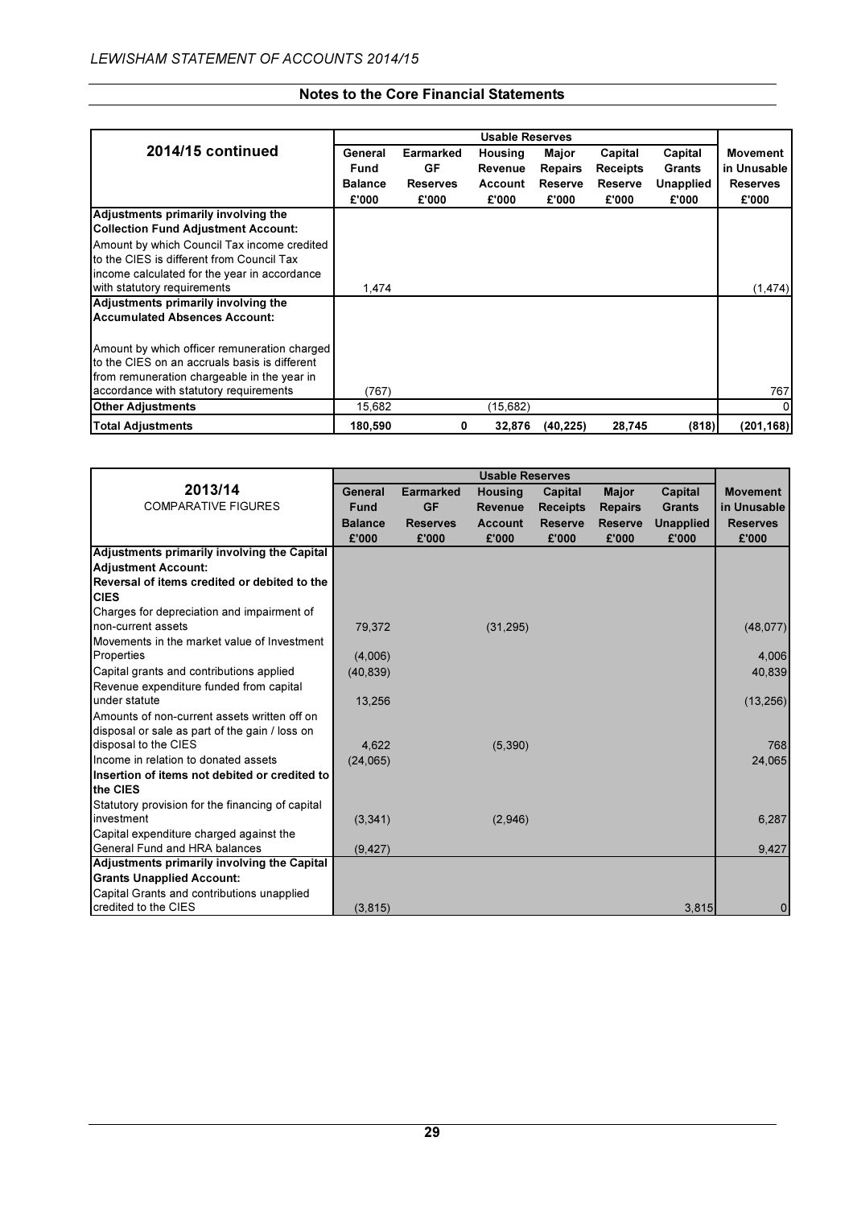## Notes to the Core Financial Statements

| 2014/15 continued | Usable Reserves | | | | | | |
|---|---|---|---|---|---|---|---|
| | General Fund Balance £'000 | Earmarked GF Reserves £'000 | Housing Revenue Account £'000 | Major Repairs Reserve £'000 | Capital Receipts Reserve £'000 | Capital Grants Unapplied £'000 | Movement in Unusable Reserves £'000 |
| **Adjustments primarily involving the Collection Fund Adjustment Account:** | | | | | | | |
| Amount by which Council Tax income credited to the CIES is different from Council Tax income calculated for the year in accordance with statutory requirements | 1,474 | | | | | | (1,474) |
| **Adjustments primarily involving the Accumulated Absences Account:** | | | | | | | |
| Amount by which officer remuneration charged to the CIES on an accruals basis is different from remuneration chargeable in the year in accordance with statutory requirements | (767) | | | | | | 767 |
| **Other Adjustments** | 15,682 | | (15,682) | | | | 0 |
| **Total Adjustments** | **180,590** | **0** | **32,876** | **(40,225)** | **28,745** | **(818)** | **(201,168)** |

| 2013/14 COMPARATIVE FIGURES | Usable Reserves | | | | | | |
|---|---|---|---|---|---|---|---|
| | General Fund Balance £'000 | Earmarked GF Reserves £'000 | Housing Revenue Account £'000 | Capital Receipts Reserve £'000 | Major Repairs Reserve £'000 | Capital Grants Unapplied £'000 | Movement in Unusable Reserves £'000 |
| **Adjustments primarily involving the Capital Adjustment Account:** | | | | | | | |
| **Reversal of items credited or debited to the CIES** | | | | | | | |
| Charges for depreciation and impairment of non-current assets | 79,372 | | (31,295) | | | | (48,077) |
| Movements in the market value of Investment Properties | (4,006) | | | | | | 4,006 |
| Capital grants and contributions applied | (40,839) | | | | | | 40,839 |
| Revenue expenditure funded from capital under statute | 13,256 | | | | | | (13,256) |
| Amounts of non-current assets written off on disposal or sale as part of the gain / loss on disposal to the CIES | 4,622 | | (5,390) | | | | 768 |
| Income in relation to donated assets | (24,065) | | | | | | 24,065 |
| **Insertion of items not debited or credited to the CIES** | | | | | | | |
| Statutory provision for the financing of capital investment | (3,341) | | (2,946) | | | | 6,287 |
| Capital expenditure charged against the General Fund and HRA balances | (9,427) | | | | | | 9,427 |
| **Adjustments primarily involving the Capital Grants Unapplied Account:** | | | | | | | |
| Capital Grants and contributions unapplied credited to the CIES | (3,815) | | | | | 3,815 | 0 |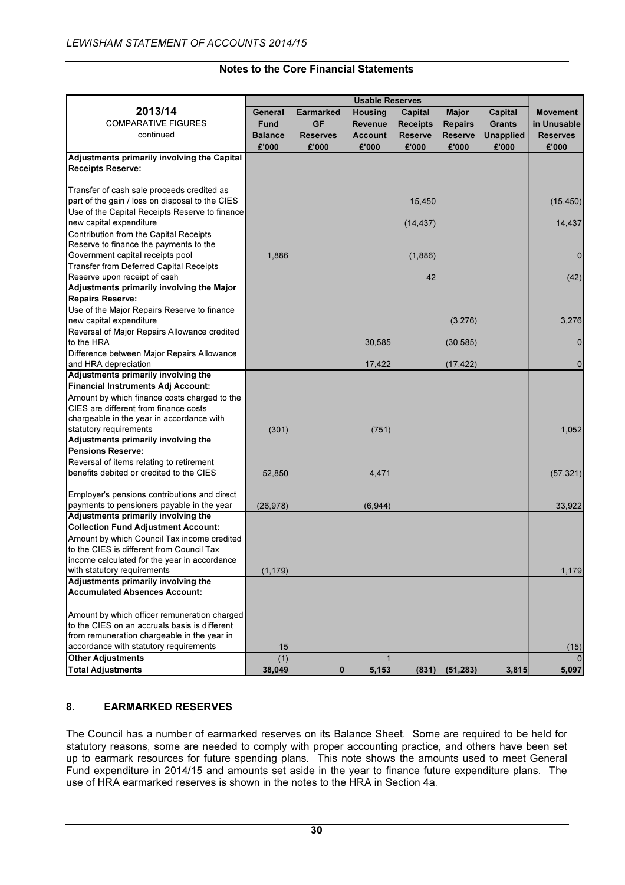## Notes to the Core Financial Statements

| 2013/14 COMPARATIVE FIGURES continued | Usable Reserves | | | | | | |
|---|---|---|---|---|---|---|---|
| | General Fund Balance £'000 | Earmarked GF Reserves £'000 | Housing Revenue Account £'000 | Capital Receipts Reserve £'000 | Major Repairs Reserve £'000 | Capital Grants Unapplied £'000 | Movement in Unusable Reserves £'000 |
| **Adjustments primarily involving the Capital Receipts Reserve:** | | | | | | | |
| Transfer of cash sale proceeds credited as part of the gain / loss on disposal to the CIES | | | | 15,450 | | | (15,450) |
| Use of the Capital Receipts Reserve to finance new capital expenditure | | | | (14,437) | | | 14,437 |
| Contribution from the Capital Receipts Reserve to finance the payments to the Government capital receipts pool | 1,886 | | | (1,886) | | | 0 |
| Transfer from Deferred Capital Receipts Reserve upon receipt of cash | | | | 42 | | | (42) |
| **Adjustments primarily involving the Major Repairs Reserve:** | | | | | | | |
| Use of the Major Repairs Reserve to finance new capital expenditure | | | | | (3,276) | | 3,276 |
| Reversal of Major Repairs Allowance credited to the HRA | | | 30,585 | | (30,585) | | 0 |
| Difference between Major Repairs Allowance and HRA depreciation | | | 17,422 | | (17,422) | | 0 |
| **Adjustments primarily involving the Financial Instruments Adj Account:** | | | | | | | |
| Amount by which finance costs charged to the CIES are different from finance costs chargeable in the year in accordance with statutory requirements | (301) | | (751) | | | | 1,052 |
| **Adjustments primarily involving the Pensions Reserve:** | | | | | | | |
| Reversal of items relating to retirement benefits debited or credited to the CIES | 52,850 | | 4,471 | | | | (57,321) |
| Employer's pensions contributions and direct payments to pensioners payable in the year | (26,978) | | (6,944) | | | | 33,922 |
| **Adjustments primarily involving the Collection Fund Adjustment Account:** | | | | | | | |
| Amount by which Council Tax income credited to the CIES is different from Council Tax income calculated for the year in accordance with statutory requirements | (1,179) | | | | | | 1,179 |
| **Adjustments primarily involving the Accumulated Absences Account:** | | | | | | | |
| Amount by which officer remuneration charged to the CIES on an accruals basis is different from remuneration chargeable in the year in accordance with statutory requirements | 15 | | | | | | (15) |
| **Other Adjustments** | (1) | | 1 | | | | 0 |
| **Total Adjustments** | **38,049** | **0** | **5,153** | **(831)** | **(51,283)** | **3,815** | **5,097** |

## 8. EARMARKED RESERVES

The Council has a number of earmarked reserves on its Balance Sheet. Some are required to be held for statutory reasons, some are needed to comply with proper accounting practice, and others have been set up to earmark resources for future spending plans. This note shows the amounts used to meet General Fund expenditure in 2014/15 and amounts set aside in the year to finance future expenditure plans. The use of HRA earmarked reserves is shown in the notes to the HRA in Section 4a.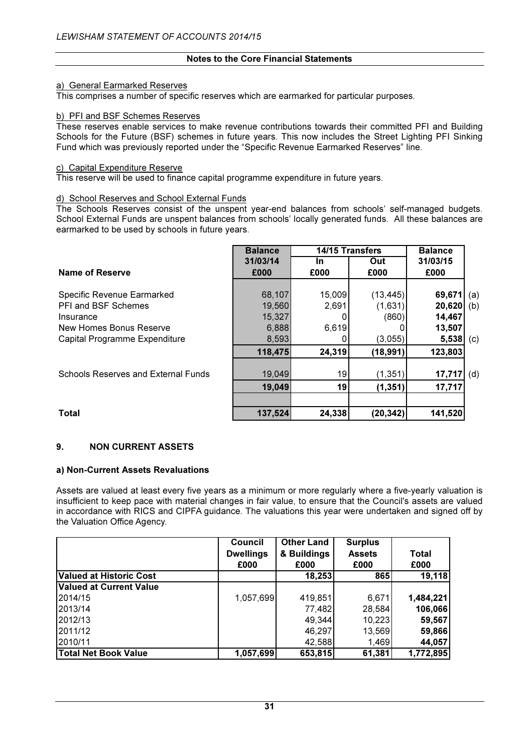### Notes to the Core Financial Statements

a) General Earmarked Reserves

This comprises a number of specific reserves which are earmarked for particular purposes.

b) PFI and BSF Schemes Reserves

These reserves enable services to make revenue contributions towards their committed PFI and Building Schools for the Future (BSF) schemes in future years. This now includes the Street Lighting PFI Sinking Fund which was previously reported under the "Specific Revenue Earmarked Reserves" line.

c) Capital Expenditure Reserve

This reserve will be used to finance capital programme expenditure in future years.

d) School Reserves and School External Funds

The Schools Reserves consist of the unspent year-end balances from schools' self-managed budgets. School External Funds are unspent balances from schools' locally generated funds. All these balances are earmarked to be used by schools in future years.

| Name of Reserve | Balance 31/03/14 £000 | 14/15 Transfers In £000 | 14/15 Transfers Out £000 | Balance 31/03/15 £000 | |
|---|---|---|---|---|---|
| Specific Revenue Earmarked | 68,107 | 15,009 | (13,445) | **69,671** | (a) |
| PFI and BSF Schemes | 19,560 | 2,691 | (1,631) | **20,620** | (b) |
| Insurance | 15,327 | 0 | (860) | **14,467** | |
| New Homes Bonus Reserve | 6,888 | 6,619 | 0 | **13,507** | |
| Capital Programme Expenditure | 8,593 | 0 | (3,055) | **5,538** | (c) |
| | **118,475** | **24,319** | **(18,991)** | **123,803** | |
| Schools Reserves and External Funds | 19,049 | 19 | (1,351) | **17,717** | (d) |
| | **19,049** | **19** | **(1,351)** | **17,717** | |
| **Total** | **137,524** | **24,338** | **(20,342)** | **141,520** | |

## 9. NON CURRENT ASSETS

### a) Non-Current Assets Revaluations

Assets are valued at least every five years as a minimum or more regularly where a five-yearly valuation is insufficient to keep pace with material changes in fair value, to ensure that the Council's assets are valued in accordance with RICS and CIPFA guidance. The valuations this year were undertaken and signed off by the Valuation Office Agency.

| | Council Dwellings £000 | Other Land & Buildings £000 | Surplus Assets £000 | Total £000 |
|---|---|---|---|---|
| **Valued at Historic Cost** | | 18,253 | 865 | 19,118 |
| **Valued at Current Value** | | | | |
| 2014/15 | 1,057,699 | 419,851 | 6,671 | **1,484,221** |
| 2013/14 | | 77,482 | 28,584 | **106,066** |
| 2012/13 | | 49,344 | 10,223 | **59,567** |
| 2011/12 | | 46,297 | 13,569 | **59,866** |
| 2010/11 | | 42,588 | 1,469 | **44,057** |
| **Total Net Book Value** | **1,057,699** | **653,815** | **61,381** | **1,772,895** |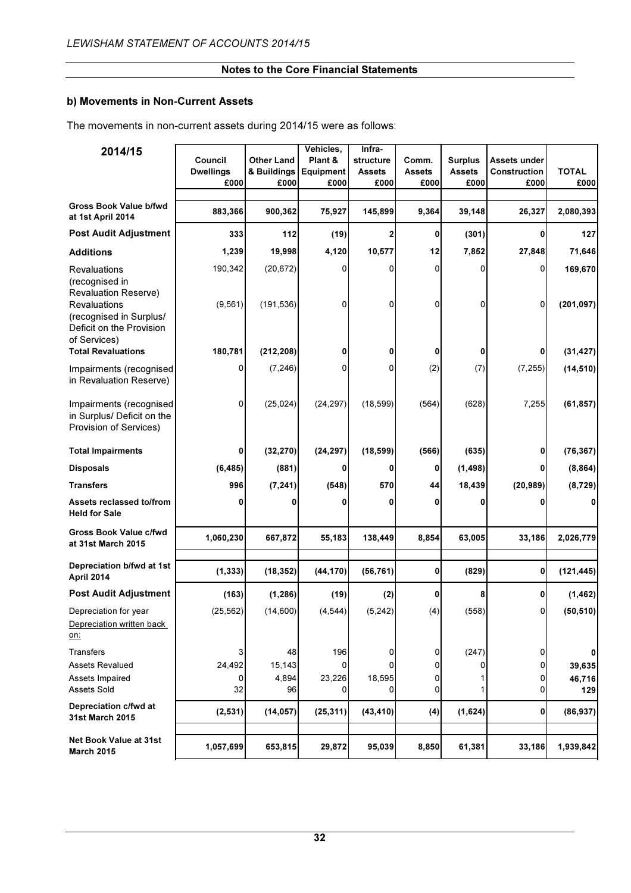**Notes to the Core Financial Statements**

### b) Movements in Non-Current Assets

The movements in non-current assets during 2014/15 were as follows:

| 2014/15 | Council Dwellings £000 | Other Land & Buildings £000 | Vehicles, Plant & Equipment £000 | Infra-structure Assets £000 | Comm. Assets £000 | Surplus Assets £000 | Assets under Construction £000 | TOTAL £000 |
|---|---|---|---|---|---|---|---|---|
| **Gross Book Value b/fwd at 1st April 2014** | **883,366** | **900,362** | **75,927** | **145,899** | **9,364** | **39,148** | **26,327** | **2,080,393** |
| **Post Audit Adjustment** | **333** | **112** | **(19)** | **2** | **0** | **(301)** | **0** | **127** |
| **Additions** | **1,239** | **19,998** | **4,120** | **10,577** | **12** | **7,852** | **27,848** | **71,646** |
| Revaluations (recognised in Revaluation Reserve) | 190,342 | (20,672) | 0 | 0 | 0 | 0 | 0 | **169,670** |
| Revaluations (recognised in Surplus/ Deficit on the Provision of Services) | (9,561) | (191,536) | 0 | 0 | 0 | 0 | 0 | **(201,097)** |
| **Total Revaluations** | **180,781** | **(212,208)** | **0** | **0** | **0** | **0** | **0** | **(31,427)** |
| Impairments (recognised in Revaluation Reserve) | 0 | (7,246) | 0 | 0 | (2) | (7) | (7,255) | **(14,510)** |
| Impairments (recognised in Surplus/ Deficit on the Provision of Services) | 0 | (25,024) | (24,297) | (18,599) | (564) | (628) | 7,255 | **(61,857)** |
| **Total Impairments** | **0** | **(32,270)** | **(24,297)** | **(18,599)** | **(566)** | **(635)** | **0** | **(76,367)** |
| **Disposals** | **(6,485)** | **(881)** | **0** | **0** | **0** | **(1,498)** | **0** | **(8,864)** |
| **Transfers** | **996** | **(7,241)** | **(548)** | **570** | **44** | **18,439** | **(20,989)** | **(8,729)** |
| **Assets reclassed to/from Held for Sale** | **0** | **0** | **0** | **0** | **0** | **0** | **0** | **0** |
| **Gross Book Value c/fwd at 31st March 2015** | **1,060,230** | **667,872** | **55,183** | **138,449** | **8,854** | **63,005** | **33,186** | **2,026,779** |
| **Depreciation b/fwd at 1st April 2014** | **(1,333)** | **(18,352)** | **(44,170)** | **(56,761)** | **0** | **(829)** | **0** | **(121,445)** |
| **Post Audit Adjustment** | **(163)** | **(1,286)** | **(19)** | **(2)** | **0** | **8** | **0** | **(1,462)** |
| Depreciation for year | (25,562) | (14,600) | (4,544) | (5,242) | (4) | (558) | 0 | **(50,510)** |
| Depreciation written back on: | | | | | | | | |
| Transfers | 3 | 48 | 196 | 0 | 0 | (247) | 0 | **0** |
| Assets Revalued | 24,492 | 15,143 | 0 | 0 | 0 | 0 | 0 | **39,635** |
| Assets Impaired | 0 | 4,894 | 23,226 | 18,595 | 0 | 1 | 0 | **46,716** |
| Assets Sold | 32 | 96 | 0 | 0 | 0 | 1 | 0 | **129** |
| **Depreciation c/fwd at 31st March 2015** | **(2,531)** | **(14,057)** | **(25,311)** | **(43,410)** | **(4)** | **(1,624)** | **0** | **(86,937)** |
| **Net Book Value at 31st March 2015** | **1,057,699** | **653,815** | **29,872** | **95,039** | **8,850** | **61,381** | **33,186** | **1,939,842** |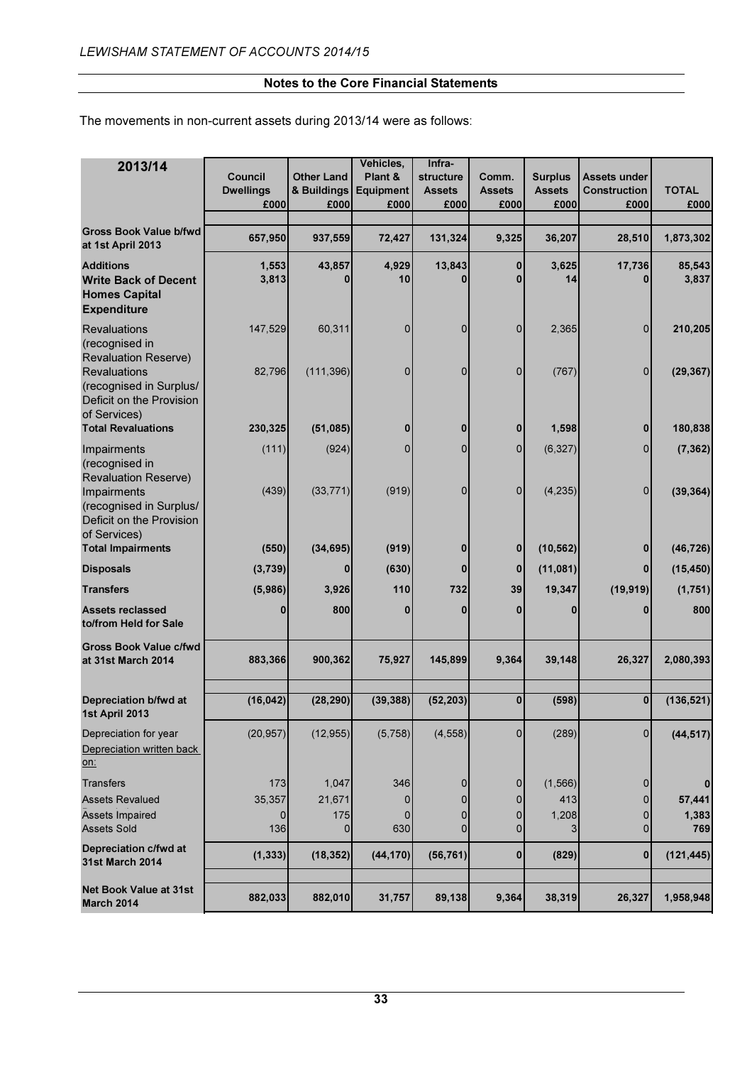## Notes to the Core Financial Statements

The movements in non-current assets during 2013/14 were as follows:

| 2013/14 | Council Dwellings £000 | Other Land & Buildings £000 | Vehicles, Plant & Equipment £000 | Infra-structure Assets £000 | Comm. Assets £000 | Surplus Assets £000 | Assets under Construction £000 | TOTAL £000 |
|---|---|---|---|---|---|---|---|---|
| **Gross Book Value b/fwd at 1st April 2013** | 657,950 | 937,559 | 72,427 | 131,324 | 9,325 | 36,207 | 28,510 | 1,873,302 |
| **Additions** | 1,553 | 43,857 | 4,929 | 13,843 | 0 | 3,625 | 17,736 | 85,543 |
| **Write Back of Decent Homes Capital Expenditure** | 3,813 | 0 | 10 | 0 | 0 | 14 | 0 | 3,837 |
| Revaluations (recognised in Revaluation Reserve) | 147,529 | 60,311 | 0 | 0 | 0 | 2,365 | 0 | 210,205 |
| Revaluations (recognised in Surplus/ Deficit on the Provision of Services) | 82,796 | (111,396) | 0 | 0 | 0 | (767) | 0 | (29,367) |
| **Total Revaluations** | 230,325 | (51,085) | 0 | 0 | 0 | 1,598 | 0 | 180,838 |
| Impairments (recognised in Revaluation Reserve) | (111) | (924) | 0 | 0 | 0 | (6,327) | 0 | (7,362) |
| Impairments (recognised in Surplus/ Deficit on the Provision of Services) | (439) | (33,771) | (919) | 0 | 0 | (4,235) | 0 | (39,364) |
| **Total Impairments** | (550) | (34,695) | (919) | 0 | 0 | (10,562) | 0 | (46,726) |
| **Disposals** | (3,739) | 0 | (630) | 0 | 0 | (11,081) | 0 | (15,450) |
| **Transfers** | (5,986) | 3,926 | 110 | 732 | 39 | 19,347 | (19,919) | (1,751) |
| **Assets reclassed to/from Held for Sale** | 0 | 800 | 0 | 0 | 0 | 0 | 0 | 800 |
| **Gross Book Value c/fwd at 31st March 2014** | 883,366 | 900,362 | 75,927 | 145,899 | 9,364 | 39,148 | 26,327 | 2,080,393 |
| **Depreciation b/fwd at 1st April 2013** | (16,042) | (28,290) | (39,388) | (52,203) | 0 | (598) | 0 | (136,521) |
| Depreciation for year | (20,957) | (12,955) | (5,758) | (4,558) | 0 | (289) | 0 | (44,517) |
| Depreciation written back on: | | | | | | | | |
| Transfers | 173 | 1,047 | 346 | 0 | 0 | (1,566) | 0 | 0 |
| Assets Revalued | 35,357 | 21,671 | 0 | 0 | 0 | 413 | 0 | 57,441 |
| Assets Impaired | 0 | 175 | 0 | 0 | 0 | 1,208 | 0 | 1,383 |
| Assets Sold | 136 | 0 | 630 | 0 | 0 | 3 | 0 | 769 |
| **Depreciation c/fwd at 31st March 2014** | (1,333) | (18,352) | (44,170) | (56,761) | 0 | (829) | 0 | (121,445) |
| **Net Book Value at 31st March 2014** | 882,033 | 882,010 | 31,757 | 89,138 | 9,364 | 38,319 | 26,327 | 1,958,948 |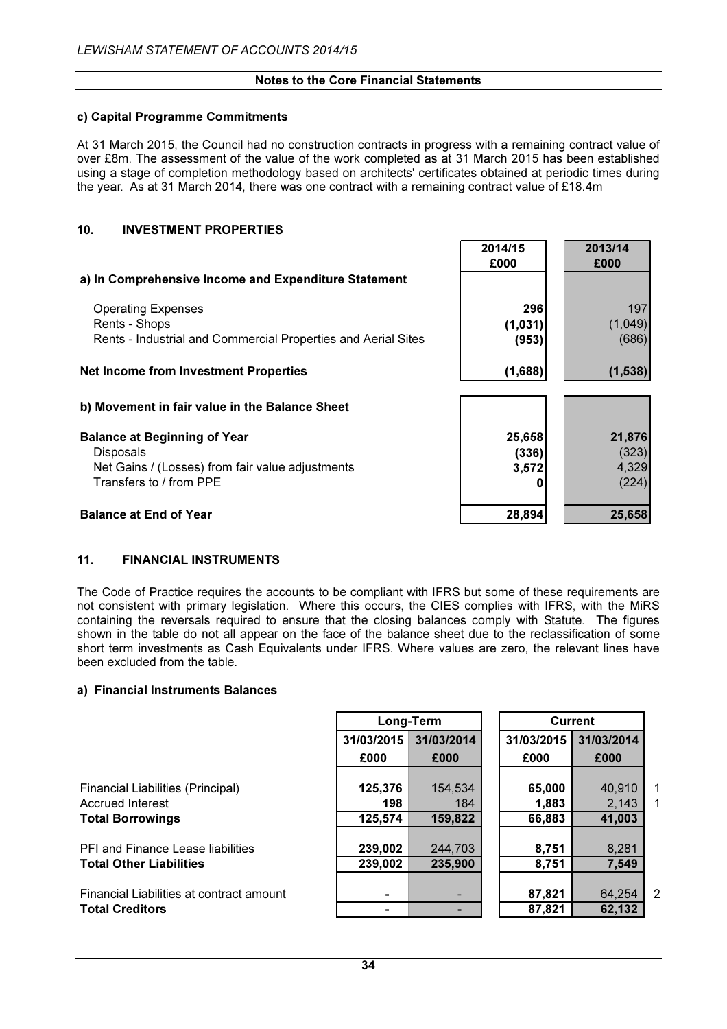## Notes to the Core Financial Statements

### c) Capital Programme Commitments

At 31 March 2015, the Council had no construction contracts in progress with a remaining contract value of over £8m. The assessment of the value of the work completed as at 31 March 2015 has been established using a stage of completion methodology based on architects' certificates obtained at periodic times during the year. As at 31 March 2014, there was one contract with a remaining contract value of £18.4m

## 10. INVESTMENT PROPERTIES

| | 2014/15 £000 | 2013/14 £000 |
|---|---|---|
| **a) In Comprehensive Income and Expenditure Statement** | | |
| Operating Expenses | **296** | 197 |
| Rents - Shops | **(1,031)** | (1,049) |
| Rents - Industrial and Commercial Properties and Aerial Sites | **(953)** | (686) |
| **Net Income from Investment Properties** | **(1,688)** | **(1,538)** |
| **b) Movement in fair value in the Balance Sheet** | | |
| **Balance at Beginning of Year** | **25,658** | **21,876** |
| Disposals | **(336)** | (323) |
| Net Gains / (Losses) from fair value adjustments | **3,572** | 4,329 |
| Transfers to / from PPE | **0** | (224) |
| **Balance at End of Year** | **28,894** | **25,658** |

## 11. FINANCIAL INSTRUMENTS

The Code of Practice requires the accounts to be compliant with IFRS but some of these requirements are not consistent with primary legislation. Where this occurs, the CIES complies with IFRS, with the MiRS containing the reversals required to ensure that the closing balances comply with Statute. The figures shown in the table do not all appear on the face of the balance sheet due to the reclassification of some short term investments as Cash Equivalents under IFRS. Where values are zero, the relevant lines have been excluded from the table.

### a) Financial Instruments Balances

| | Long-Term | | Current | | |
|---|---|---|---|---|---|
| | 31/03/2015 £000 | 31/03/2014 £000 | 31/03/2015 £000 | 31/03/2014 £000 | |
| Financial Liabilities (Principal) | **125,376** | 154,534 | **65,000** | 40,910 | 1 |
| Accrued Interest | **198** | 184 | **1,883** | 2,143 | 1 |
| **Total Borrowings** | **125,574** | **159,822** | **66,883** | **41,003** | |
| PFI and Finance Lease liabilities | **239,002** | 244,703 | **8,751** | 8,281 | |
| **Total Other Liabilities** | **239,002** | **235,900** | **8,751** | **7,549** | |
| Financial Liabilities at contract amount | **-** | - | **87,821** | 64,254 | 2 |
| **Total Creditors** | **-** | **-** | **87,821** | **62,132** | |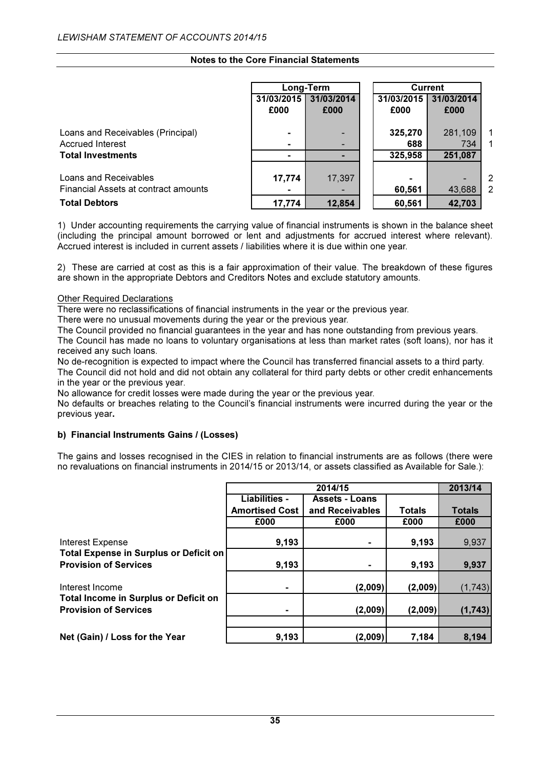Notes to the Core Financial Statements

| | Long-Term | | Current | | |
|---|---|---|---|---|---|
| | 31/03/2015 £000 | 31/03/2014 £000 | 31/03/2015 £000 | 31/03/2014 £000 | |
| Loans and Receivables (Principal) | - | - | 325,270 | 281,109 | 1 |
| Accrued Interest | - | - | 688 | 734 | 1 |
| **Total Investments** | - | - | 325,958 | 251,087 | |
| Loans and Receivables | 17,774 | 17,397 | - | - | 2 |
| Financial Assets at contract amounts | - | - | 60,561 | 43,688 | 2 |
| **Total Debtors** | 17,774 | 12,854 | 60,561 | 42,703 | |

1) Under accounting requirements the carrying value of financial instruments is shown in the balance sheet (including the principal amount borrowed or lent and adjustments for accrued interest where relevant). Accrued interest is included in current assets / liabilities where it is due within one year.

2) These are carried at cost as this is a fair approximation of their value. The breakdown of these figures are shown in the appropriate Debtors and Creditors Notes and exclude statutory amounts.

Other Required Declarations

There were no reclassifications of financial instruments in the year or the previous year.
There were no unusual movements during the year or the previous year.
The Council provided no financial guarantees in the year and has none outstanding from previous years.
The Council has made no loans to voluntary organisations at less than market rates (soft loans), nor has it received any such loans.
No de-recognition is expected to impact where the Council has transferred financial assets to a third party.
The Council did not hold and did not obtain any collateral for third party debts or other credit enhancements in the year or the previous year.
No allowance for credit losses were made during the year or the previous year.
No defaults or breaches relating to the Council's financial instruments were incurred during the year or the previous year.

### b) Financial Instruments Gains / (Losses)

The gains and losses recognised in the CIES in relation to financial instruments are as follows (there were no revaluations on financial instruments in 2014/15 or 2013/14, or assets classified as Available for Sale.):

| | 2014/15 | | | 2013/14 |
|---|---|---|---|---|
| | Liabilities - Amortised Cost | Assets - Loans and Receivables | Totals | Totals |
| | £000 | £000 | £000 | £000 |
| Interest Expense | 9,193 | - | 9,193 | 9,937 |
| **Total Expense in Surplus or Deficit on Provision of Services** | 9,193 | - | 9,193 | 9,937 |
| Interest Income | - | (2,009) | (2,009) | (1,743) |
| **Total Income in Surplus or Deficit on Provision of Services** | - | (2,009) | (2,009) | (1,743) |
| **Net (Gain) / Loss for the Year** | 9,193 | (2,009) | 7,184 | 8,194 |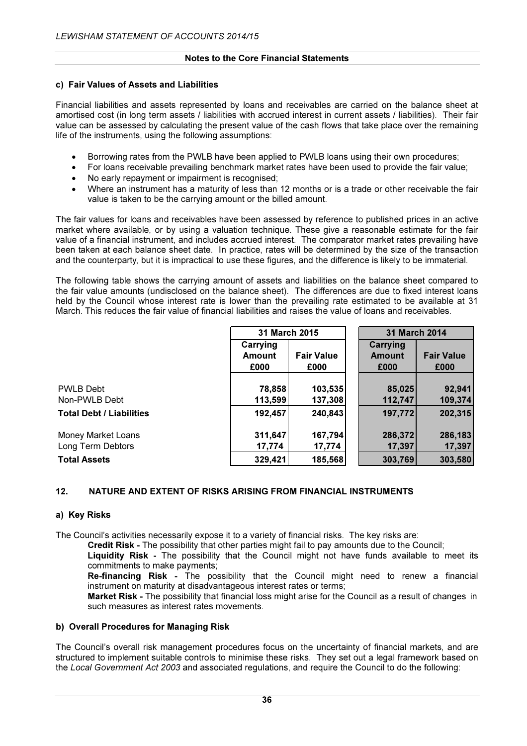### c) Fair Values of Assets and Liabilities

Financial liabilities and assets represented by loans and receivables are carried on the balance sheet at amortised cost (in long term assets / liabilities with accrued interest in current assets / liabilities). Their fair value can be assessed by calculating the present value of the cash flows that take place over the remaining life of the instruments, using the following assumptions:

- Borrowing rates from the PWLB have been applied to PWLB loans using their own procedures;
- For loans receivable prevailing benchmark market rates have been used to provide the fair value;
- No early repayment or impairment is recognised;
- Where an instrument has a maturity of less than 12 months or is a trade or other receivable the fair value is taken to be the carrying amount or the billed amount.

The fair values for loans and receivables have been assessed by reference to published prices in an active market where available, or by using a valuation technique. These give a reasonable estimate for the fair value of a financial instrument, and includes accrued interest. The comparator market rates prevailing have been taken at each balance sheet date. In practice, rates will be determined by the size of the transaction and the counterparty, but it is impractical to use these figures, and the difference is likely to be immaterial.

The following table shows the carrying amount of assets and liabilities on the balance sheet compared to the fair value amounts (undisclosed on the balance sheet). The differences are due to fixed interest loans held by the Council whose interest rate is lower than the prevailing rate estimated to be available at 31 March. This reduces the fair value of financial liabilities and raises the value of loans and receivables.

| | 31 March 2015 | | 31 March 2014 | |
|---|---|---|---|---|
| | Carrying Amount £000 | Fair Value £000 | Carrying Amount £000 | Fair Value £000 |
| PWLB Debt | 78,858 | 103,535 | 85,025 | 92,941 |
| Non-PWLB Debt | 113,599 | 137,308 | 112,747 | 109,374 |
| **Total Debt / Liabilities** | 192,457 | 240,843 | 197,772 | 202,315 |
| Money Market Loans | 311,647 | 167,794 | 286,372 | 286,183 |
| Long Term Debtors | 17,774 | 17,774 | 17,397 | 17,397 |
| **Total Assets** | 329,421 | 185,568 | 303,769 | 303,580 |

## 12. NATURE AND EXTENT OF RISKS ARISING FROM FINANCIAL INSTRUMENTS

### a) Key Risks

The Council's activities necessarily expose it to a variety of financial risks. The key risks are:

**Credit Risk -** The possibility that other parties might fail to pay amounts due to the Council;

**Liquidity Risk -** The possibility that the Council might not have funds available to meet its commitments to make payments;

**Re-financing Risk -** The possibility that the Council might need to renew a financial instrument on maturity at disadvantageous interest rates or terms;

**Market Risk -** The possibility that financial loss might arise for the Council as a result of changes in such measures as interest rates movements.

### b) Overall Procedures for Managing Risk

The Council's overall risk management procedures focus on the uncertainty of financial markets, and are structured to implement suitable controls to minimise these risks. They set out a legal framework based on the *Local Government Act 2003* and associated regulations, and require the Council to do the following: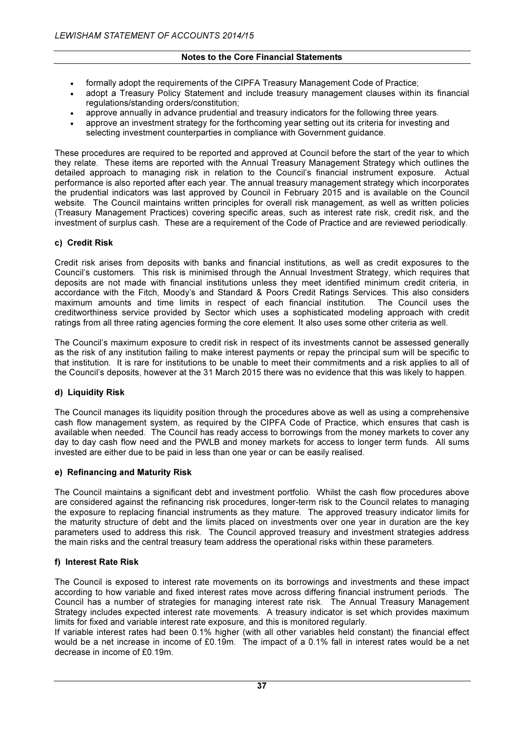- formally adopt the requirements of the CIPFA Treasury Management Code of Practice;
- adopt a Treasury Policy Statement and include treasury management clauses within its financial regulations/standing orders/constitution;
- approve annually in advance prudential and treasury indicators for the following three years.
- approve an investment strategy for the forthcoming year setting out its criteria for investing and selecting investment counterparties in compliance with Government guidance.

These procedures are required to be reported and approved at Council before the start of the year to which they relate. These items are reported with the Annual Treasury Management Strategy which outlines the detailed approach to managing risk in relation to the Council's financial instrument exposure. Actual performance is also reported after each year. The annual treasury management strategy which incorporates the prudential indicators was last approved by Council in February 2015 and is available on the Council website. The Council maintains written principles for overall risk management, as well as written policies (Treasury Management Practices) covering specific areas, such as interest rate risk, credit risk, and the investment of surplus cash. These are a requirement of the Code of Practice and are reviewed periodically.

### c) Credit Risk

Credit risk arises from deposits with banks and financial institutions, as well as credit exposures to the Council's customers. This risk is minimised through the Annual Investment Strategy, which requires that deposits are not made with financial institutions unless they meet identified minimum credit criteria, in accordance with the Fitch, Moody's and Standard & Poors Credit Ratings Services. This also considers maximum amounts and time limits in respect of each financial institution. The Council uses the creditworthiness service provided by Sector which uses a sophisticated modeling approach with credit ratings from all three rating agencies forming the core element. It also uses some other criteria as well.

The Council's maximum exposure to credit risk in respect of its investments cannot be assessed generally as the risk of any institution failing to make interest payments or repay the principal sum will be specific to that institution. It is rare for institutions to be unable to meet their commitments and a risk applies to all of the Council's deposits, however at the 31 March 2015 there was no evidence that this was likely to happen.

### d) Liquidity Risk

The Council manages its liquidity position through the procedures above as well as using a comprehensive cash flow management system, as required by the CIPFA Code of Practice, which ensures that cash is available when needed. The Council has ready access to borrowings from the money markets to cover any day to day cash flow need and the PWLB and money markets for access to longer term funds. All sums invested are either due to be paid in less than one year or can be easily realised.

### e) Refinancing and Maturity Risk

The Council maintains a significant debt and investment portfolio. Whilst the cash flow procedures above are considered against the refinancing risk procedures, longer-term risk to the Council relates to managing the exposure to replacing financial instruments as they mature. The approved treasury indicator limits for the maturity structure of debt and the limits placed on investments over one year in duration are the key parameters used to address this risk. The Council approved treasury and investment strategies address the main risks and the central treasury team address the operational risks within these parameters.

### f) Interest Rate Risk

The Council is exposed to interest rate movements on its borrowings and investments and these impact according to how variable and fixed interest rates move across differing financial instrument periods. The Council has a number of strategies for managing interest rate risk. The Annual Treasury Management Strategy includes expected interest rate movements. A treasury indicator is set which provides maximum limits for fixed and variable interest rate exposure, and this is monitored regularly.
If variable interest rates had been 0.1% higher (with all other variables held constant) the financial effect would be a net increase in income of £0.19m. The impact of a 0.1% fall in interest rates would be a net decrease in income of £0.19m.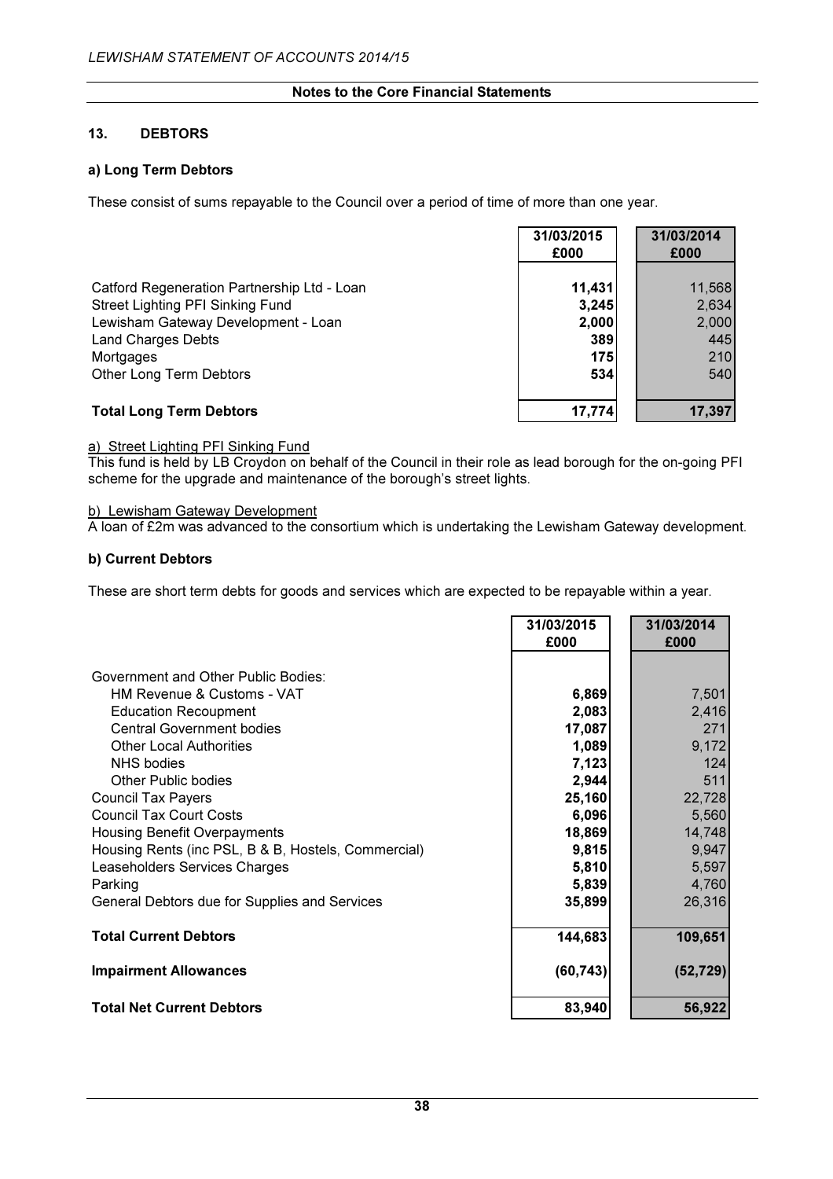## 13. DEBTORS

### a) Long Term Debtors

These consist of sums repayable to the Council over a period of time of more than one year.

| | 31/03/2015 £000 | 31/03/2014 £000 |
|---|---|---|
| Catford Regeneration Partnership Ltd - Loan | **11,431** | 11,568 |
| Street Lighting PFI Sinking Fund | **3,245** | 2,634 |
| Lewisham Gateway Development - Loan | **2,000** | 2,000 |
| Land Charges Debts | **389** | 445 |
| Mortgages | **175** | 210 |
| Other Long Term Debtors | **534** | 540 |
| **Total Long Term Debtors** | **17,774** | **17,397** |

a) Street Lighting PFI Sinking Fund
This fund is held by LB Croydon on behalf of the Council in their role as lead borough for the on-going PFI scheme for the upgrade and maintenance of the borough's street lights.

b) Lewisham Gateway Development
A loan of £2m was advanced to the consortium which is undertaking the Lewisham Gateway development.

### b) Current Debtors

These are short term debts for goods and services which are expected to be repayable within a year.

| | 31/03/2015 £000 | 31/03/2014 £000 |
|---|---|---|
| Government and Other Public Bodies: | | |
| HM Revenue & Customs - VAT | **6,869** | 7,501 |
| Education Recoupment | **2,083** | 2,416 |
| Central Government bodies | **17,087** | 271 |
| Other Local Authorities | **1,089** | 9,172 |
| NHS bodies | **7,123** | 124 |
| Other Public bodies | **2,944** | 511 |
| Council Tax Payers | **25,160** | 22,728 |
| Council Tax Court Costs | **6,096** | 5,560 |
| Housing Benefit Overpayments | **18,869** | 14,748 |
| Housing Rents (inc PSL, B & B, Hostels, Commercial) | **9,815** | 9,947 |
| Leaseholders Services Charges | **5,810** | 5,597 |
| Parking | **5,839** | 4,760 |
| General Debtors due for Supplies and Services | **35,899** | 26,316 |
| **Total Current Debtors** | **144,683** | **109,651** |
| **Impairment Allowances** | **(60,743)** | **(52,729)** |
| **Total Net Current Debtors** | **83,940** | **56,922** |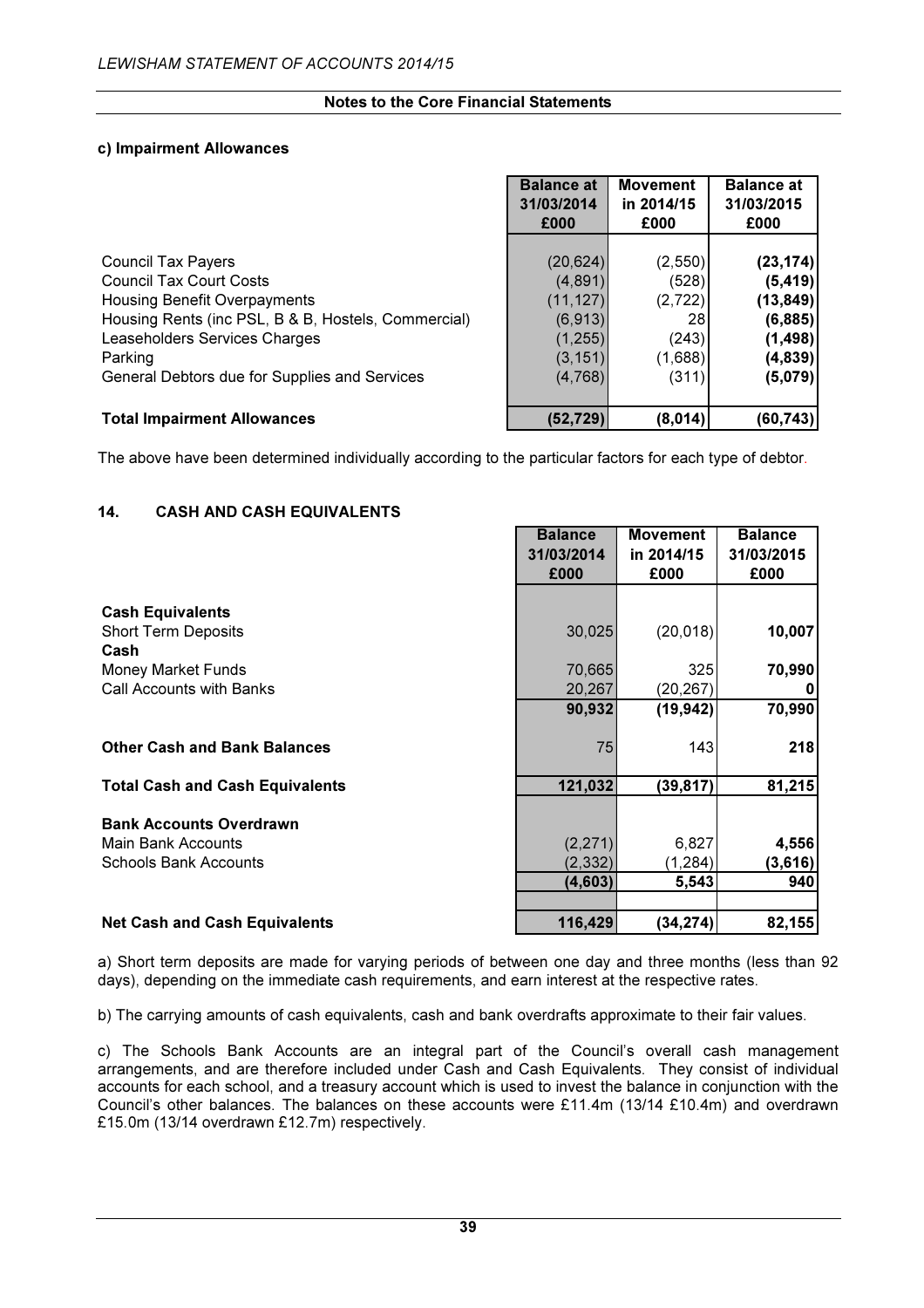## Notes to the Core Financial Statements

### c) Impairment Allowances

| | Balance at 31/03/2014 £000 | Movement in 2014/15 £000 | Balance at 31/03/2015 £000 |
|---|---|---|---|
| Council Tax Payers | (20,624) | (2,550) | **(23,174)** |
| Council Tax Court Costs | (4,891) | (528) | **(5,419)** |
| Housing Benefit Overpayments | (11,127) | (2,722) | **(13,849)** |
| Housing Rents (inc PSL, B & B, Hostels, Commercial) | (6,913) | 28 | **(6,885)** |
| Leaseholders Services Charges | (1,255) | (243) | **(1,498)** |
| Parking | (3,151) | (1,688) | **(4,839)** |
| General Debtors due for Supplies and Services | (4,768) | (311) | **(5,079)** |
| **Total Impairment Allowances** | **(52,729)** | **(8,014)** | **(60,743)** |

The above have been determined individually according to the particular factors for each type of debtor.

### 14. CASH AND CASH EQUIVALENTS

| | Balance 31/03/2014 £000 | Movement in 2014/15 £000 | Balance 31/03/2015 £000 |
|---|---|---|---|
| **Cash Equivalents** | | | |
| Short Term Deposits | 30,025 | (20,018) | **10,007** |
| **Cash** | | | |
| Money Market Funds | 70,665 | 325 | **70,990** |
| Call Accounts with Banks | 20,267 | (20,267) | **0** |
| | **90,932** | **(19,942)** | **70,990** |
| **Other Cash and Bank Balances** | 75 | 143 | **218** |
| **Total Cash and Cash Equivalents** | **121,032** | **(39,817)** | **81,215** |
| **Bank Accounts Overdrawn** | | | |
| Main Bank Accounts | (2,271) | 6,827 | **4,556** |
| Schools Bank Accounts | (2,332) | (1,284) | **(3,616)** |
| | **(4,603)** | **5,543** | **940** |
| **Net Cash and Cash Equivalents** | **116,429** | **(34,274)** | **82,155** |

a) Short term deposits are made for varying periods of between one day and three months (less than 92 days), depending on the immediate cash requirements, and earn interest at the respective rates.

b) The carrying amounts of cash equivalents, cash and bank overdrafts approximate to their fair values.

c) The Schools Bank Accounts are an integral part of the Council's overall cash management arrangements, and are therefore included under Cash and Cash Equivalents. They consist of individual accounts for each school, and a treasury account which is used to invest the balance in conjunction with the Council's other balances. The balances on these accounts were £11.4m (13/14 £10.4m) and overdrawn £15.0m (13/14 overdrawn £12.7m) respectively.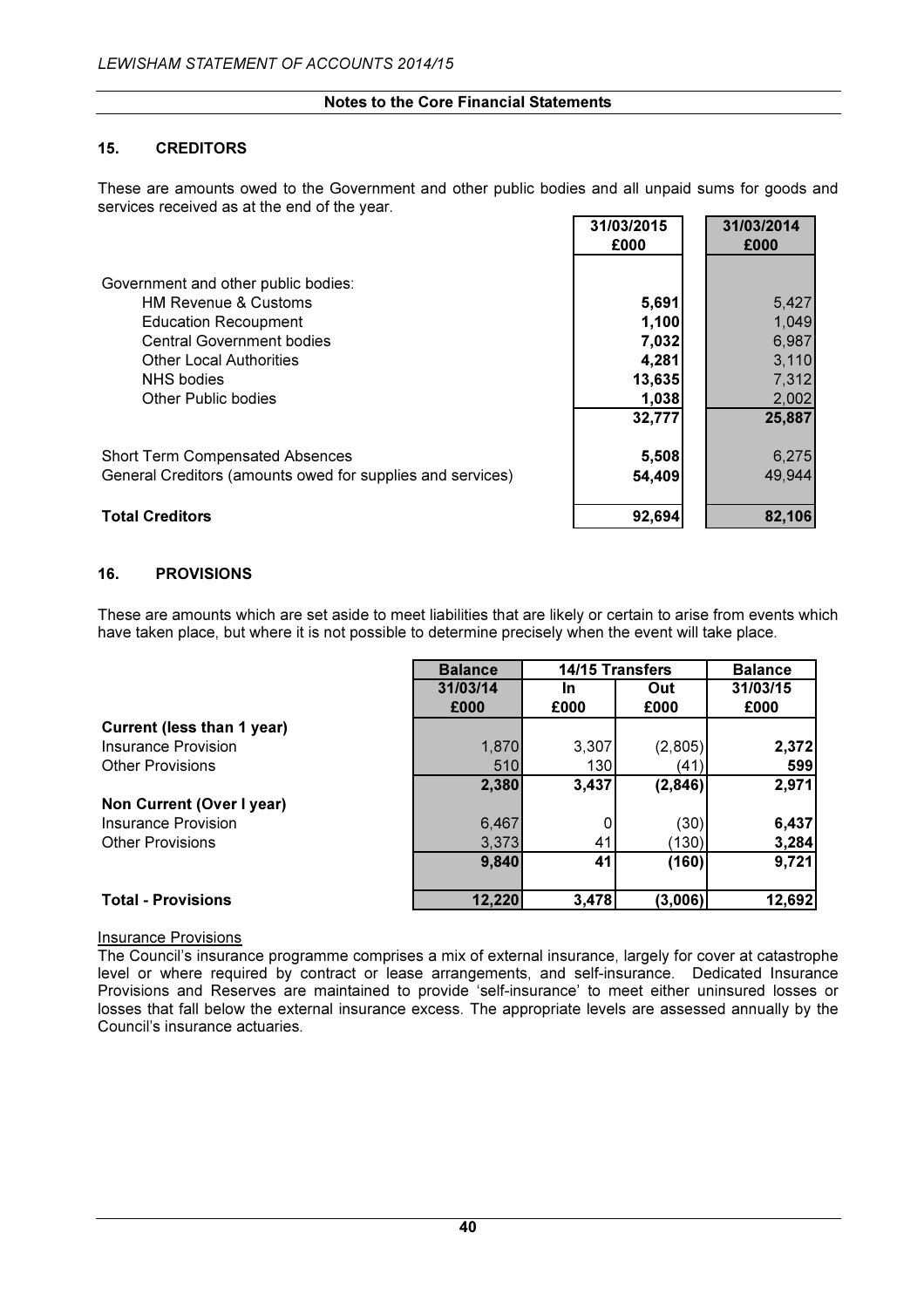**Notes to the Core Financial Statements**

## 15. CREDITORS

These are amounts owed to the Government and other public bodies and all unpaid sums for goods and services received as at the end of the year.

| | 31/03/2015 £000 | 31/03/2014 £000 |
|---|---|---|
| Government and other public bodies: | | |
| HM Revenue & Customs | **5,691** | 5,427 |
| Education Recoupment | **1,100** | 1,049 |
| Central Government bodies | **7,032** | 6,987 |
| Other Local Authorities | **4,281** | 3,110 |
| NHS bodies | **13,635** | 7,312 |
| Other Public bodies | **1,038** | 2,002 |
| | **32,777** | **25,887** |
| Short Term Compensated Absences | **5,508** | 6,275 |
| General Creditors (amounts owed for supplies and services) | **54,409** | 49,944 |
| **Total Creditors** | **92,694** | **82,106** |

## 16. PROVISIONS

These are amounts which are set aside to meet liabilities that are likely or certain to arise from events which have taken place, but where it is not possible to determine precisely when the event will take place.

| | Balance | 14/15 Transfers | | Balance |
|---|---|---|---|---|
| | 31/03/14 £000 | In £000 | Out £000 | 31/03/15 £000 |
| **Current (less than 1 year)** | | | | |
| Insurance Provision | 1,870 | 3,307 | (2,805) | **2,372** |
| Other Provisions | 510 | 130 | (41) | **599** |
| | **2,380** | **3,437** | **(2,846)** | **2,971** |
| **Non Current (Over I year)** | | | | |
| Insurance Provision | 6,467 | 0 | (30) | **6,437** |
| Other Provisions | 3,373 | 41 | (130) | **3,284** |
| | **9,840** | **41** | **(160)** | **9,721** |
| **Total - Provisions** | **12,220** | **3,478** | **(3,006)** | **12,692** |

Insurance Provisions

The Council's insurance programme comprises a mix of external insurance, largely for cover at catastrophe level or where required by contract or lease arrangements, and self-insurance. Dedicated Insurance Provisions and Reserves are maintained to provide 'self-insurance' to meet either uninsured losses or losses that fall below the external insurance excess. The appropriate levels are assessed annually by the Council's insurance actuaries.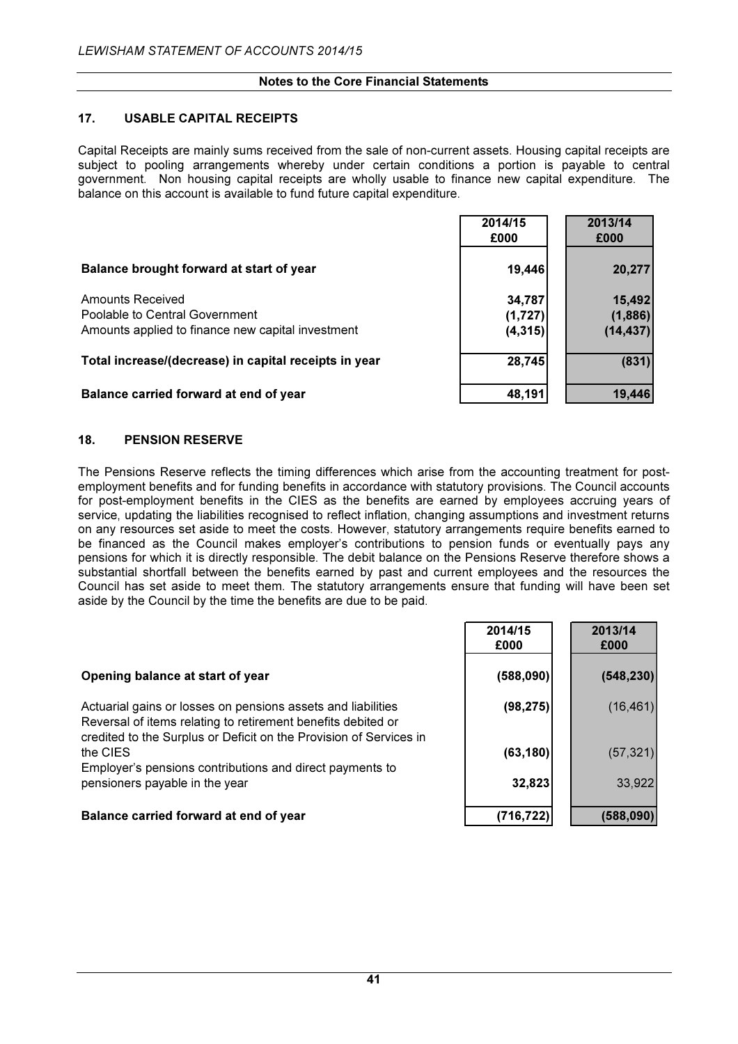**Notes to the Core Financial Statements**

## 17. USABLE CAPITAL RECEIPTS

Capital Receipts are mainly sums received from the sale of non-current assets. Housing capital receipts are subject to pooling arrangements whereby under certain conditions a portion is payable to central government. Non housing capital receipts are wholly usable to finance new capital expenditure. The balance on this account is available to fund future capital expenditure.

| | 2014/15 £000 | 2013/14 £000 |
|---|---|---|
| **Balance brought forward at start of year** | **19,446** | **20,277** |
| Amounts Received | **34,787** | **15,492** |
| Poolable to Central Government | **(1,727)** | **(1,886)** |
| Amounts applied to finance new capital investment | **(4,315)** | **(14,437)** |
| **Total increase/(decrease) in capital receipts in year** | **28,745** | **(831)** |
| **Balance carried forward at end of year** | **48,191** | **19,446** |

## 18. PENSION RESERVE

The Pensions Reserve reflects the timing differences which arise from the accounting treatment for post-employment benefits and for funding benefits in accordance with statutory provisions. The Council accounts for post-employment benefits in the CIES as the benefits are earned by employees accruing years of service, updating the liabilities recognised to reflect inflation, changing assumptions and investment returns on any resources set aside to meet the costs. However, statutory arrangements require benefits earned to be financed as the Council makes employer's contributions to pension funds or eventually pays any pensions for which it is directly responsible. The debit balance on the Pensions Reserve therefore shows a substantial shortfall between the benefits earned by past and current employees and the resources the Council has set aside to meet them. The statutory arrangements ensure that funding will have been set aside by the Council by the time the benefits are due to be paid.

| | 2014/15 £000 | 2013/14 £000 |
|---|---|---|
| **Opening balance at start of year** | **(588,090)** | **(548,230)** |
| Actuarial gains or losses on pensions assets and liabilities | **(98,275)** | (16,461) |
| Reversal of items relating to retirement benefits debited or credited to the Surplus or Deficit on the Provision of Services in the CIES | **(63,180)** | (57,321) |
| Employer's pensions contributions and direct payments to pensioners payable in the year | **32,823** | 33,922 |
| **Balance carried forward at end of year** | **(716,722)** | **(588,090)** |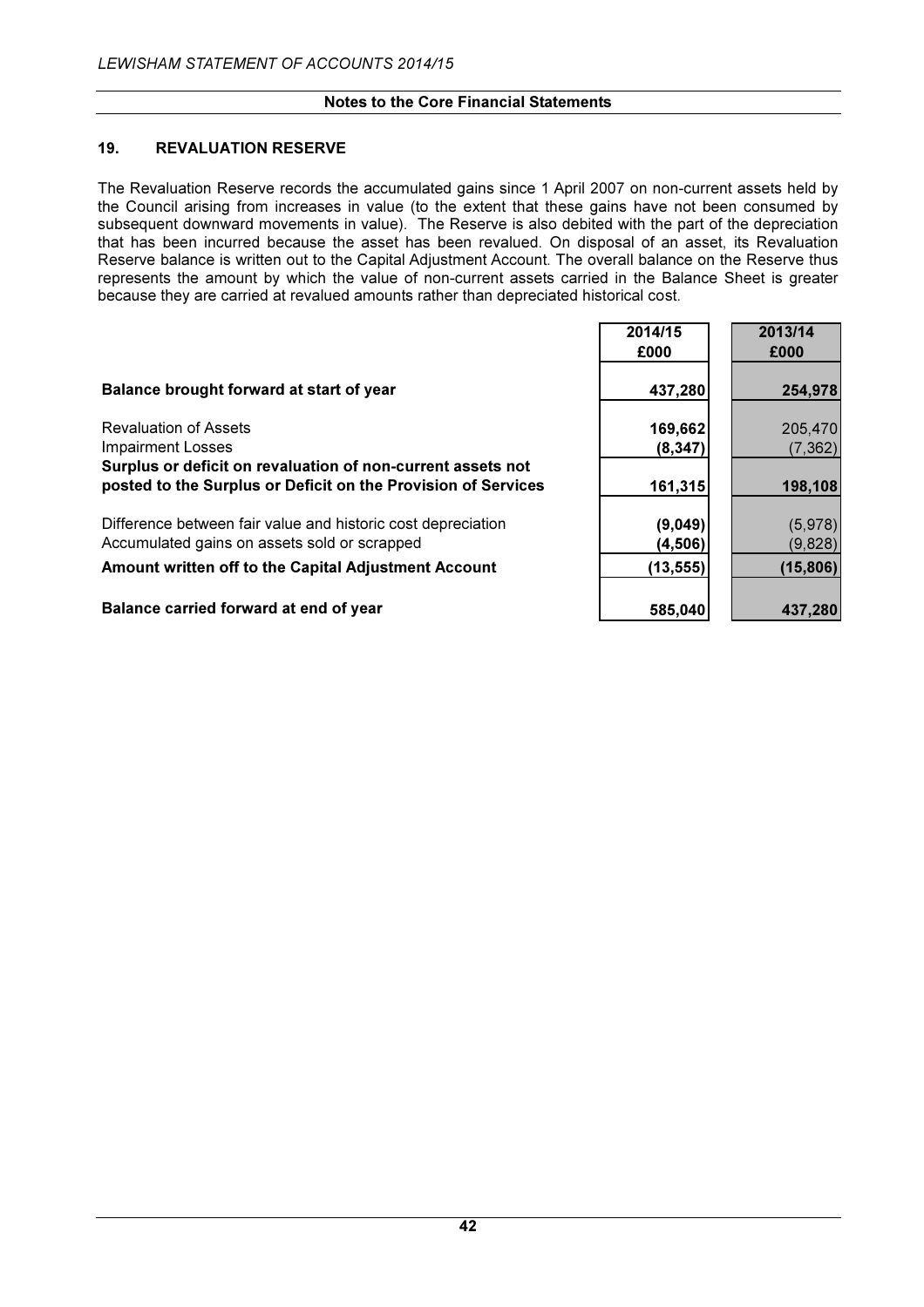### Notes to the Core Financial Statements

## 19. REVALUATION RESERVE

The Revaluation Reserve records the accumulated gains since 1 April 2007 on non-current assets held by the Council arising from increases in value (to the extent that these gains have not been consumed by subsequent downward movements in value). The Reserve is also debited with the part of the depreciation that has been incurred because the asset has been revalued. On disposal of an asset, its Revaluation Reserve balance is written out to the Capital Adjustment Account. The overall balance on the Reserve thus represents the amount by which the value of non-current assets carried in the Balance Sheet is greater because they are carried at revalued amounts rather than depreciated historical cost.

| | 2014/15 £000 | 2013/14 £000 |
|---|---|---|
| **Balance brought forward at start of year** | **437,280** | **254,978** |
| Revaluation of Assets | **169,662** | 205,470 |
| Impairment Losses | **(8,347)** | (7,362) |
| **Surplus or deficit on revaluation of non-current assets not posted to the Surplus or Deficit on the Provision of Services** | **161,315** | **198,108** |
| Difference between fair value and historic cost depreciation | **(9,049)** | (5,978) |
| Accumulated gains on assets sold or scrapped | **(4,506)** | (9,828) |
| **Amount written off to the Capital Adjustment Account** | **(13,555)** | **(15,806)** |
| **Balance carried forward at end of year** | **585,040** | **437,280** |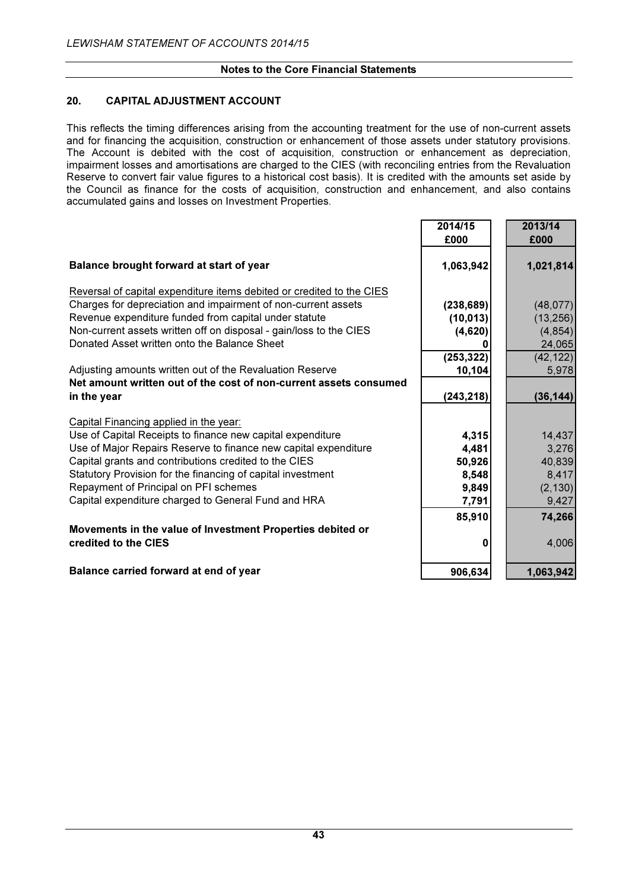## 20. CAPITAL ADJUSTMENT ACCOUNT

This reflects the timing differences arising from the accounting treatment for the use of non-current assets and for financing the acquisition, construction or enhancement of those assets under statutory provisions. The Account is debited with the cost of acquisition, construction or enhancement as depreciation, impairment losses and amortisations are charged to the CIES (with reconciling entries from the Revaluation Reserve to convert fair value figures to a historical cost basis). It is credited with the amounts set aside by the Council as finance for the costs of acquisition, construction and enhancement, and also contains accumulated gains and losses on Investment Properties.

| | 2014/15 £000 | 2013/14 £000 |
|---|---|---|
| **Balance brought forward at start of year** | **1,063,942** | **1,021,814** |
| Reversal of capital expenditure items debited or credited to the CIES | | |
| Charges for depreciation and impairment of non-current assets | **(238,689)** | (48,077) |
| Revenue expenditure funded from capital under statute | **(10,013)** | (13,256) |
| Non-current assets written off on disposal - gain/loss to the CIES | **(4,620)** | (4,854) |
| Donated Asset written onto the Balance Sheet | **0** | 24,065 |
| | **(253,322)** | (42,122) |
| Adjusting amounts written out of the Revaluation Reserve | **10,104** | 5,978 |
| **Net amount written out of the cost of non-current assets consumed in the year** | **(243,218)** | **(36,144)** |
| Capital Financing applied in the year: | | |
| Use of Capital Receipts to finance new capital expenditure | **4,315** | 14,437 |
| Use of Major Repairs Reserve to finance new capital expenditure | **4,481** | 3,276 |
| Capital grants and contributions credited to the CIES | **50,926** | 40,839 |
| Statutory Provision for the financing of capital investment | **8,548** | 8,417 |
| Repayment of Principal on PFI schemes | **9,849** | (2,130) |
| Capital expenditure charged to General Fund and HRA | **7,791** | 9,427 |
| | **85,910** | **74,266** |
| **Movements in the value of Investment Properties debited or credited to the CIES** | **0** | 4,006 |
| **Balance carried forward at end of year** | **906,634** | **1,063,942** |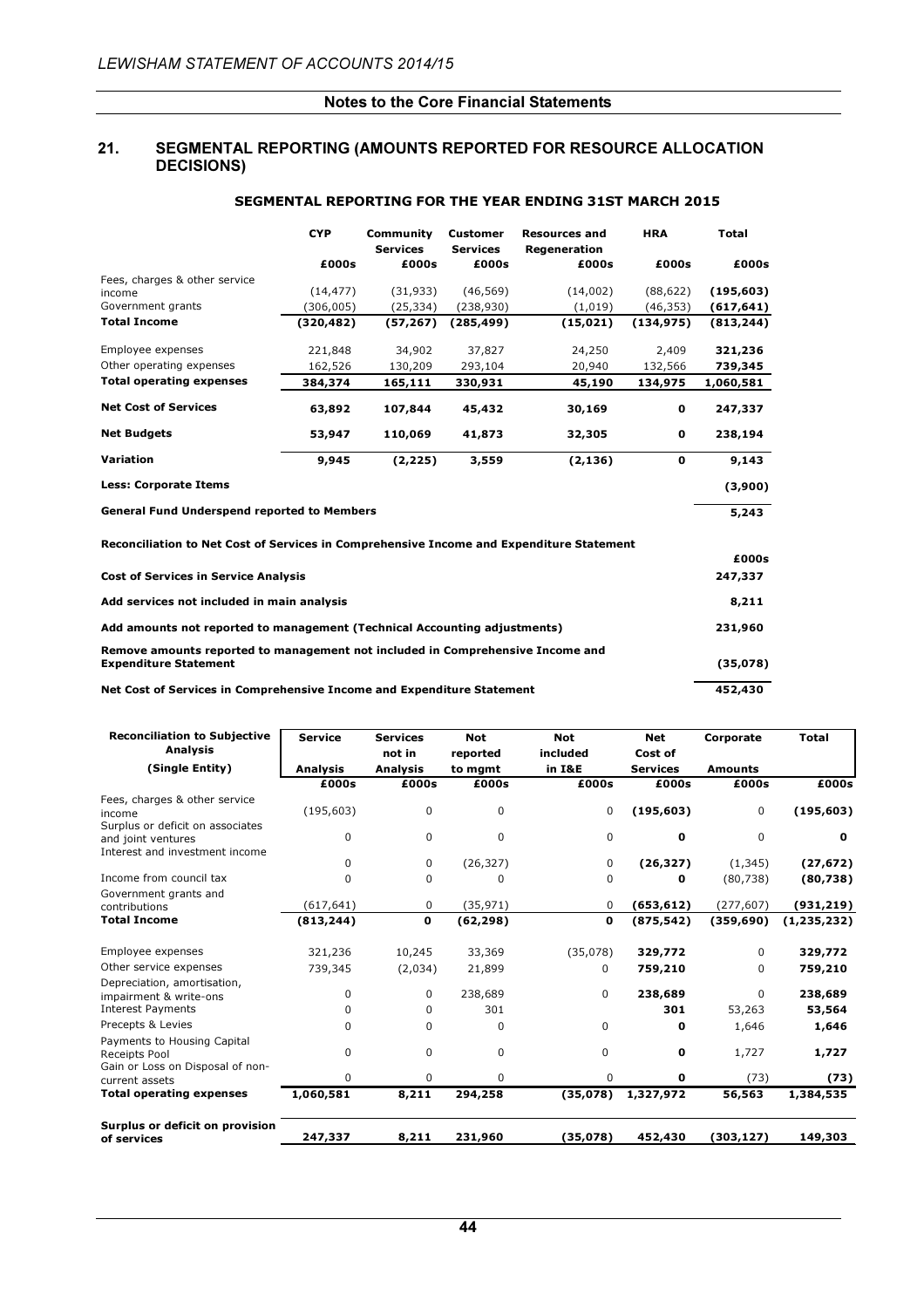## 21. SEGMENTAL REPORTING (AMOUNTS REPORTED FOR RESOURCE ALLOCATION DECISIONS)

### SEGMENTAL REPORTING FOR THE YEAR ENDING 31ST MARCH 2015

| | CYP | Community Services | Customer Services | Resources and Regeneration | HRA | Total |
|---|---|---|---|---|---|---|
| | £000s | £000s | £000s | £000s | £000s | £000s |
| Fees, charges & other service income | (14,477) | (31,933) | (46,569) | (14,002) | (88,622) | **(195,603)** |
| Government grants | (306,005) | (25,334) | (238,930) | (1,019) | (46,353) | **(617,641)** |
| **Total Income** | **(320,482)** | **(57,267)** | **(285,499)** | **(15,021)** | **(134,975)** | **(813,244)** |
| Employee expenses | 221,848 | 34,902 | 37,827 | 24,250 | 2,409 | **321,236** |
| Other operating expenses | 162,526 | 130,209 | 293,104 | 20,940 | 132,566 | **739,345** |
| **Total operating expenses** | **384,374** | **165,111** | **330,931** | **45,190** | **134,975** | **1,060,581** |
| **Net Cost of Services** | **63,892** | **107,844** | **45,432** | **30,169** | **0** | **247,337** |
| **Net Budgets** | **53,947** | **110,069** | **41,873** | **32,305** | **0** | **238,194** |
| **Variation** | **9,945** | **(2,225)** | **3,559** | **(2,136)** | **0** | **9,143** |
| **Less: Corporate Items** | | | | | | **(3,900)** |
| **General Fund Underspend reported to Members** | | | | | | **5,243** |

**Reconciliation to Net Cost of Services in Comprehensive Income and Expenditure Statement**

| | £000s |
|---|---|
| **Cost of Services in Service Analysis** | **247,337** |
| **Add services not included in main analysis** | **8,211** |
| **Add amounts not reported to management (Technical Accounting adjustments)** | **231,960** |
| **Remove amounts reported to management not included in Comprehensive Income and Expenditure Statement** | **(35,078)** |
| **Net Cost of Services in Comprehensive Income and Expenditure Statement** | **452,430** |

| Reconciliation to Subjective Analysis (Single Entity) | Service Analysis | Services not in Analysis | Not reported to mgmt | Not included in I&E | Net Cost of Services | Corporate Amounts | Total |
|---|---|---|---|---|---|---|---|
| | £000s | £000s | £000s | £000s | £000s | £000s | £000s |
| Fees, charges & other service income | (195,603) | 0 | 0 | 0 | **(195,603)** | 0 | **(195,603)** |
| Surplus or deficit on associates and joint ventures | 0 | 0 | 0 | 0 | **0** | 0 | **0** |
| Interest and investment income | 0 | 0 | (26,327) | 0 | **(26,327)** | (1,345) | **(27,672)** |
| Income from council tax | 0 | 0 | 0 | 0 | **0** | (80,738) | **(80,738)** |
| Government grants and contributions | (617,641) | 0 | (35,971) | 0 | **(653,612)** | (277,607) | **(931,219)** |
| **Total Income** | **(813,244)** | **0** | **(62,298)** | **0** | **(875,542)** | **(359,690)** | **(1,235,232)** |
| Employee expenses | 321,236 | 10,245 | 33,369 | (35,078) | **329,772** | 0 | **329,772** |
| Other service expenses | 739,345 | (2,034) | 21,899 | 0 | **759,210** | 0 | **759,210** |
| Depreciation, amortisation, impairment & write-ons | 0 | 0 | 238,689 | 0 | **238,689** | 0 | **238,689** |
| Interest Payments | 0 | 0 | 301 | | **301** | 53,263 | **53,564** |
| Precepts & Levies | 0 | 0 | 0 | 0 | **0** | 1,646 | **1,646** |
| Payments to Housing Capital Receipts Pool | 0 | 0 | 0 | 0 | **0** | 1,727 | **1,727** |
| Gain or Loss on Disposal of non-current assets | 0 | 0 | 0 | 0 | **0** | (73) | **(73)** |
| **Total operating expenses** | **1,060,581** | **8,211** | **294,258** | **(35,078)** | **1,327,972** | **56,563** | **1,384,535** |
| **Surplus or deficit on provision of services** | **247,337** | **8,211** | **231,960** | **(35,078)** | **452,430** | **(303,127)** | **149,303** |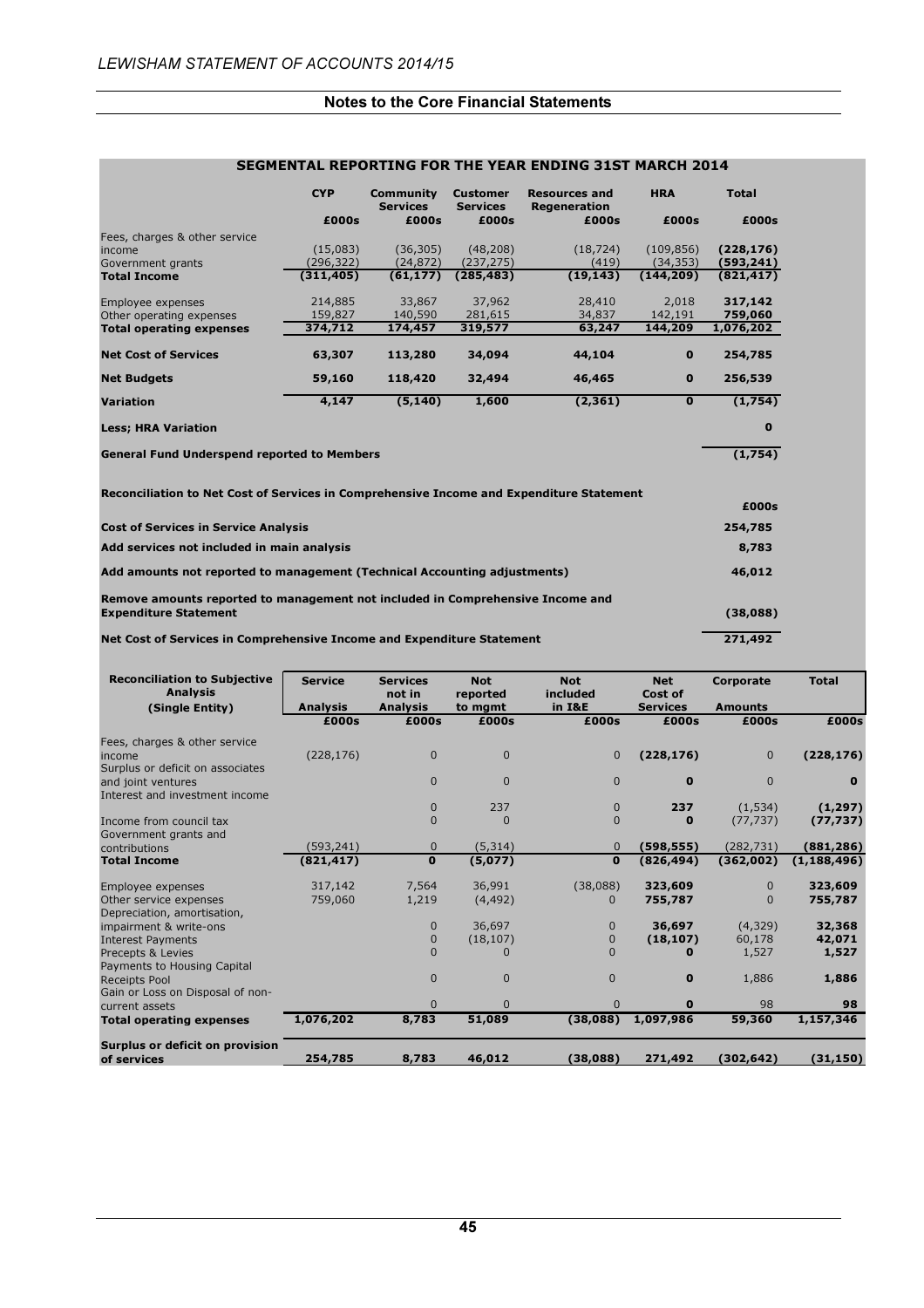## Notes to the Core Financial Statements

### SEGMENTAL REPORTING FOR THE YEAR ENDING 31ST MARCH 2014

| | CYP | Community Services | Customer Services | Resources and Regeneration | HRA | Total |
|---|---|---|---|---|---|---|
| | £000s | £000s | £000s | £000s | £000s | £000s |
| Fees, charges & other service income | (15,083) | (36,305) | (48,208) | (18,724) | (109,856) | **(228,176)** |
| Government grants | (296,322) | (24,872) | (237,275) | (419) | (34,353) | **(593,241)** |
| **Total Income** | **(311,405)** | **(61,177)** | **(285,483)** | **(19,143)** | **(144,209)** | **(821,417)** |
| Employee expenses | 214,885 | 33,867 | 37,962 | 28,410 | 2,018 | **317,142** |
| Other operating expenses | 159,827 | 140,590 | 281,615 | 34,837 | 142,191 | **759,060** |
| **Total operating expenses** | **374,712** | **174,457** | **319,577** | **63,247** | **144,209** | **1,076,202** |
| **Net Cost of Services** | **63,307** | **113,280** | **34,094** | **44,104** | **0** | **254,785** |
| **Net Budgets** | **59,160** | **118,420** | **32,494** | **46,465** | **0** | **256,539** |
| **Variation** | **4,147** | **(5,140)** | **1,600** | **(2,361)** | **0** | **(1,754)** |
| **Less; HRA Variation** | | | | | | **0** |
| **General Fund Underspend reported to Members** | | | | | | **(1,754)** |

**Reconciliation to Net Cost of Services in Comprehensive Income and Expenditure Statement**

| | £000s |
|---|---|
| **Cost of Services in Service Analysis** | **254,785** |
| **Add services not included in main analysis** | **8,783** |
| **Add amounts not reported to management (Technical Accounting adjustments)** | **46,012** |
| **Remove amounts reported to management not included in Comprehensive Income and Expenditure Statement** | **(38,088)** |
| **Net Cost of Services in Comprehensive Income and Expenditure Statement** | **271,492** |

| Reconciliation to Subjective Analysis (Single Entity) | Service Analysis | Services not in Analysis | Not reported to mgmt | Not included in I&E | Net Cost of Services | Corporate Amounts | Total |
|---|---|---|---|---|---|---|---|
| | £000s | £000s | £000s | £000s | £000s | £000s | £000s |
| Fees, charges & other service income | (228,176) | 0 | 0 | 0 | **(228,176)** | 0 | **(228,176)** |
| Surplus or deficit on associates and joint ventures | | 0 | 0 | 0 | **0** | 0 | **0** |
| Interest and investment income | | 0 | 237 | 0 | **237** | (1,534) | **(1,297)** |
| Income from council tax | | 0 | 0 | 0 | **0** | (77,737) | **(77,737)** |
| Government grants and contributions | (593,241) | 0 | (5,314) | 0 | **(598,555)** | (282,731) | **(881,286)** |
| **Total Income** | **(821,417)** | **0** | **(5,077)** | **0** | **(826,494)** | **(362,002)** | **(1,188,496)** |
| Employee expenses | 317,142 | 7,564 | 36,991 | (38,088) | **323,609** | 0 | **323,609** |
| Other service expenses | 759,060 | 1,219 | (4,492) | 0 | **755,787** | 0 | **755,787** |
| Depreciation, amortisation, impairment & write-ons | | 0 | 36,697 | 0 | **36,697** | (4,329) | **32,368** |
| Interest Payments | | 0 | (18,107) | 0 | **(18,107)** | 60,178 | **42,071** |
| Precepts & Levies | | 0 | 0 | 0 | **0** | 1,527 | **1,527** |
| Payments to Housing Capital Receipts Pool | | 0 | 0 | 0 | **0** | 1,886 | **1,886** |
| Gain or Loss on Disposal of non-current assets | | 0 | 0 | 0 | **0** | 98 | **98** |
| **Total operating expenses** | **1,076,202** | **8,783** | **51,089** | **(38,088)** | **1,097,986** | **59,360** | **1,157,346** |
| **Surplus or deficit on provision of services** | **254,785** | **8,783** | **46,012** | **(38,088)** | **271,492** | **(302,642)** | **(31,150)** |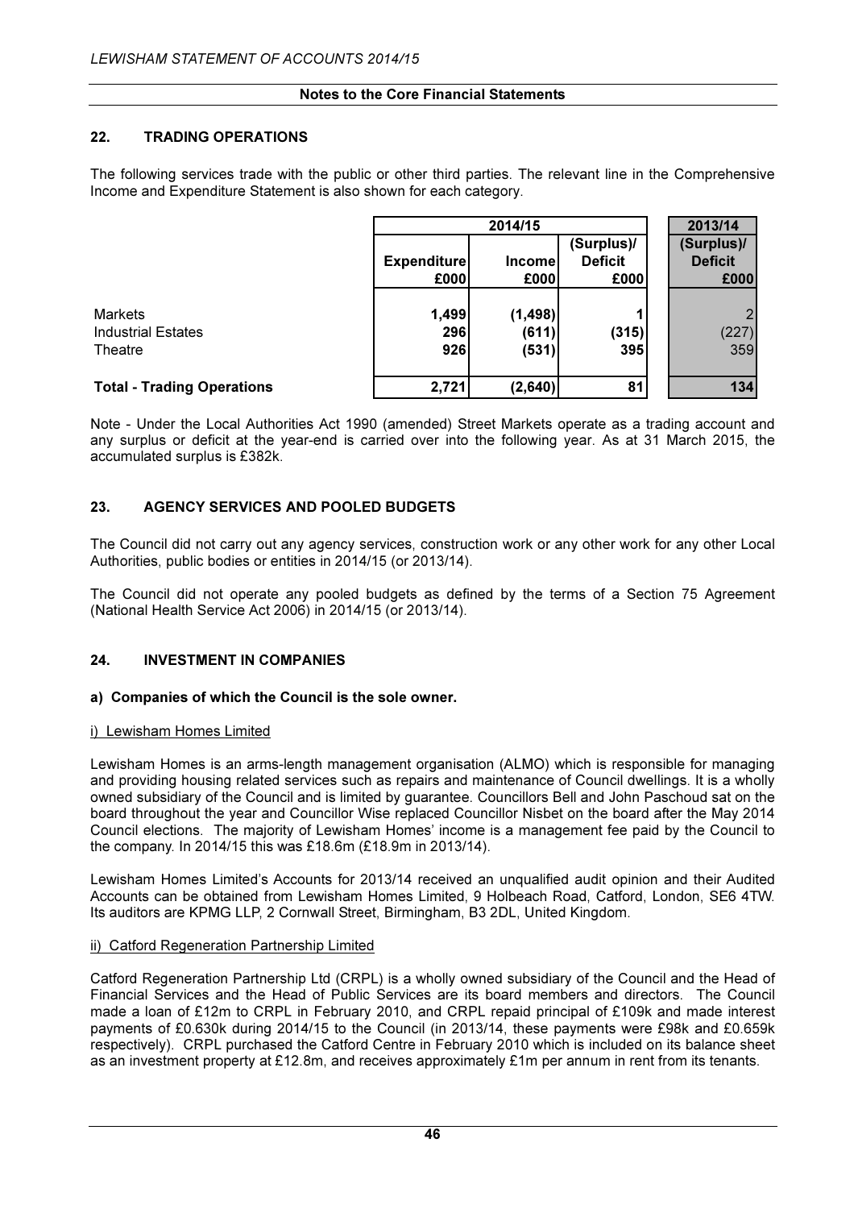### Notes to the Core Financial Statements

## 22. TRADING OPERATIONS

The following services trade with the public or other third parties. The relevant line in the Comprehensive Income and Expenditure Statement is also shown for each category.

| | 2014/15 | | | 2013/14 |
|---|---|---|---|---|
| | Expenditure £000 | Income £000 | (Surplus)/ Deficit £000 | (Surplus)/ Deficit £000 |
| Markets | 1,499 | (1,498) | 1 | 2 |
| Industrial Estates | 296 | (611) | (315) | (227) |
| Theatre | 926 | (531) | 395 | 359 |
| **Total - Trading Operations** | 2,721 | (2,640) | 81 | 134 |

Note - Under the Local Authorities Act 1990 (amended) Street Markets operate as a trading account and any surplus or deficit at the year-end is carried over into the following year. As at 31 March 2015, the accumulated surplus is £382k.

## 23. AGENCY SERVICES AND POOLED BUDGETS

The Council did not carry out any agency services, construction work or any other work for any other Local Authorities, public bodies or entities in 2014/15 (or 2013/14).

The Council did not operate any pooled budgets as defined by the terms of a Section 75 Agreement (National Health Service Act 2006) in 2014/15 (or 2013/14).

## 24. INVESTMENT IN COMPANIES

### a) Companies of which the Council is the sole owner.

i) Lewisham Homes Limited

Lewisham Homes is an arms-length management organisation (ALMO) which is responsible for managing and providing housing related services such as repairs and maintenance of Council dwellings. It is a wholly owned subsidiary of the Council and is limited by guarantee. Councillors Bell and John Paschoud sat on the board throughout the year and Councillor Wise replaced Councillor Nisbet on the board after the May 2014 Council elections. The majority of Lewisham Homes' income is a management fee paid by the Council to the company. In 2014/15 this was £18.6m (£18.9m in 2013/14).

Lewisham Homes Limited's Accounts for 2013/14 received an unqualified audit opinion and their Audited Accounts can be obtained from Lewisham Homes Limited, 9 Holbeach Road, Catford, London, SE6 4TW. Its auditors are KPMG LLP, 2 Cornwall Street, Birmingham, B3 2DL, United Kingdom.

ii) Catford Regeneration Partnership Limited

Catford Regeneration Partnership Ltd (CRPL) is a wholly owned subsidiary of the Council and the Head of Financial Services and the Head of Public Services are its board members and directors. The Council made a loan of £12m to CRPL in February 2010, and CRPL repaid principal of £109k and made interest payments of £0.630k during 2014/15 to the Council (in 2013/14, these payments were £98k and £0.659k respectively). CRPL purchased the Catford Centre in February 2010 which is included on its balance sheet as an investment property at £12.8m, and receives approximately £1m per annum in rent from its tenants.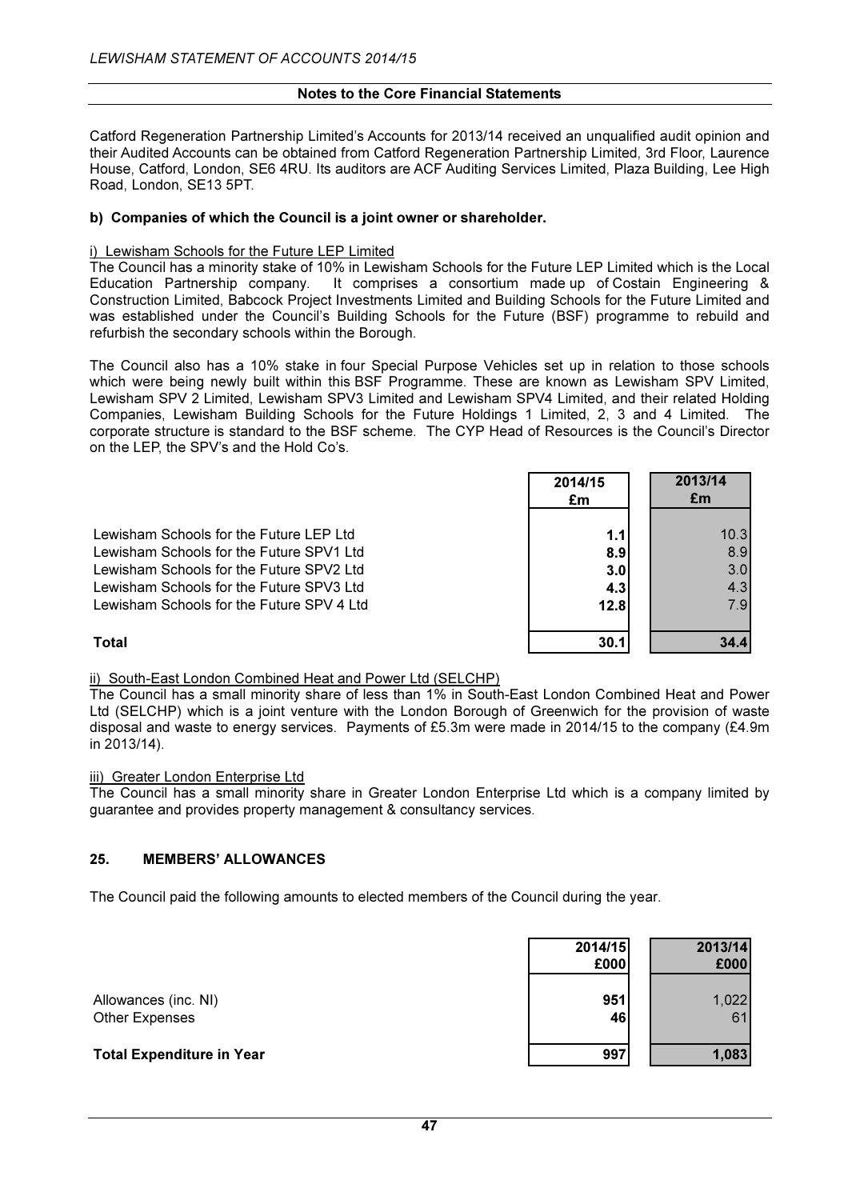Catford Regeneration Partnership Limited's Accounts for 2013/14 received an unqualified audit opinion and their Audited Accounts can be obtained from Catford Regeneration Partnership Limited, 3rd Floor, Laurence House, Catford, London, SE6 4RU. Its auditors are ACF Auditing Services Limited, Plaza Building, Lee High Road, London, SE13 5PT.

**b) Companies of which the Council is a joint owner or shareholder.**

i) Lewisham Schools for the Future LEP Limited

The Council has a minority stake of 10% in Lewisham Schools for the Future LEP Limited which is the Local Education Partnership company. It comprises a consortium made up of Costain Engineering & Construction Limited, Babcock Project Investments Limited and Building Schools for the Future Limited and was established under the Council's Building Schools for the Future (BSF) programme to rebuild and refurbish the secondary schools within the Borough.

The Council also has a 10% stake in four Special Purpose Vehicles set up in relation to those schools which were being newly built within this BSF Programme. These are known as Lewisham SPV Limited, Lewisham SPV 2 Limited, Lewisham SPV3 Limited and Lewisham SPV4 Limited, and their related Holding Companies, Lewisham Building Schools for the Future Holdings 1 Limited, 2, 3 and 4 Limited. The corporate structure is standard to the BSF scheme. The CYP Head of Resources is the Council's Director on the LEP, the SPV's and the Hold Co's.

| | 2014/15 £m | 2013/14 £m |
|---|---|---|
| Lewisham Schools for the Future LEP Ltd | **1.1** | 10.3 |
| Lewisham Schools for the Future SPV1 Ltd | **8.9** | 8.9 |
| Lewisham Schools for the Future SPV2 Ltd | **3.0** | 3.0 |
| Lewisham Schools for the Future SPV3 Ltd | **4.3** | 4.3 |
| Lewisham Schools for the Future SPV 4 Ltd | **12.8** | 7.9 |
| **Total** | **30.1** | **34.4** |

ii) South-East London Combined Heat and Power Ltd (SELCHP)

The Council has a small minority share of less than 1% in South-East London Combined Heat and Power Ltd (SELCHP) which is a joint venture with the London Borough of Greenwich for the provision of waste disposal and waste to energy services. Payments of £5.3m were made in 2014/15 to the company (£4.9m in 2013/14).

iii) Greater London Enterprise Ltd

The Council has a small minority share in Greater London Enterprise Ltd which is a company limited by guarantee and provides property management & consultancy services.

## 25. MEMBERS' ALLOWANCES

The Council paid the following amounts to elected members of the Council during the year.

| | 2014/15 £000 | 2013/14 £000 |
|---|---|---|
| Allowances (inc. NI) | **951** | 1,022 |
| Other Expenses | **46** | 61 |
| **Total Expenditure in Year** | **997** | **1,083** |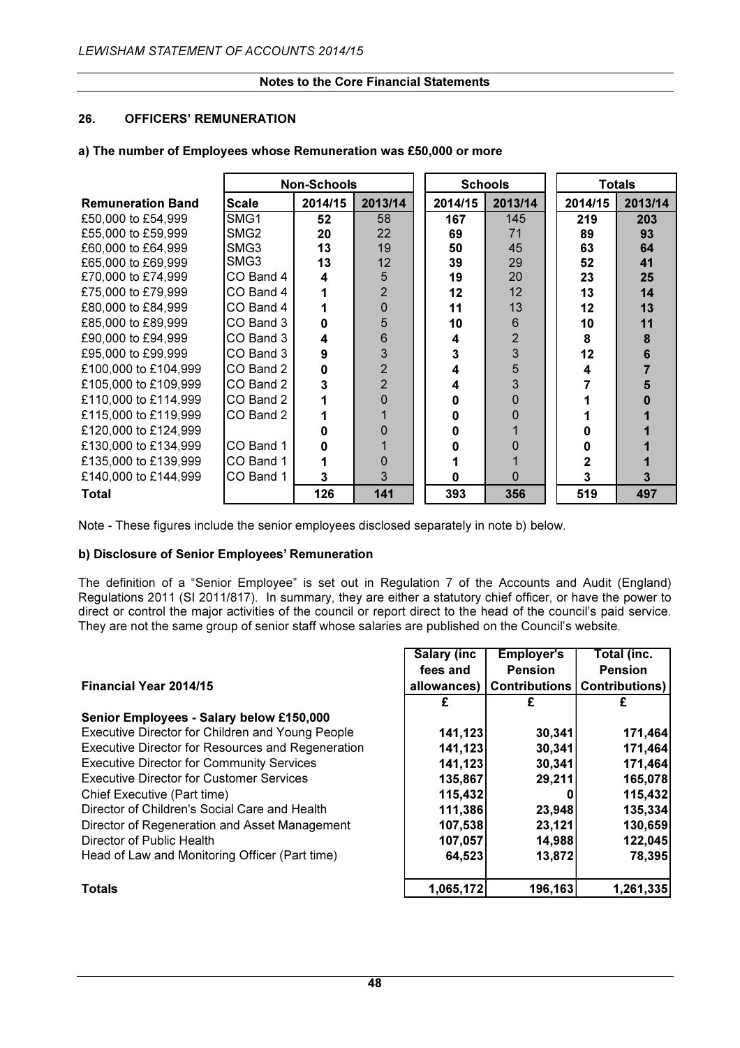## 26. OFFICERS' REMUNERATION

### a) The number of Employees whose Remuneration was £50,000 or more

| | Non-Schools | | | Schools | | Totals | |
|---|---|---|---|---|---|---|---|
| **Remuneration Band** | **Scale** | **2014/15** | **2013/14** | **2014/15** | **2013/14** | **2014/15** | **2013/14** |
| £50,000 to £54,999 | SMG1 | **52** | 58 | **167** | 145 | **219** | **203** |
| £55,000 to £59,999 | SMG2 | **20** | 22 | **69** | 71 | **89** | **93** |
| £60,000 to £64,999 | SMG3 | **13** | 19 | **50** | 45 | **63** | **64** |
| £65,000 to £69,999 | SMG3 | **13** | 12 | **39** | 29 | **52** | **41** |
| £70,000 to £74,999 | CO Band 4 | **4** | 5 | **19** | 20 | **23** | **25** |
| £75,000 to £79,999 | CO Band 4 | **1** | 2 | **12** | 12 | **13** | **14** |
| £80,000 to £84,999 | CO Band 4 | **1** | 0 | **11** | 13 | **12** | **13** |
| £85,000 to £89,999 | CO Band 3 | **0** | 5 | **10** | 6 | **10** | **11** |
| £90,000 to £94,999 | CO Band 3 | **4** | 6 | **4** | 2 | **8** | **8** |
| £95,000 to £99,999 | CO Band 3 | **9** | 3 | **3** | 3 | **12** | **6** |
| £100,000 to £104,999 | CO Band 2 | **0** | 2 | **4** | 5 | **4** | **7** |
| £105,000 to £109,999 | CO Band 2 | **3** | 2 | **4** | 3 | **7** | **5** |
| £110,000 to £114,999 | CO Band 2 | **1** | 0 | **0** | 0 | **1** | **0** |
| £115,000 to £119,999 | CO Band 2 | **1** | 1 | **0** | 0 | **1** | **1** |
| £120,000 to £124,999 | | **0** | 0 | **0** | 1 | **0** | **1** |
| £130,000 to £134,999 | CO Band 1 | **0** | 1 | **0** | 0 | **0** | **1** |
| £135,000 to £139,999 | CO Band 1 | **1** | 0 | **1** | 1 | **2** | **1** |
| £140,000 to £144,999 | CO Band 1 | **3** | 3 | **0** | 0 | **3** | **3** |
| **Total** | | **126** | **141** | **393** | **356** | **519** | **497** |

Note - These figures include the senior employees disclosed separately in note b) below.

### b) Disclosure of Senior Employees' Remuneration

The definition of a "Senior Employee" is set out in Regulation 7 of the Accounts and Audit (England) Regulations 2011 (SI 2011/817). In summary, they are either a statutory chief officer, or have the power to direct or control the major activities of the council or report direct to the head of the council's paid service. They are not the same group of senior staff whose salaries are published on the Council's website.

| **Financial Year 2014/15** | **Salary (inc fees and allowances)** | **Employer's Pension Contributions** | **Total (inc. Pension Contributions)** |
|---|---|---|---|
| | **£** | **£** | **£** |
| **Senior Employees - Salary below £150,000** | | | |
| Executive Director for Children and Young People | **141,123** | **30,341** | **171,464** |
| Executive Director for Resources and Regeneration | **141,123** | **30,341** | **171,464** |
| Executive Director for Community Services | **141,123** | **30,341** | **171,464** |
| Executive Director for Customer Services | **135,867** | **29,211** | **165,078** |
| Chief Executive (Part time) | **115,432** | **0** | **115,432** |
| Director of Children's Social Care and Health | **111,386** | **23,948** | **135,334** |
| Director of Regeneration and Asset Management | **107,538** | **23,121** | **130,659** |
| Director of Public Health | **107,057** | **14,988** | **122,045** |
| Head of Law and Monitoring Officer (Part time) | **64,523** | **13,872** | **78,395** |
| **Totals** | **1,065,172** | **196,163** | **1,261,335** |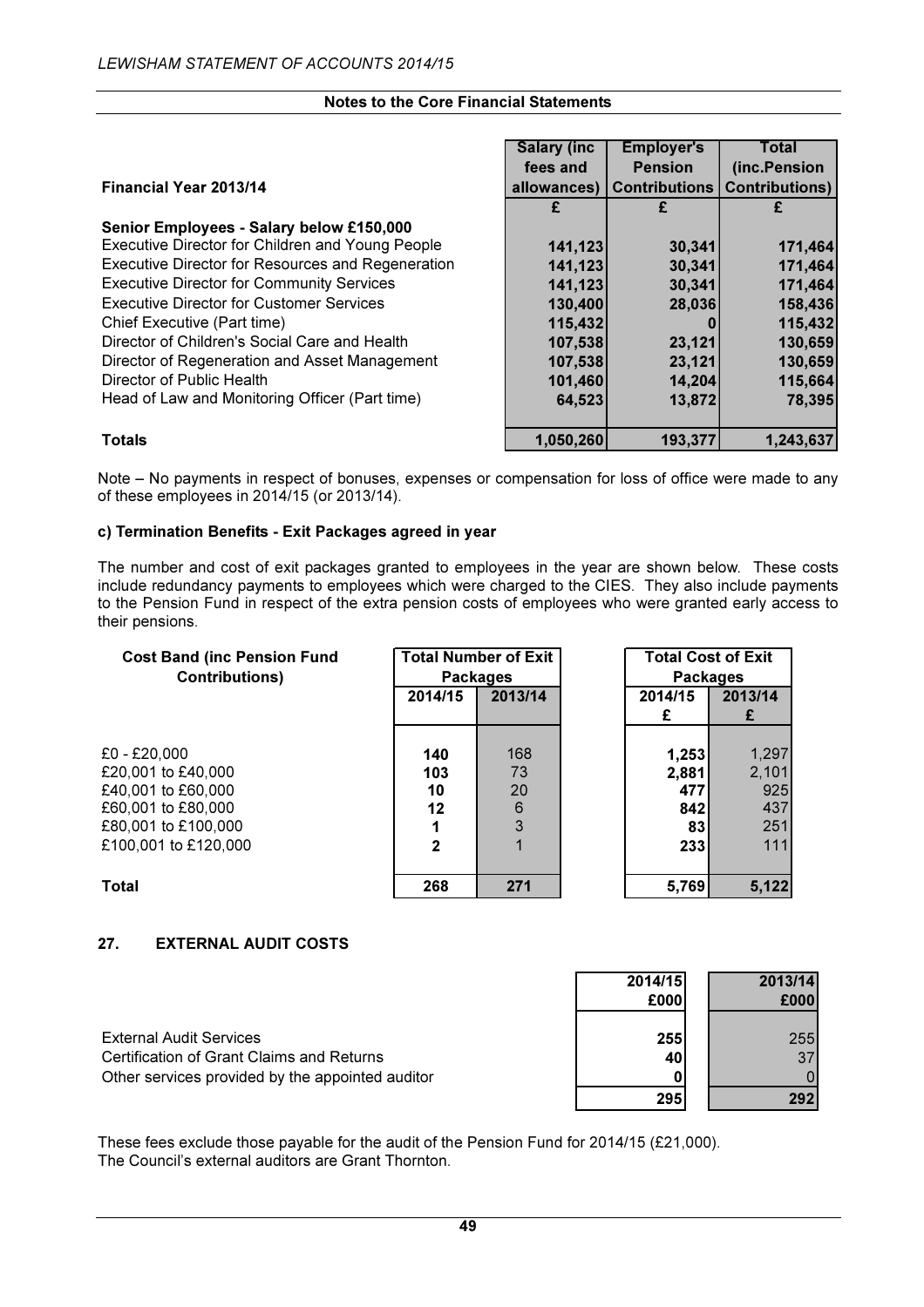**Notes to the Core Financial Statements**

| Financial Year 2013/14 | Salary (inc fees and allowances) | Employer's Pension Contributions | Total (inc.Pension Contributions) |
|---|---|---|---|
| | £ | £ | £ |
| **Senior Employees - Salary below £150,000** | | | |
| Executive Director for Children and Young People | **141,123** | **30,341** | **171,464** |
| Executive Director for Resources and Regeneration | **141,123** | **30,341** | **171,464** |
| Executive Director for Community Services | **141,123** | **30,341** | **171,464** |
| Executive Director for Customer Services | **130,400** | **28,036** | **158,436** |
| Chief Executive (Part time) | **115,432** | **0** | **115,432** |
| Director of Children's Social Care and Health | **107,538** | **23,121** | **130,659** |
| Director of Regeneration and Asset Management | **107,538** | **23,121** | **130,659** |
| Director of Public Health | **101,460** | **14,204** | **115,664** |
| Head of Law and Monitoring Officer (Part time) | **64,523** | **13,872** | **78,395** |
| **Totals** | **1,050,260** | **193,377** | **1,243,637** |

Note – No payments in respect of bonuses, expenses or compensation for loss of office were made to any of these employees in 2014/15 (or 2013/14).

**c) Termination Benefits - Exit Packages agreed in year**

The number and cost of exit packages granted to employees in the year are shown below. These costs include redundancy payments to employees which were charged to the CIES. They also include payments to the Pension Fund in respect of the extra pension costs of employees who were granted early access to their pensions.

| Cost Band (inc Pension Fund Contributions) | Total Number of Exit Packages | | Total Cost of Exit Packages | |
|---|---|---|---|---|
| | 2014/15 | 2013/14 | 2014/15 £ | 2013/14 £ |
| £0 - £20,000 | **140** | 168 | **1,253** | 1,297 |
| £20,001 to £40,000 | **103** | 73 | **2,881** | 2,101 |
| £40,001 to £60,000 | **10** | 20 | **477** | 925 |
| £60,001 to £80,000 | **12** | 6 | **842** | 437 |
| £80,001 to £100,000 | **1** | 3 | **83** | 251 |
| £100,001 to £120,000 | **2** | 1 | **233** | 111 |
| **Total** | **268** | **271** | **5,769** | **5,122** |

## 27. EXTERNAL AUDIT COSTS

| | 2014/15 £000 | 2013/14 £000 |
|---|---|---|
| External Audit Services | **255** | 255 |
| Certification of Grant Claims and Returns | **40** | 37 |
| Other services provided by the appointed auditor | **0** | 0 |
| | **295** | **292** |

These fees exclude those payable for the audit of the Pension Fund for 2014/15 (£21,000).
The Council's external auditors are Grant Thornton.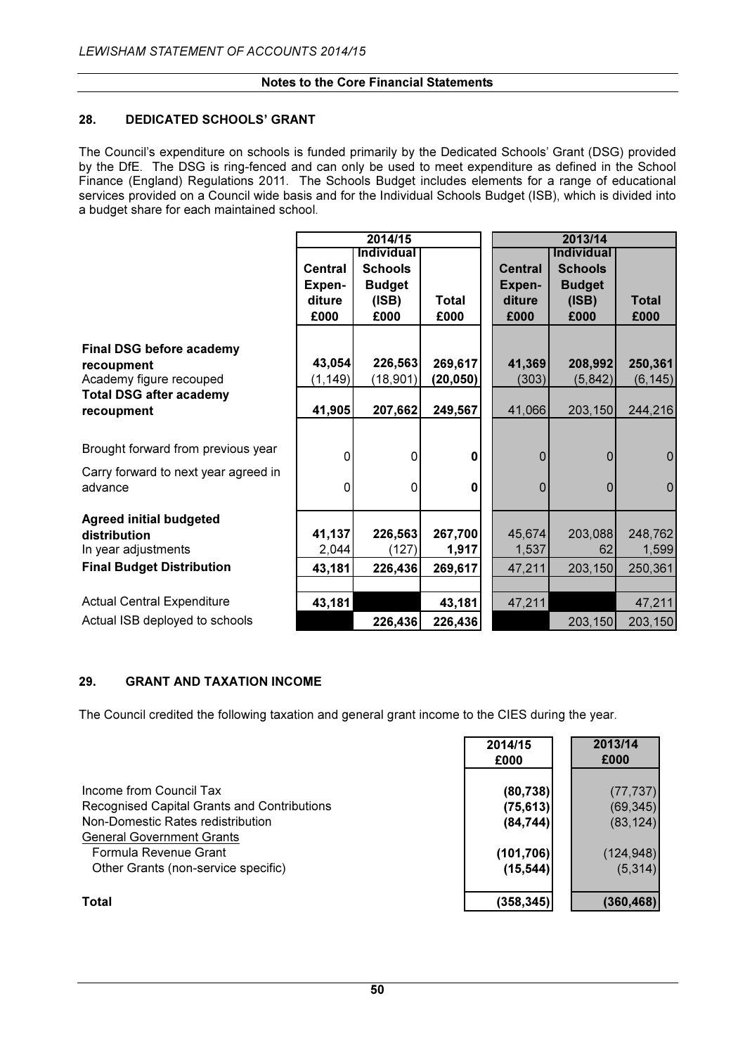## Notes to the Core Financial Statements

### 28. DEDICATED SCHOOLS' GRANT

The Council's expenditure on schools is funded primarily by the Dedicated Schools' Grant (DSG) provided by the DfE. The DSG is ring-fenced and can only be used to meet expenditure as defined in the School Finance (England) Regulations 2011. The Schools Budget includes elements for a range of educational services provided on a Council wide basis and for the Individual Schools Budget (ISB), which is divided into a budget share for each maintained school.

| | 2014/15 | | | 2013/14 | | |
|---|---|---|---|---|---|---|
| | Central Expen-diture £000 | Individual Schools Budget (ISB) £000 | Total £000 | Central Expen-diture £000 | Individual Schools Budget (ISB) £000 | Total £000 |
| **Final DSG before academy recoupment** | **43,054** | **226,563** | **269,617** | **41,369** | **208,992** | **250,361** |
| Academy figure recouped | (1,149) | (18,901) | (20,050) | (303) | (5,842) | (6,145) |
| **Total DSG after academy recoupment** | **41,905** | **207,662** | **249,567** | 41,066 | 203,150 | 244,216 |
| Brought forward from previous year | 0 | 0 | 0 | 0 | 0 | 0 |
| Carry forward to next year agreed in advance | 0 | 0 | 0 | 0 | 0 | 0 |
| **Agreed initial budgeted distribution** | **41,137** | **226,563** | **267,700** | 45,674 | 203,088 | 248,762 |
| In year adjustments | 2,044 | (127) | 1,917 | 1,537 | 62 | 1,599 |
| **Final Budget Distribution** | **43,181** | **226,436** | **269,617** | 47,211 | 203,150 | 250,361 |
| Actual Central Expenditure | **43,181** | | **43,181** | 47,211 | | 47,211 |
| Actual ISB deployed to schools | | **226,436** | **226,436** | | 203,150 | 203,150 |

### 29. GRANT AND TAXATION INCOME

The Council credited the following taxation and general grant income to the CIES during the year.

| | 2014/15 £000 | 2013/14 £000 |
|---|---|---|
| Income from Council Tax | (80,738) | (77,737) |
| Recognised Capital Grants and Contributions | (75,613) | (69,345) |
| Non-Domestic Rates redistribution | (84,744) | (83,124) |
| General Government Grants | | |
| Formula Revenue Grant | (101,706) | (124,948) |
| Other Grants (non-service specific) | (15,544) | (5,314) |
| **Total** | **(358,345)** | **(360,468)** |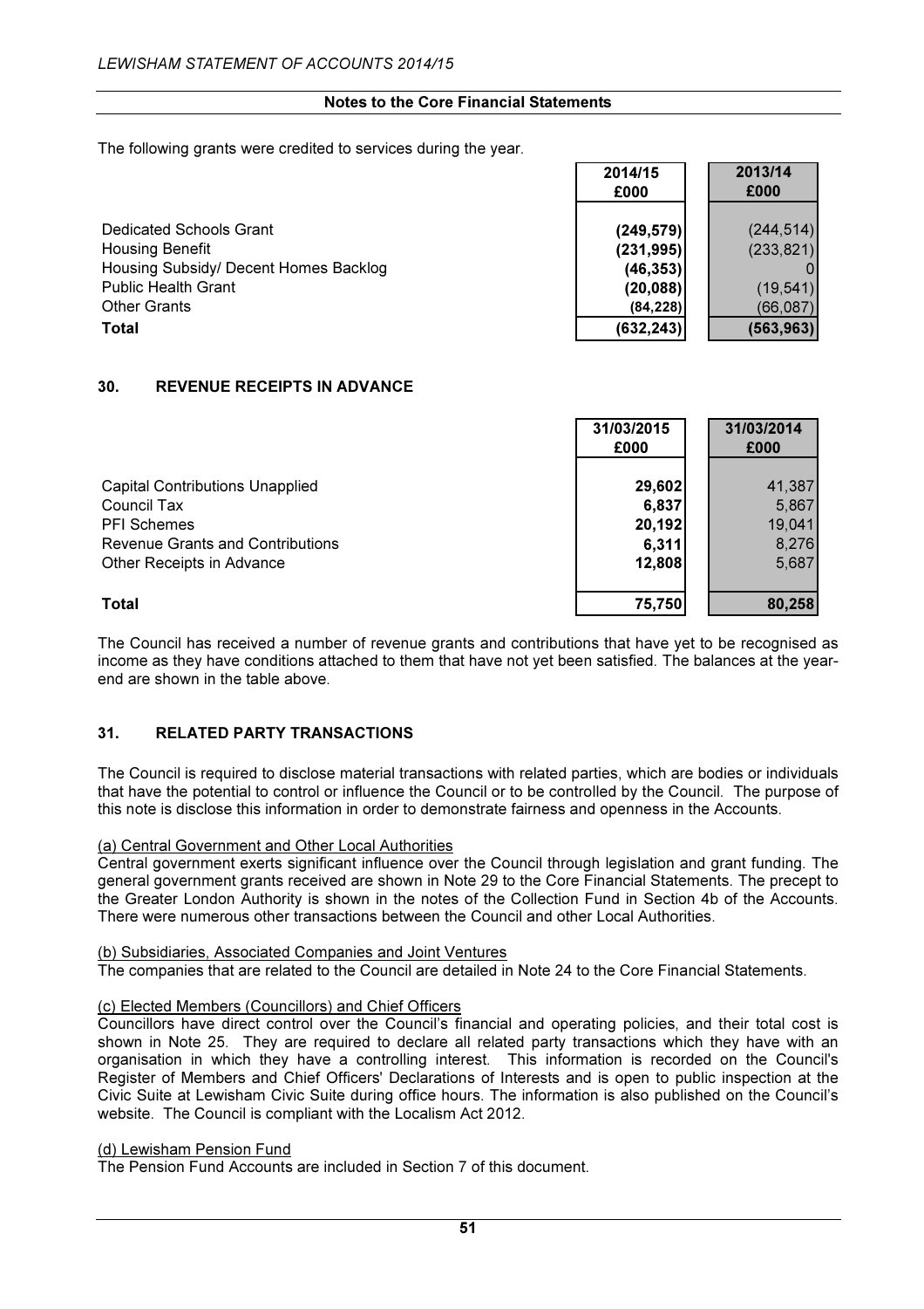The following grants were credited to services during the year.

| | 2014/15 £000 | 2013/14 £000 |
|---|---|---|
| Dedicated Schools Grant | **(249,579)** | (244,514) |
| Housing Benefit | **(231,995)** | (233,821) |
| Housing Subsidy/ Decent Homes Backlog | **(46,353)** | 0 |
| Public Health Grant | **(20,088)** | (19,541) |
| Other Grants | **(84,228)** | (66,087) |
| **Total** | **(632,243)** | **(563,963)** |

## 30. REVENUE RECEIPTS IN ADVANCE

| | 31/03/2015 £000 | 31/03/2014 £000 |
|---|---|---|
| Capital Contributions Unapplied | **29,602** | 41,387 |
| Council Tax | **6,837** | 5,867 |
| PFI Schemes | **20,192** | 19,041 |
| Revenue Grants and Contributions | **6,311** | 8,276 |
| Other Receipts in Advance | **12,808** | 5,687 |
| **Total** | **75,750** | **80,258** |

The Council has received a number of revenue grants and contributions that have yet to be recognised as income as they have conditions attached to them that have not yet been satisfied. The balances at the year-end are shown in the table above.

## 31. RELATED PARTY TRANSACTIONS

The Council is required to disclose material transactions with related parties, which are bodies or individuals that have the potential to control or influence the Council or to be controlled by the Council. The purpose of this note is disclose this information in order to demonstrate fairness and openness in the Accounts.

(a) Central Government and Other Local Authorities

Central government exerts significant influence over the Council through legislation and grant funding. The general government grants received are shown in Note 29 to the Core Financial Statements. The precept to the Greater London Authority is shown in the notes of the Collection Fund in Section 4b of the Accounts. There were numerous other transactions between the Council and other Local Authorities.

(b) Subsidiaries, Associated Companies and Joint Ventures

The companies that are related to the Council are detailed in Note 24 to the Core Financial Statements.

(c) Elected Members (Councillors) and Chief Officers

Councillors have direct control over the Council's financial and operating policies, and their total cost is shown in Note 25. They are required to declare all related party transactions which they have with an organisation in which they have a controlling interest. This information is recorded on the Council's Register of Members and Chief Officers' Declarations of Interests and is open to public inspection at the Civic Suite at Lewisham Civic Suite during office hours. The information is also published on the Council's website. The Council is compliant with the Localism Act 2012.

(d) Lewisham Pension Fund

The Pension Fund Accounts are included in Section 7 of this document.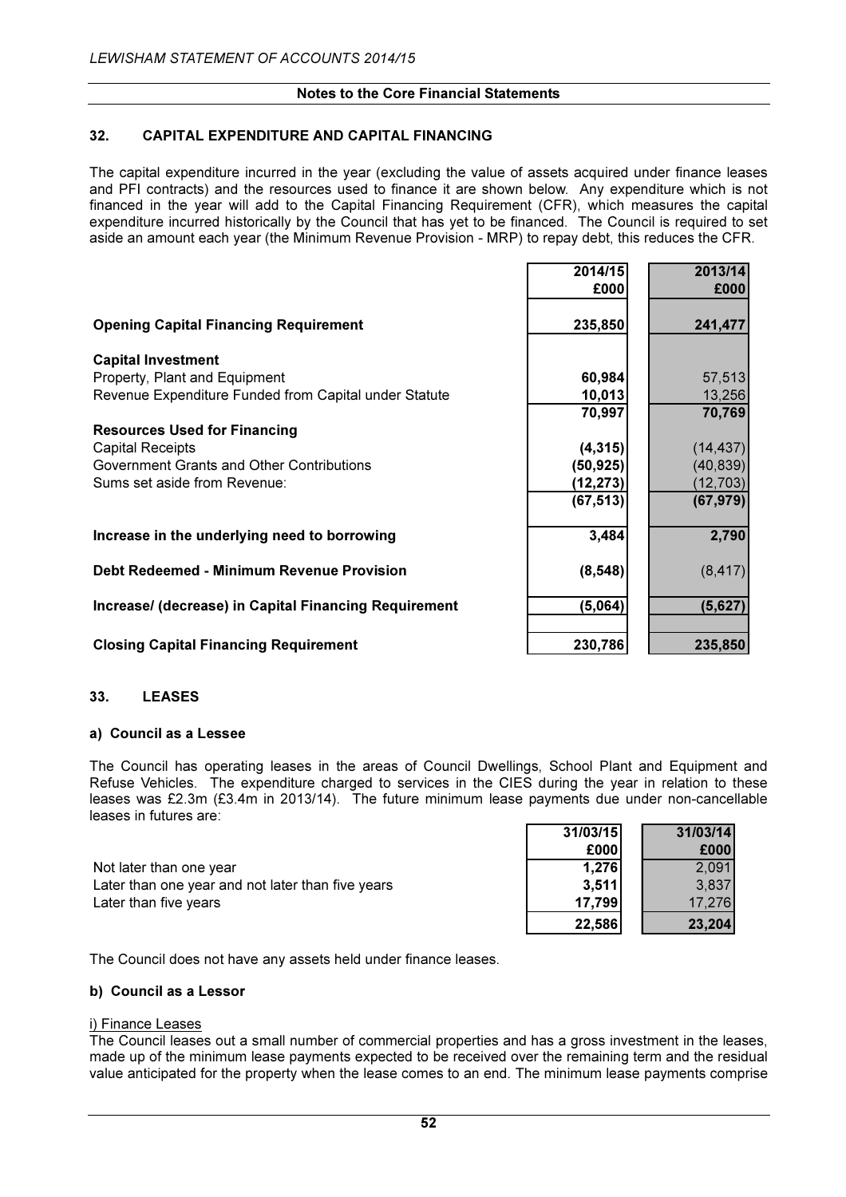## 32. CAPITAL EXPENDITURE AND CAPITAL FINANCING

The capital expenditure incurred in the year (excluding the value of assets acquired under finance leases and PFI contracts) and the resources used to finance it are shown below. Any expenditure which is not financed in the year will add to the Capital Financing Requirement (CFR), which measures the capital expenditure incurred historically by the Council that has yet to be financed. The Council is required to set aside an amount each year (the Minimum Revenue Provision - MRP) to repay debt, this reduces the CFR.

| | 2014/15 £000 | 2013/14 £000 |
|---|---|---|
| **Opening Capital Financing Requirement** | **235,850** | **241,477** |
| **Capital Investment** | | |
| Property, Plant and Equipment | **60,984** | 57,513 |
| Revenue Expenditure Funded from Capital under Statute | **10,013** | 13,256 |
| | **70,997** | **70,769** |
| **Resources Used for Financing** | | |
| Capital Receipts | **(4,315)** | (14,437) |
| Government Grants and Other Contributions | **(50,925)** | (40,839) |
| Sums set aside from Revenue: | **(12,273)** | (12,703) |
| | **(67,513)** | **(67,979)** |
| **Increase in the underlying need to borrowing** | **3,484** | **2,790** |
| **Debt Redeemed - Minimum Revenue Provision** | **(8,548)** | (8,417) |
| **Increase/ (decrease) in Capital Financing Requirement** | **(5,064)** | **(5,627)** |
| **Closing Capital Financing Requirement** | **230,786** | **235,850** |

## 33. LEASES

### a) Council as a Lessee

The Council has operating leases in the areas of Council Dwellings, School Plant and Equipment and Refuse Vehicles. The expenditure charged to services in the CIES during the year in relation to these leases was £2.3m (£3.4m in 2013/14). The future minimum lease payments due under non-cancellable leases in futures are:

| | 31/03/15 £000 | 31/03/14 £000 |
|---|---|---|
| Not later than one year | **1,276** | 2,091 |
| Later than one year and not later than five years | **3,511** | 3,837 |
| Later than five years | **17,799** | 17,276 |
| | **22,586** | **23,204** |

The Council does not have any assets held under finance leases.

### b) Council as a Lessor

i) Finance Leases

The Council leases out a small number of commercial properties and has a gross investment in the leases, made up of the minimum lease payments expected to be received over the remaining term and the residual value anticipated for the property when the lease comes to an end. The minimum lease payments comprise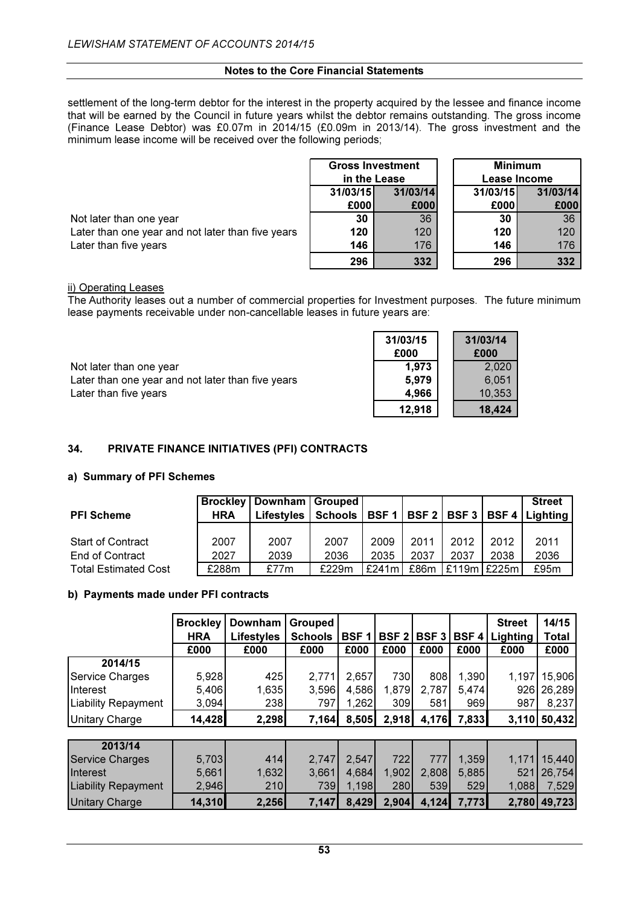settlement of the long-term debtor for the interest in the property acquired by the lessee and finance income that will be earned by the Council in future years whilst the debtor remains outstanding. The gross income (Finance Lease Debtor) was £0.07m in 2014/15 (£0.09m in 2013/14). The gross investment and the minimum lease income will be received over the following periods;

| | Gross Investment in the Lease | | Minimum Lease Income | |
|---|---|---|---|---|
| | 31/03/15 | 31/03/14 | 31/03/15 | 31/03/14 |
| | £000 | £000 | £000 | £000 |
| Not later than one year | 30 | 36 | 30 | 36 |
| Later than one year and not later than five years | 120 | 120 | 120 | 120 |
| Later than five years | 146 | 176 | 146 | 176 |
| | 296 | 332 | 296 | 332 |

ii) Operating Leases

The Authority leases out a number of commercial properties for Investment purposes. The future minimum lease payments receivable under non-cancellable leases in future years are:

| | 31/03/15 | 31/03/14 |
|---|---|---|
| | £000 | £000 |
| Not later than one year | 1,973 | 2,020 |
| Later than one year and not later than five years | 5,979 | 6,051 |
| Later than five years | 4,966 | 10,353 |
| | 12,918 | 18,424 |

## 34. PRIVATE FINANCE INITIATIVES (PFI) CONTRACTS

### a) Summary of PFI Schemes

| PFI Scheme | Brockley HRA | Downham Lifestyles | Grouped Schools | BSF 1 | BSF 2 | BSF 3 | BSF 4 | Street Lighting |
|---|---|---|---|---|---|---|---|---|
| Start of Contract | 2007 | 2007 | 2007 | 2009 | 2011 | 2012 | 2012 | 2011 |
| End of Contract | 2027 | 2039 | 2036 | 2035 | 2037 | 2037 | 2038 | 2036 |
| Total Estimated Cost | £288m | £77m | £229m | £241m | £86m | £119m | £225m | £95m |

### b) Payments made under PFI contracts

| | Brockley HRA | Downham Lifestyles | Grouped Schools | BSF 1 | BSF 2 | BSF 3 | BSF 4 | Street Lighting | 14/15 Total |
|---|---|---|---|---|---|---|---|---|---|
| | £000 | £000 | £000 | £000 | £000 | £000 | £000 | £000 | £000 |
| **2014/15** | | | | | | | | | |
| Service Charges | 5,928 | 425 | 2,771 | 2,657 | 730 | 808 | 1,390 | 1,197 | 15,906 |
| Interest | 5,406 | 1,635 | 3,596 | 4,586 | 1,879 | 2,787 | 5,474 | 926 | 26,289 |
| Liability Repayment | 3,094 | 238 | 797 | 1,262 | 309 | 581 | 969 | 987 | 8,237 |
| Unitary Charge | 14,428 | 2,298 | 7,164 | 8,505 | 2,918 | 4,176 | 7,833 | 3,110 | 50,432 |
| **2013/14** | | | | | | | | | |
| Service Charges | 5,703 | 414 | 2,747 | 2,547 | 722 | 777 | 1,359 | 1,171 | 15,440 |
| Interest | 5,661 | 1,632 | 3,661 | 4,684 | 1,902 | 2,808 | 5,885 | 521 | 26,754 |
| Liability Repayment | 2,946 | 210 | 739 | 1,198 | 280 | 539 | 529 | 1,088 | 7,529 |
| Unitary Charge | 14,310 | 2,256 | 7,147 | 8,429 | 2,904 | 4,124 | 7,773 | 2,780 | 49,723 |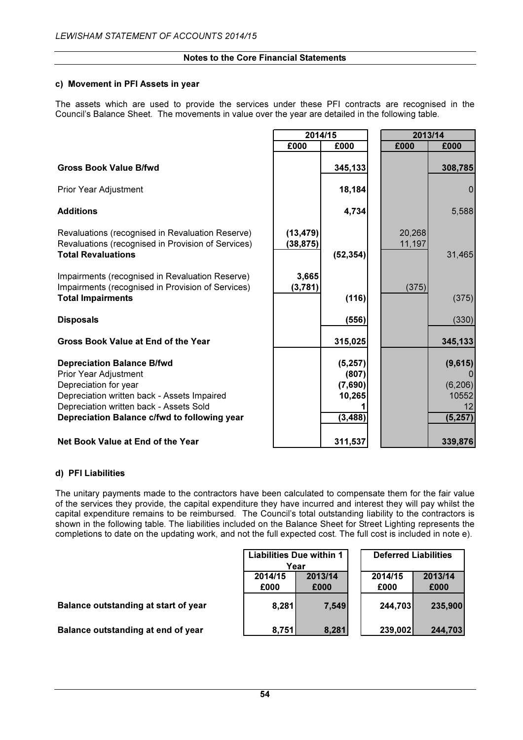## Notes to the Core Financial Statements

### c) Movement in PFI Assets in year

The assets which are used to provide the services under these PFI contracts are recognised in the Council's Balance Sheet. The movements in value over the year are detailed in the following table.

| | 2014/15 | | 2013/14 | |
|---|---|---|---|---|
| | £000 | £000 | £000 | £000 |
| **Gross Book Value B/fwd** | | **345,133** | | **308,785** |
| Prior Year Adjustment | | **18,184** | | 0 |
| **Additions** | | **4,734** | | 5,588 |
| Revaluations (recognised in Revaluation Reserve) | **(13,479)** | | 20,268 | |
| Revaluations (recognised in Provision of Services) | **(38,875)** | | 11,197 | |
| **Total Revaluations** | | **(52,354)** | | 31,465 |
| Impairments (recognised in Revaluation Reserve) | **3,665** | | | |
| Impairments (recognised in Provision of Services) | **(3,781)** | | (375) | |
| **Total Impairments** | | **(116)** | | (375) |
| **Disposals** | | **(556)** | | (330) |
| **Gross Book Value at End of the Year** | | **315,025** | | **345,133** |
| **Depreciation Balance B/fwd** | | **(5,257)** | | **(9,615)** |
| Prior Year Adjustment | | **(807)** | | 0 |
| Depreciation for year | | **(7,690)** | | (6,206) |
| Depreciation written back - Assets Impaired | | **10,265** | | 10552 |
| Depreciation written back - Assets Sold | | **1** | | 12 |
| **Depreciation Balance c/fwd to following year** | | **(3,488)** | | **(5,257)** |
| **Net Book Value at End of the Year** | | **311,537** | | **339,876** |

### d) PFI Liabilities

The unitary payments made to the contractors have been calculated to compensate them for the fair value of the services they provide, the capital expenditure they have incurred and interest they will pay whilst the capital expenditure remains to be reimbursed. The Council's total outstanding liability to the contractors is shown in the following table. The liabilities included on the Balance Sheet for Street Lighting represents the completions to date on the updating work, and not the full expected cost. The full cost is included in note e).

| | Liabilities Due within 1 Year | | Deferred Liabilities | |
|---|---|---|---|---|
| | 2014/15 £000 | 2013/14 £000 | 2014/15 £000 | 2013/14 £000 |
| **Balance outstanding at start of year** | **8,281** | **7,549** | **244,703** | **235,900** |
| **Balance outstanding at end of year** | **8,751** | **8,281** | **239,002** | **244,703** |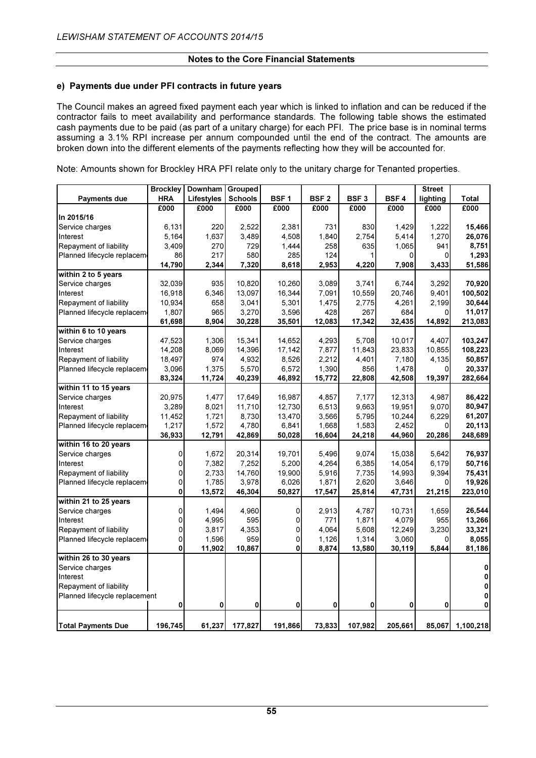### e) Payments due under PFI contracts in future years

The Council makes an agreed fixed payment each year which is linked to inflation and can be reduced if the contractor fails to meet availability and performance standards. The following table shows the estimated cash payments due to be paid (as part of a unitary charge) for each PFI. The price base is in nominal terms assuming a 3.1% RPI increase per annum compounded until the end of the contract. The amounts are broken down into the different elements of the payments reflecting how they will be accounted for.

Note: Amounts shown for Brockley HRA PFI relate only to the unitary charge for Tenanted properties.

| Payments due | Brockley HRA | Downham Lifestyles | Grouped Schools | BSF 1 | BSF 2 | BSF 3 | BSF 4 | Street lighting | Total |
|---|---|---|---|---|---|---|---|---|---|
| | £000 | £000 | £000 | £000 | £000 | £000 | £000 | £000 | £000 |
| **In 2015/16** | | | | | | | | | |
| Service charges | 6,131 | 220 | 2,522 | 2,381 | 731 | 830 | 1,429 | 1,222 | **15,466** |
| Interest | 5,164 | 1,637 | 3,489 | 4,508 | 1,840 | 2,754 | 5,414 | 1,270 | **26,076** |
| Repayment of liability | 3,409 | 270 | 729 | 1,444 | 258 | 635 | 1,065 | 941 | **8,751** |
| Planned lifecycle replacement | 86 | 217 | 580 | 285 | 124 | 1 | 0 | 0 | **1,293** |
| | **14,790** | **2,344** | **7,320** | **8,618** | **2,953** | **4,220** | **7,908** | **3,433** | **51,586** |
| **within 2 to 5 years** | | | | | | | | | |
| Service charges | 32,039 | 935 | 10,820 | 10,260 | 3,089 | 3,741 | 6,744 | 3,292 | **70,920** |
| Interest | 16,918 | 6,346 | 13,097 | 16,344 | 7,091 | 10,559 | 20,746 | 9,401 | **100,502** |
| Repayment of liability | 10,934 | 658 | 3,041 | 5,301 | 1,475 | 2,775 | 4,261 | 2,199 | **30,644** |
| Planned lifecycle replacement | 1,807 | 965 | 3,270 | 3,596 | 428 | 267 | 684 | 0 | **11,017** |
| | **61,698** | **8,904** | **30,228** | **35,501** | **12,083** | **17,342** | **32,435** | **14,892** | **213,083** |
| **within 6 to 10 years** | | | | | | | | | |
| Service charges | 47,523 | 1,306 | 15,341 | 14,652 | 4,293 | 5,708 | 10,017 | 4,407 | **103,247** |
| Interest | 14,208 | 8,069 | 14,396 | 17,142 | 7,877 | 11,843 | 23,833 | 10,855 | **108,223** |
| Repayment of liability | 18,497 | 974 | 4,932 | 8,526 | 2,212 | 4,401 | 7,180 | 4,135 | **50,857** |
| Planned lifecycle replacement | 3,096 | 1,375 | 5,570 | 6,572 | 1,390 | 856 | 1,478 | 0 | **20,337** |
| | **83,324** | **11,724** | **40,239** | **46,892** | **15,772** | **22,808** | **42,508** | **19,397** | **282,664** |
| **within 11 to 15 years** | | | | | | | | | |
| Service charges | 20,975 | 1,477 | 17,649 | 16,987 | 4,857 | 7,177 | 12,313 | 4,987 | **86,422** |
| Interest | 3,289 | 8,021 | 11,710 | 12,730 | 6,513 | 9,663 | 19,951 | 9,070 | **80,947** |
| Repayment of liability | 11,452 | 1,721 | 8,730 | 13,470 | 3,566 | 5,795 | 10,244 | 6,229 | **61,207** |
| Planned lifecycle replacement | 1,217 | 1,572 | 4,780 | 6,841 | 1,668 | 1,583 | 2,452 | 0 | **20,113** |
| | **36,933** | **12,791** | **42,869** | **50,028** | **16,604** | **24,218** | **44,960** | **20,286** | **248,689** |
| **within 16 to 20 years** | | | | | | | | | |
| Service charges | 0 | 1,672 | 20,314 | 19,701 | 5,496 | 9,074 | 15,038 | 5,642 | **76,937** |
| Interest | 0 | 7,382 | 7,252 | 5,200 | 4,264 | 6,385 | 14,054 | 6,179 | **50,716** |
| Repayment of liability | 0 | 2,733 | 14,760 | 19,900 | 5,916 | 7,735 | 14,993 | 9,394 | **75,431** |
| Planned lifecycle replacement | 0 | 1,785 | 3,978 | 6,026 | 1,871 | 2,620 | 3,646 | 0 | **19,926** |
| | **0** | **13,572** | **46,304** | **50,827** | **17,547** | **25,814** | **47,731** | **21,215** | **223,010** |
| **within 21 to 25 years** | | | | | | | | | |
| Service charges | 0 | 1,494 | 4,960 | 0 | 2,913 | 4,787 | 10,731 | 1,659 | **26,544** |
| Interest | 0 | 4,995 | 595 | 0 | 771 | 1,871 | 4,079 | 955 | **13,266** |
| Repayment of liability | 0 | 3,817 | 4,353 | 0 | 4,064 | 5,608 | 12,249 | 3,230 | **33,321** |
| Planned lifecycle replacement | 0 | 1,596 | 959 | 0 | 1,126 | 1,314 | 3,060 | 0 | **8,055** |
| | **0** | **11,902** | **10,867** | **0** | **8,874** | **13,580** | **30,119** | **5,844** | **81,186** |
| **within 26 to 30 years** | | | | | | | | | |
| Service charges | | | | | | | | | **0** |
| Interest | | | | | | | | | **0** |
| Repayment of liability | | | | | | | | | **0** |
| Planned lifecycle replacement | | | | | | | | | **0** |
| | **0** | **0** | **0** | **0** | **0** | **0** | **0** | **0** | **0** |
| **Total Payments Due** | **196,745** | **61,237** | **177,827** | **191,866** | **73,833** | **107,982** | **205,661** | **85,067** | **1,100,218** |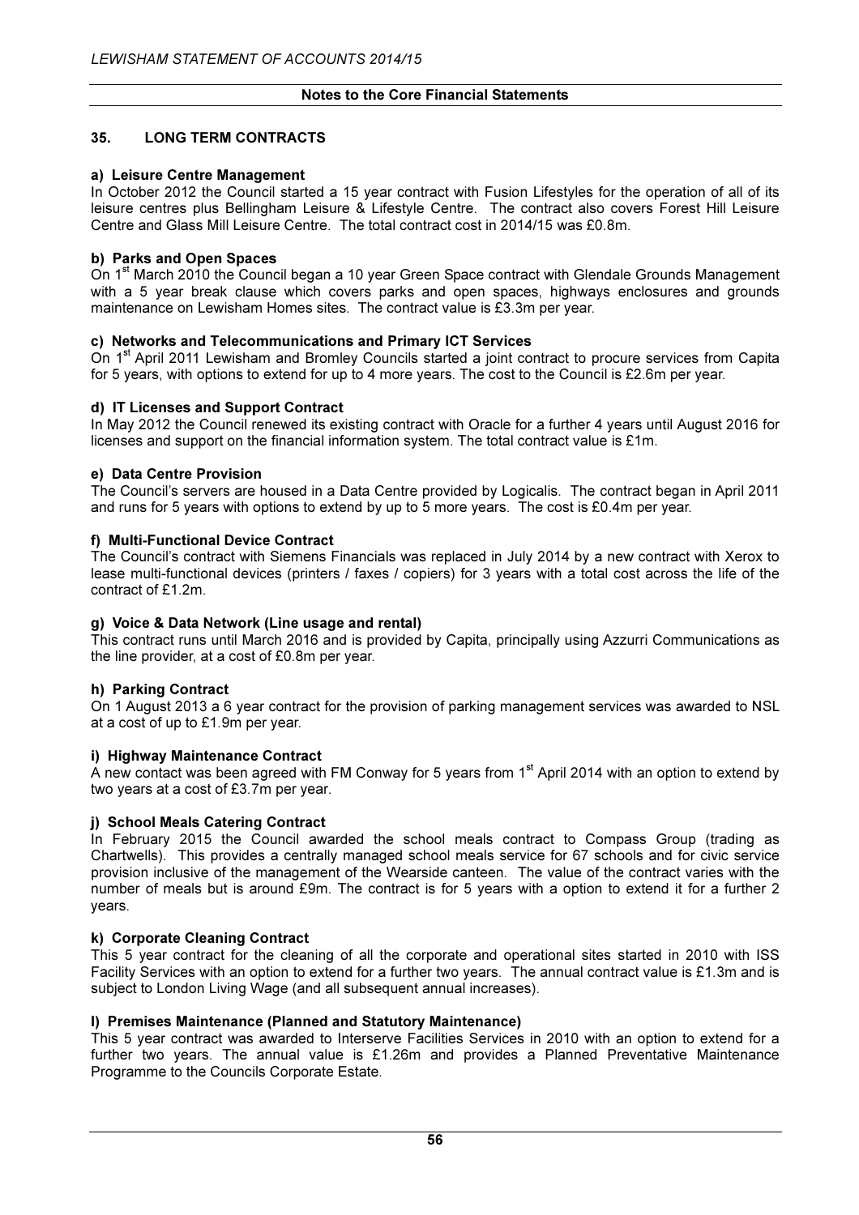## 35. LONG TERM CONTRACTS

**a) Leisure Centre Management**

In October 2012 the Council started a 15 year contract with Fusion Lifestyles for the operation of all of its leisure centres plus Bellingham Leisure & Lifestyle Centre. The contract also covers Forest Hill Leisure Centre and Glass Mill Leisure Centre. The total contract cost in 2014/15 was £0.8m.

**b) Parks and Open Spaces**

On 1st March 2010 the Council began a 10 year Green Space contract with Glendale Grounds Management with a 5 year break clause which covers parks and open spaces, highways enclosures and grounds maintenance on Lewisham Homes sites. The contract value is £3.3m per year.

**c) Networks and Telecommunications and Primary ICT Services**

On 1st April 2011 Lewisham and Bromley Councils started a joint contract to procure services from Capita for 5 years, with options to extend for up to 4 more years. The cost to the Council is £2.6m per year.

**d) IT Licenses and Support Contract**

In May 2012 the Council renewed its existing contract with Oracle for a further 4 years until August 2016 for licenses and support on the financial information system. The total contract value is £1m.

**e) Data Centre Provision**

The Council's servers are housed in a Data Centre provided by Logicalis. The contract began in April 2011 and runs for 5 years with options to extend by up to 5 more years. The cost is £0.4m per year.

**f) Multi-Functional Device Contract**

The Council's contract with Siemens Financials was replaced in July 2014 by a new contract with Xerox to lease multi-functional devices (printers / faxes / copiers) for 3 years with a total cost across the life of the contract of £1.2m.

**g) Voice & Data Network (Line usage and rental)**

This contract runs until March 2016 and is provided by Capita, principally using Azzurri Communications as the line provider, at a cost of £0.8m per year.

**h) Parking Contract**

On 1 August 2013 a 6 year contract for the provision of parking management services was awarded to NSL at a cost of up to £1.9m per year.

**i) Highway Maintenance Contract**

A new contact was been agreed with FM Conway for 5 years from 1st April 2014 with an option to extend by two years at a cost of £3.7m per year.

**j) School Meals Catering Contract**

In February 2015 the Council awarded the school meals contract to Compass Group (trading as Chartwells). This provides a centrally managed school meals service for 67 schools and for civic service provision inclusive of the management of the Wearside canteen. The value of the contract varies with the number of meals but is around £9m. The contract is for 5 years with a option to extend it for a further 2 years.

**k) Corporate Cleaning Contract**

This 5 year contract for the cleaning of all the corporate and operational sites started in 2010 with ISS Facility Services with an option to extend for a further two years. The annual contract value is £1.3m and is subject to London Living Wage (and all subsequent annual increases).

**l) Premises Maintenance (Planned and Statutory Maintenance)**

This 5 year contract was awarded to Interserve Facilities Services in 2010 with an option to extend for a further two years. The annual value is £1.26m and provides a Planned Preventative Maintenance Programme to the Councils Corporate Estate.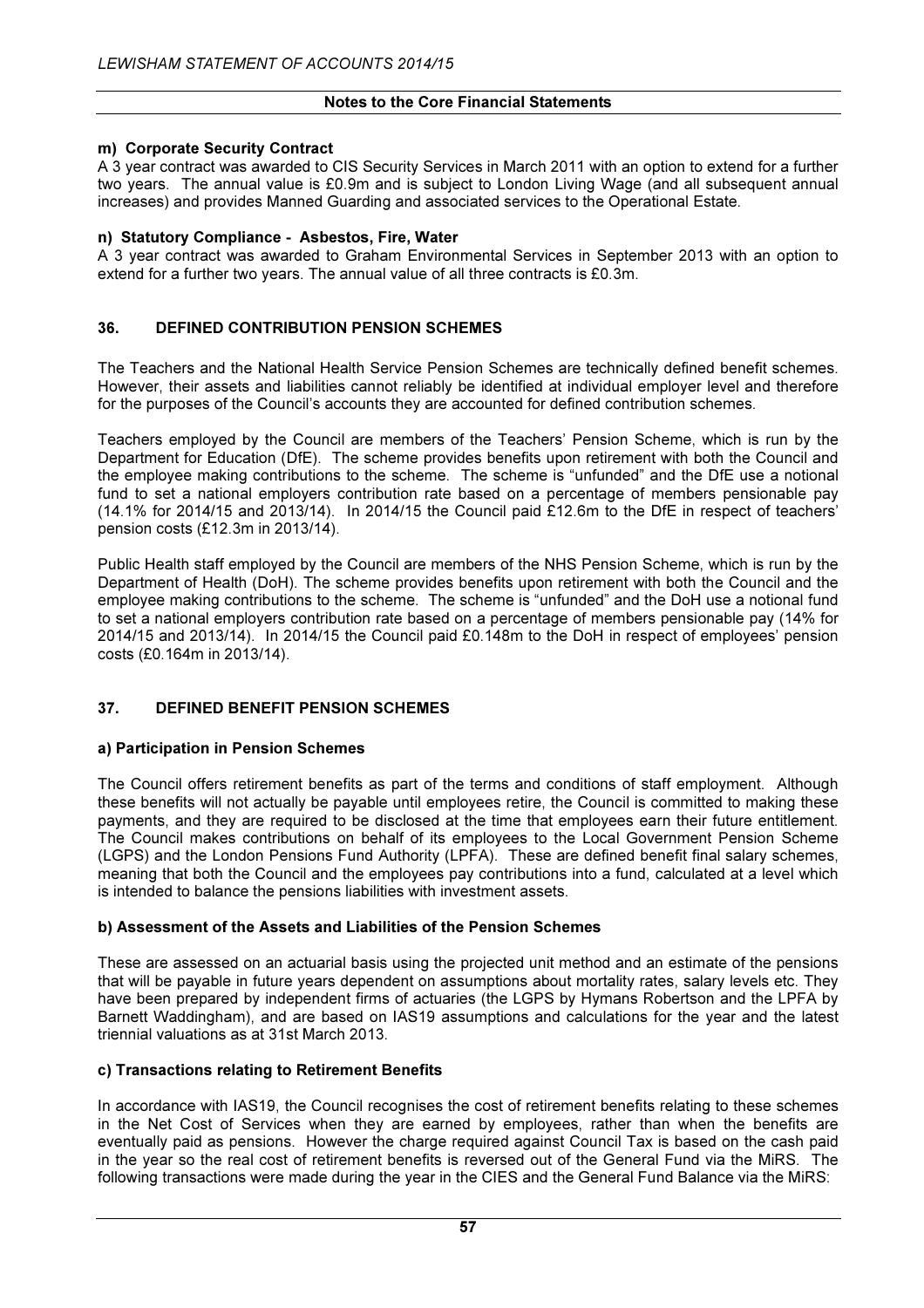#### m) Corporate Security Contract

A 3 year contract was awarded to CIS Security Services in March 2011 with an option to extend for a further two years. The annual value is £0.9m and is subject to London Living Wage (and all subsequent annual increases) and provides Manned Guarding and associated services to the Operational Estate.

#### n) Statutory Compliance - Asbestos, Fire, Water

A 3 year contract was awarded to Graham Environmental Services in September 2013 with an option to extend for a further two years. The annual value of all three contracts is £0.3m.

## 36. DEFINED CONTRIBUTION PENSION SCHEMES

The Teachers and the National Health Service Pension Schemes are technically defined benefit schemes. However, their assets and liabilities cannot reliably be identified at individual employer level and therefore for the purposes of the Council's accounts they are accounted for defined contribution schemes.

Teachers employed by the Council are members of the Teachers' Pension Scheme, which is run by the Department for Education (DfE). The scheme provides benefits upon retirement with both the Council and the employee making contributions to the scheme. The scheme is "unfunded" and the DfE use a notional fund to set a national employers contribution rate based on a percentage of members pensionable pay (14.1% for 2014/15 and 2013/14). In 2014/15 the Council paid £12.6m to the DfE in respect of teachers' pension costs (£12.3m in 2013/14).

Public Health staff employed by the Council are members of the NHS Pension Scheme, which is run by the Department of Health (DoH). The scheme provides benefits upon retirement with both the Council and the employee making contributions to the scheme. The scheme is "unfunded" and the DoH use a notional fund to set a national employers contribution rate based on a percentage of members pensionable pay (14% for 2014/15 and 2013/14). In 2014/15 the Council paid £0.148m to the DoH in respect of employees' pension costs (£0.164m in 2013/14).

## 37. DEFINED BENEFIT PENSION SCHEMES

#### a) Participation in Pension Schemes

The Council offers retirement benefits as part of the terms and conditions of staff employment. Although these benefits will not actually be payable until employees retire, the Council is committed to making these payments, and they are required to be disclosed at the time that employees earn their future entitlement. The Council makes contributions on behalf of its employees to the Local Government Pension Scheme (LGPS) and the London Pensions Fund Authority (LPFA). These are defined benefit final salary schemes, meaning that both the Council and the employees pay contributions into a fund, calculated at a level which is intended to balance the pensions liabilities with investment assets.

#### b) Assessment of the Assets and Liabilities of the Pension Schemes

These are assessed on an actuarial basis using the projected unit method and an estimate of the pensions that will be payable in future years dependent on assumptions about mortality rates, salary levels etc. They have been prepared by independent firms of actuaries (the LGPS by Hymans Robertson and the LPFA by Barnett Waddingham), and are based on IAS19 assumptions and calculations for the year and the latest triennial valuations as at 31st March 2013.

#### c) Transactions relating to Retirement Benefits

In accordance with IAS19, the Council recognises the cost of retirement benefits relating to these schemes in the Net Cost of Services when they are earned by employees, rather than when the benefits are eventually paid as pensions. However the charge required against Council Tax is based on the cash paid in the year so the real cost of retirement benefits is reversed out of the General Fund via the MiRS. The following transactions were made during the year in the CIES and the General Fund Balance via the MiRS: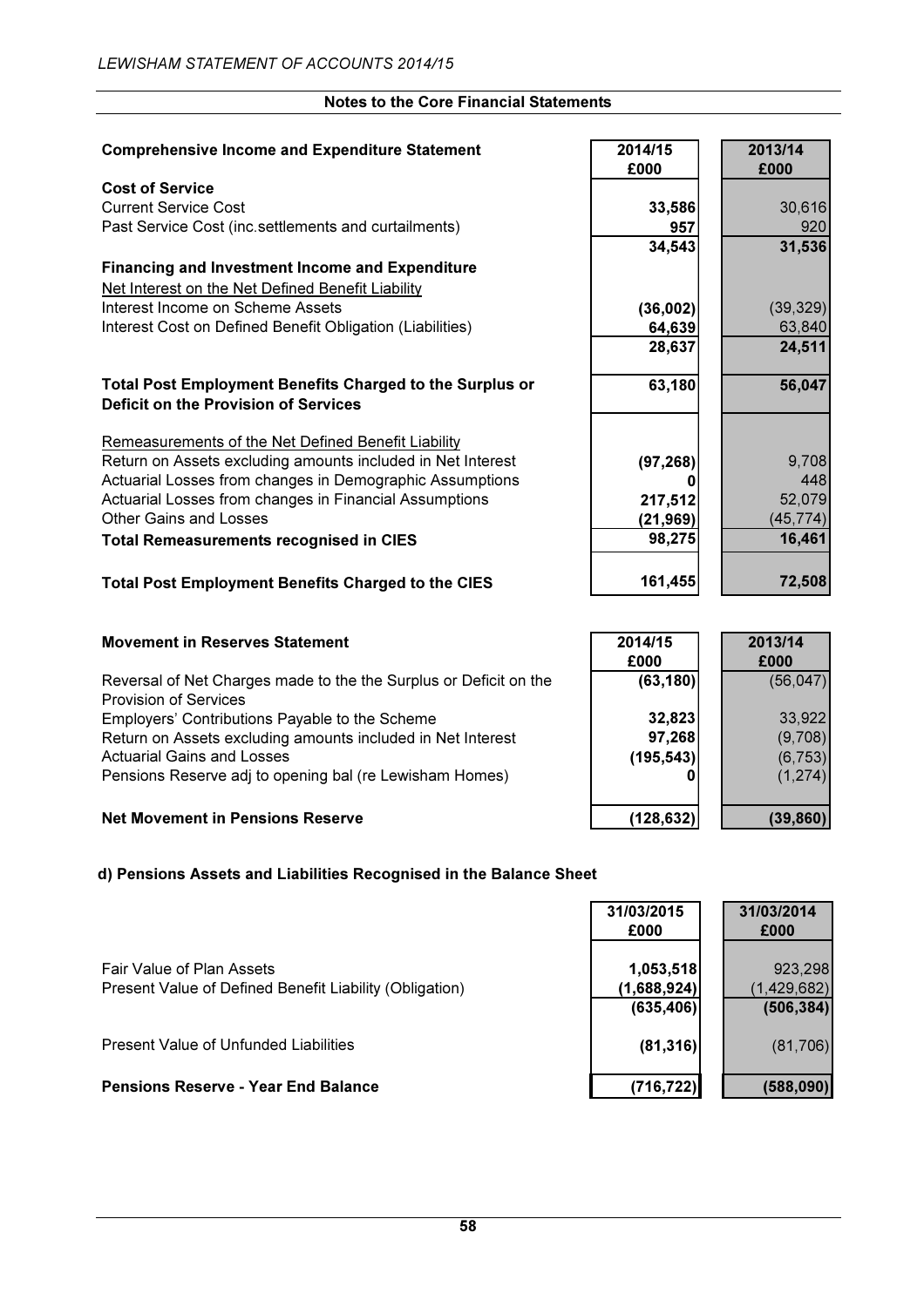## Notes to the Core Financial Statements

| Comprehensive Income and Expenditure Statement | 2014/15 £000 | 2013/14 £000 |
|---|---|---|
| **Cost of Service** | | |
| Current Service Cost | 33,586 | 30,616 |
| Past Service Cost (inc.settlements and curtailments) | 957 | 920 |
| | 34,543 | 31,536 |
| **Financing and Investment Income and Expenditure** | | |
| Net Interest on the Net Defined Benefit Liability | | |
| Interest Income on Scheme Assets | (36,002) | (39,329) |
| Interest Cost on Defined Benefit Obligation (Liabilities) | 64,639 | 63,840 |
| | 28,637 | 24,511 |
| **Total Post Employment Benefits Charged to the Surplus or Deficit on the Provision of Services** | 63,180 | 56,047 |
| Remeasurements of the Net Defined Benefit Liability | | |
| Return on Assets excluding amounts included in Net Interest | (97,268) | 9,708 |
| Actuarial Losses from changes in Demographic Assumptions | 0 | 448 |
| Actuarial Losses from changes in Financial Assumptions | 217,512 | 52,079 |
| Other Gains and Losses | (21,969) | (45,774) |
| **Total Remeasurements recognised in CIES** | 98,275 | 16,461 |
| **Total Post Employment Benefits Charged to the CIES** | 161,455 | 72,508 |

| Movement in Reserves Statement | 2014/15 £000 | 2013/14 £000 |
|---|---|---|
| Reversal of Net Charges made to the the Surplus or Deficit on the Provision of Services | (63,180) | (56,047) |
| Employers' Contributions Payable to the Scheme | 32,823 | 33,922 |
| Return on Assets excluding amounts included in Net Interest | 97,268 | (9,708) |
| Actuarial Gains and Losses | (195,543) | (6,753) |
| Pensions Reserve adj to opening bal (re Lewisham Homes) | 0 | (1,274) |
| **Net Movement in Pensions Reserve** | (128,632) | (39,860) |

### d) Pensions Assets and Liabilities Recognised in the Balance Sheet

| | 31/03/2015 £000 | 31/03/2014 £000 |
|---|---|---|
| Fair Value of Plan Assets | 1,053,518 | 923,298 |
| Present Value of Defined Benefit Liability (Obligation) | (1,688,924) | (1,429,682) |
| | (635,406) | (506,384) |
| Present Value of Unfunded Liabilities | (81,316) | (81,706) |
| **Pensions Reserve - Year End Balance** | (716,722) | (588,090) |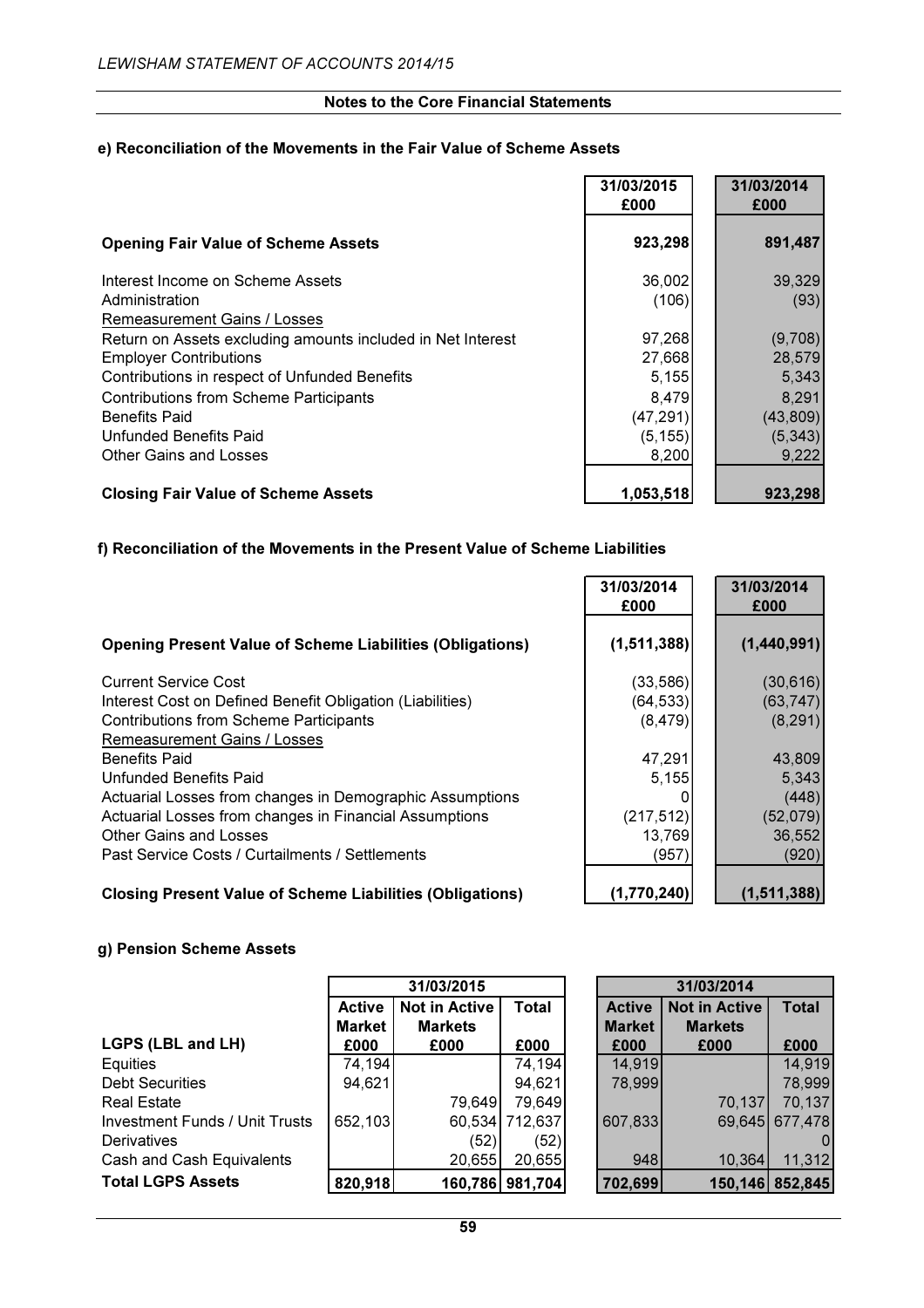## Notes to the Core Financial Statements

### e) Reconciliation of the Movements in the Fair Value of Scheme Assets

| | 31/03/2015 £000 | 31/03/2014 £000 |
|---|---|---|
| **Opening Fair Value of Scheme Assets** | **923,298** | **891,487** |
| Interest Income on Scheme Assets | 36,002 | 39,329 |
| Administration | (106) | (93) |
| Remeasurement Gains / Losses | | |
| Return on Assets excluding amounts included in Net Interest | 97,268 | (9,708) |
| Employer Contributions | 27,668 | 28,579 |
| Contributions in respect of Unfunded Benefits | 5,155 | 5,343 |
| Contributions from Scheme Participants | 8,479 | 8,291 |
| Benefits Paid | (47,291) | (43,809) |
| Unfunded Benefits Paid | (5,155) | (5,343) |
| Other Gains and Losses | 8,200 | 9,222 |
| **Closing Fair Value of Scheme Assets** | **1,053,518** | **923,298** |

### f) Reconciliation of the Movements in the Present Value of Scheme Liabilities

| | 31/03/2014 £000 | 31/03/2014 £000 |
|---|---|---|
| **Opening Present Value of Scheme Liabilities (Obligations)** | **(1,511,388)** | **(1,440,991)** |
| Current Service Cost | (33,586) | (30,616) |
| Interest Cost on Defined Benefit Obligation (Liabilities) | (64,533) | (63,747) |
| Contributions from Scheme Participants | (8,479) | (8,291) |
| Remeasurement Gains / Losses | | |
| Benefits Paid | 47,291 | 43,809 |
| Unfunded Benefits Paid | 5,155 | 5,343 |
| Actuarial Losses from changes in Demographic Assumptions | 0 | (448) |
| Actuarial Losses from changes in Financial Assumptions | (217,512) | (52,079) |
| Other Gains and Losses | 13,769 | 36,552 |
| Past Service Costs / Curtailments / Settlements | (957) | (920) |
| **Closing Present Value of Scheme Liabilities (Obligations)** | **(1,770,240)** | **(1,511,388)** |

### g) Pension Scheme Assets

| | 31/03/2015 | | | 31/03/2014 | | |
|---|---|---|---|---|---|---|
| **LGPS (LBL and LH)** | **Active Market £000** | **Not in Active Markets £000** | **Total £000** | **Active Market £000** | **Not in Active Markets £000** | **Total £000** |
| Equities | 74,194 | | 74,194 | 14,919 | | 14,919 |
| Debt Securities | 94,621 | | 94,621 | 78,999 | | 78,999 |
| Real Estate | | 79,649 | 79,649 | | 70,137 | 70,137 |
| Investment Funds / Unit Trusts | 652,103 | 60,534 | 712,637 | 607,833 | 69,645 | 677,478 |
| Derivatives | | (52) | (52) | | | 0 |
| Cash and Cash Equivalents | | 20,655 | 20,655 | 948 | 10,364 | 11,312 |
| **Total LGPS Assets** | **820,918** | **160,786** | **981,704** | **702,699** | **150,146** | **852,845** |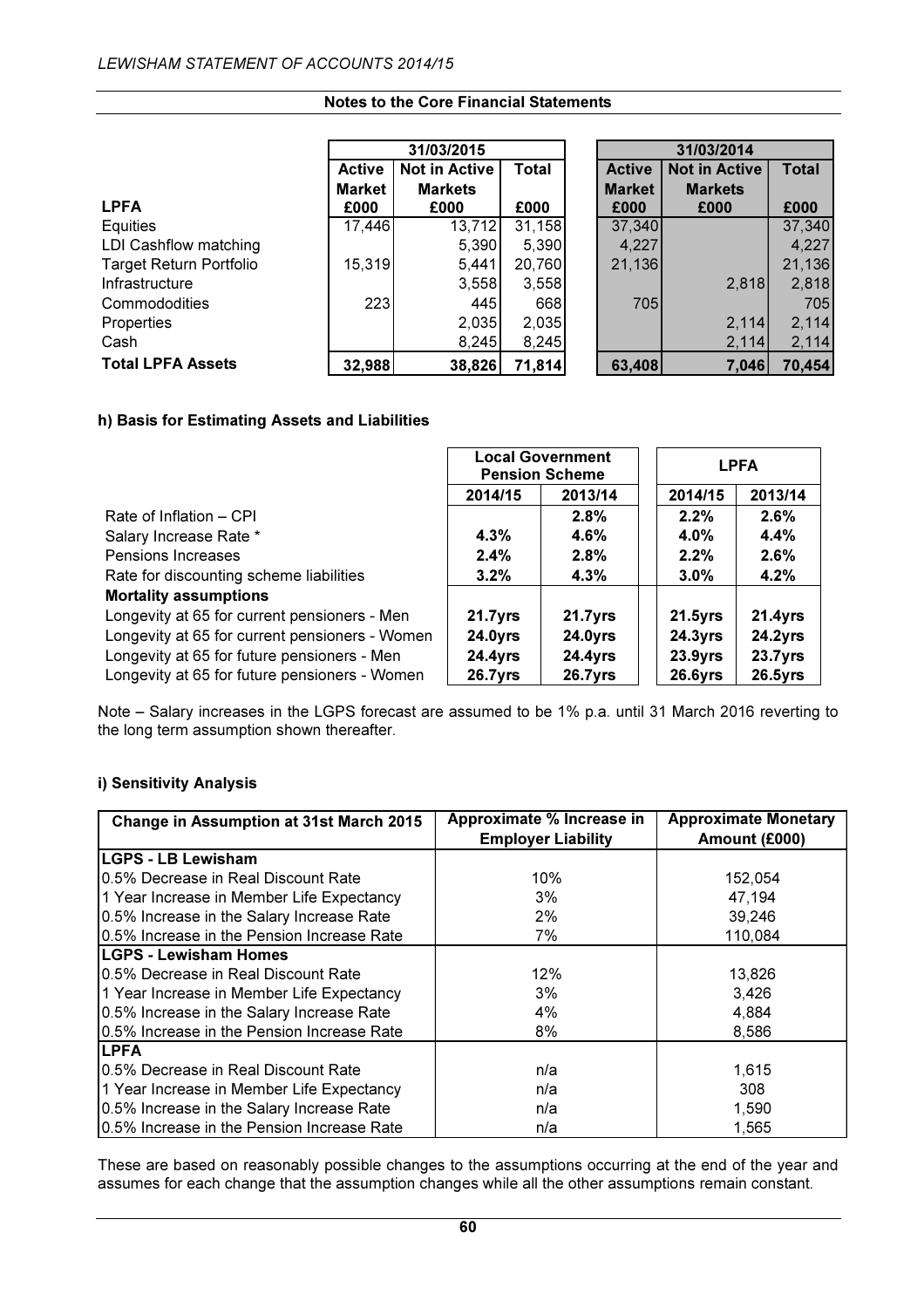## Notes to the Core Financial Statements

| LPFA | 31/03/2015 Active Market £000 | 31/03/2015 Not in Active Markets £000 | 31/03/2015 Total £000 | 31/03/2014 Active Market £000 | 31/03/2014 Not in Active Markets £000 | 31/03/2014 Total £000 |
|---|---|---|---|---|---|---|
| Equities | 17,446 | 13,712 | 31,158 | 37,340 | | 37,340 |
| LDI Cashflow matching | | 5,390 | 5,390 | 4,227 | | 4,227 |
| Target Return Portfolio | 15,319 | 5,441 | 20,760 | 21,136 | | 21,136 |
| Infrastructure | | 3,558 | 3,558 | | 2,818 | 2,818 |
| Commododities | 223 | 445 | 668 | 705 | | 705 |
| Properties | | 2,035 | 2,035 | | 2,114 | 2,114 |
| Cash | | 8,245 | 8,245 | | 2,114 | 2,114 |
| **Total LPFA Assets** | **32,988** | **38,826** | **71,814** | **63,408** | **7,046** | **70,454** |

### h) Basis for Estimating Assets and Liabilities

| | Local Government Pension Scheme | | LPFA | |
|---|---|---|---|---|
| | 2014/15 | 2013/14 | 2014/15 | 2013/14 |
| Rate of Inflation – CPI | | 2.8% | 2.2% | 2.6% |
| Salary Increase Rate * | 4.3% | 4.6% | 4.0% | 4.4% |
| Pensions Increases | 2.4% | 2.8% | 2.2% | 2.6% |
| Rate for discounting scheme liabilities | 3.2% | 4.3% | 3.0% | 4.2% |
| **Mortality assumptions** | | | | |
| Longevity at 65 for current pensioners - Men | 21.7yrs | 21.7yrs | 21.5yrs | 21.4yrs |
| Longevity at 65 for current pensioners - Women | 24.0yrs | 24.0yrs | 24.3yrs | 24.2yrs |
| Longevity at 65 for future pensioners - Men | 24.4yrs | 24.4yrs | 23.9yrs | 23.7yrs |
| Longevity at 65 for future pensioners - Women | 26.7yrs | 26.7yrs | 26.6yrs | 26.5yrs |

Note – Salary increases in the LGPS forecast are assumed to be 1% p.a. until 31 March 2016 reverting to the long term assumption shown thereafter.

### i) Sensitivity Analysis

| Change in Assumption at 31st March 2015 | Approximate % Increase in Employer Liability | Approximate Monetary Amount (£000) |
|---|---|---|
| **LGPS - LB Lewisham** | | |
| 0.5% Decrease in Real Discount Rate | 10% | 152,054 |
| 1 Year Increase in Member Life Expectancy | 3% | 47,194 |
| 0.5% Increase in the Salary Increase Rate | 2% | 39,246 |
| 0.5% Increase in the Pension Increase Rate | 7% | 110,084 |
| **LGPS - Lewisham Homes** | | |
| 0.5% Decrease in Real Discount Rate | 12% | 13,826 |
| 1 Year Increase in Member Life Expectancy | 3% | 3,426 |
| 0.5% Increase in the Salary Increase Rate | 4% | 4,884 |
| 0.5% Increase in the Pension Increase Rate | 8% | 8,586 |
| **LPFA** | | |
| 0.5% Decrease in Real Discount Rate | n/a | 1,615 |
| 1 Year Increase in Member Life Expectancy | n/a | 308 |
| 0.5% Increase in the Salary Increase Rate | n/a | 1,590 |
| 0.5% Increase in the Pension Increase Rate | n/a | 1,565 |

These are based on reasonably possible changes to the assumptions occurring at the end of the year and assumes for each change that the assumption changes while all the other assumptions remain constant.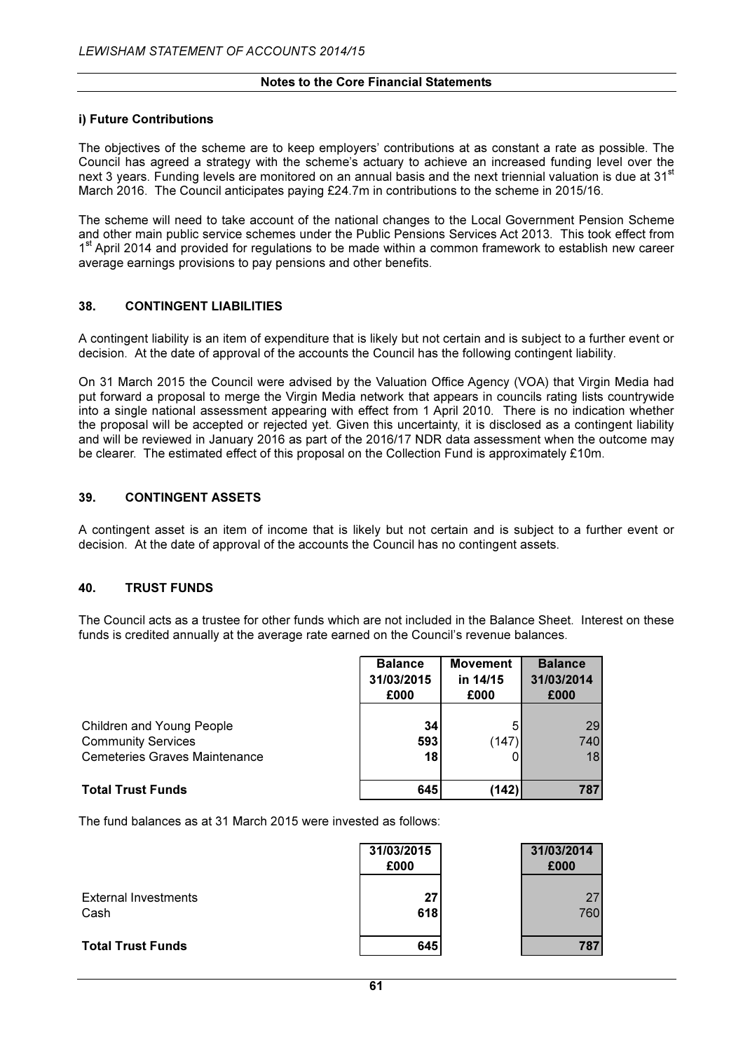### i) Future Contributions

The objectives of the scheme are to keep employers' contributions at as constant a rate as possible. The Council has agreed a strategy with the scheme's actuary to achieve an increased funding level over the next 3 years. Funding levels are monitored on an annual basis and the next triennial valuation is due at 31st March 2016. The Council anticipates paying £24.7m in contributions to the scheme in 2015/16.

The scheme will need to take account of the national changes to the Local Government Pension Scheme and other main public service schemes under the Public Pensions Services Act 2013. This took effect from 1st April 2014 and provided for regulations to be made within a common framework to establish new career average earnings provisions to pay pensions and other benefits.

## 38. CONTINGENT LIABILITIES

A contingent liability is an item of expenditure that is likely but not certain and is subject to a further event or decision. At the date of approval of the accounts the Council has the following contingent liability.

On 31 March 2015 the Council were advised by the Valuation Office Agency (VOA) that Virgin Media had put forward a proposal to merge the Virgin Media network that appears in councils rating lists countrywide into a single national assessment appearing with effect from 1 April 2010. There is no indication whether the proposal will be accepted or rejected yet. Given this uncertainty, it is disclosed as a contingent liability and will be reviewed in January 2016 as part of the 2016/17 NDR data assessment when the outcome may be clearer. The estimated effect of this proposal on the Collection Fund is approximately £10m.

## 39. CONTINGENT ASSETS

A contingent asset is an item of income that is likely but not certain and is subject to a further event or decision. At the date of approval of the accounts the Council has no contingent assets.

## 40. TRUST FUNDS

The Council acts as a trustee for other funds which are not included in the Balance Sheet. Interest on these funds is credited annually at the average rate earned on the Council's revenue balances.

| | Balance 31/03/2015 £000 | Movement in 14/15 £000 | Balance 31/03/2014 £000 |
|---|---|---|---|
| Children and Young People | 34 | 5 | 29 |
| Community Services | 593 | (147) | 740 |
| Cemeteries Graves Maintenance | 18 | 0 | 18 |
| **Total Trust Funds** | **645** | **(142)** | **787** |

The fund balances as at 31 March 2015 were invested as follows:

| | 31/03/2015 £000 | 31/03/2014 £000 |
|---|---|---|
| External Investments | 27 | 27 |
| Cash | 618 | 760 |
| **Total Trust Funds** | **645** | **787** |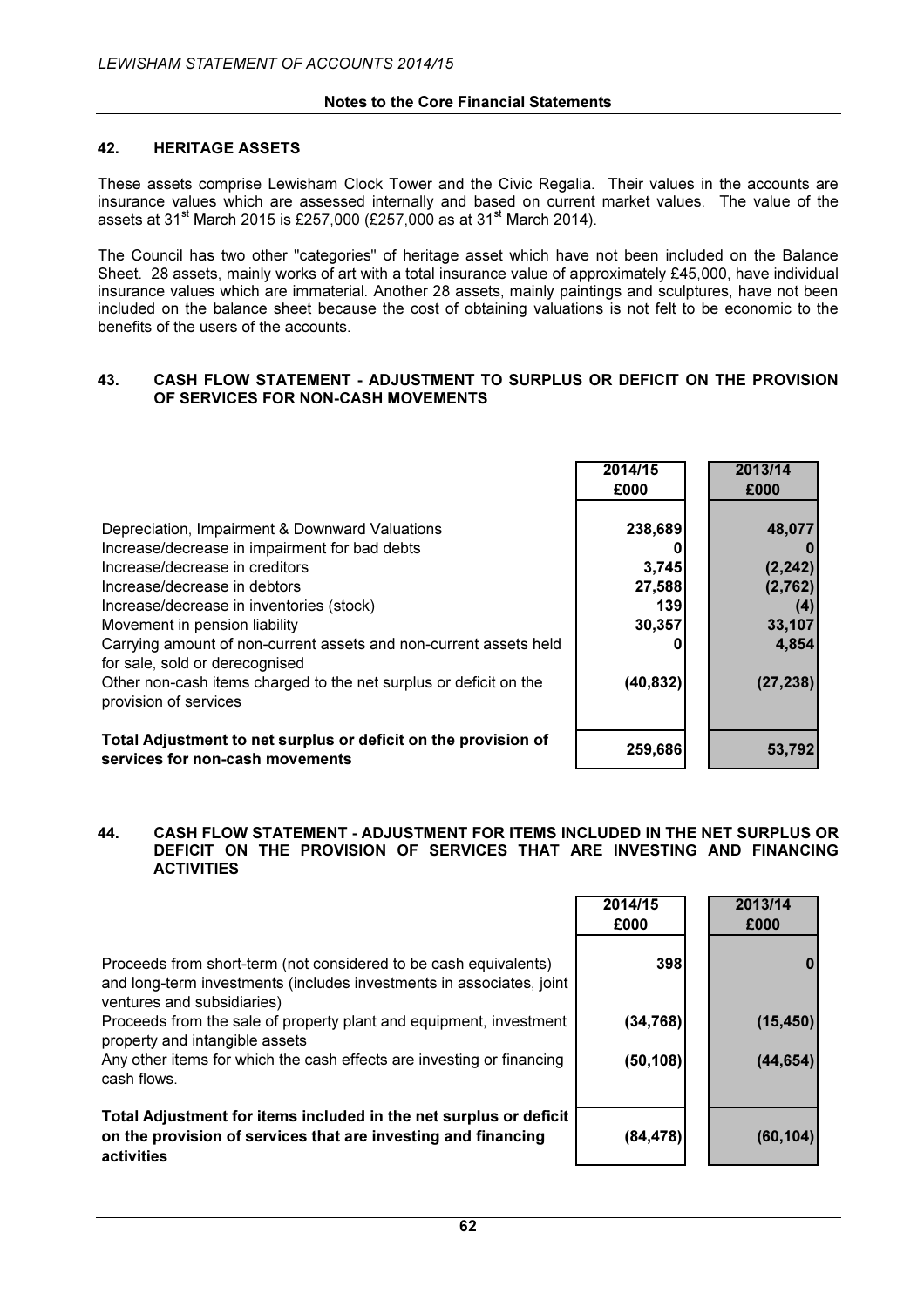## 42. HERITAGE ASSETS

These assets comprise Lewisham Clock Tower and the Civic Regalia. Their values in the accounts are insurance values which are assessed internally and based on current market values. The value of the assets at 31st March 2015 is £257,000 (£257,000 as at 31st March 2014).

The Council has two other "categories" of heritage asset which have not been included on the Balance Sheet. 28 assets, mainly works of art with a total insurance value of approximately £45,000, have individual insurance values which are immaterial. Another 28 assets, mainly paintings and sculptures, have not been included on the balance sheet because the cost of obtaining valuations is not felt to be economic to the benefits of the users of the accounts.

## 43. CASH FLOW STATEMENT - ADJUSTMENT TO SURPLUS OR DEFICIT ON THE PROVISION OF SERVICES FOR NON-CASH MOVEMENTS

| | 2014/15 £000 | 2013/14 £000 |
|---|---|---|
| Depreciation, Impairment & Downward Valuations | 238,689 | 48,077 |
| Increase/decrease in impairment for bad debts | 0 | 0 |
| Increase/decrease in creditors | 3,745 | (2,242) |
| Increase/decrease in debtors | 27,588 | (2,762) |
| Increase/decrease in inventories (stock) | 139 | (4) |
| Movement in pension liability | 30,357 | 33,107 |
| Carrying amount of non-current assets and non-current assets held for sale, sold or derecognised | 0 | 4,854 |
| Other non-cash items charged to the net surplus or deficit on the provision of services | (40,832) | (27,238) |
| **Total Adjustment to net surplus or deficit on the provision of services for non-cash movements** | **259,686** | **53,792** |

## 44. CASH FLOW STATEMENT - ADJUSTMENT FOR ITEMS INCLUDED IN THE NET SURPLUS OR DEFICIT ON THE PROVISION OF SERVICES THAT ARE INVESTING AND FINANCING ACTIVITIES

| | 2014/15 £000 | 2013/14 £000 |
|---|---|---|
| Proceeds from short-term (not considered to be cash equivalents) and long-term investments (includes investments in associates, joint ventures and subsidiaries) | 398 | 0 |
| Proceeds from the sale of property plant and equipment, investment property and intangible assets | (34,768) | (15,450) |
| Any other items for which the cash effects are investing or financing cash flows. | (50,108) | (44,654) |
| **Total Adjustment for items included in the net surplus or deficit on the provision of services that are investing and financing activities** | **(84,478)** | **(60,104)** |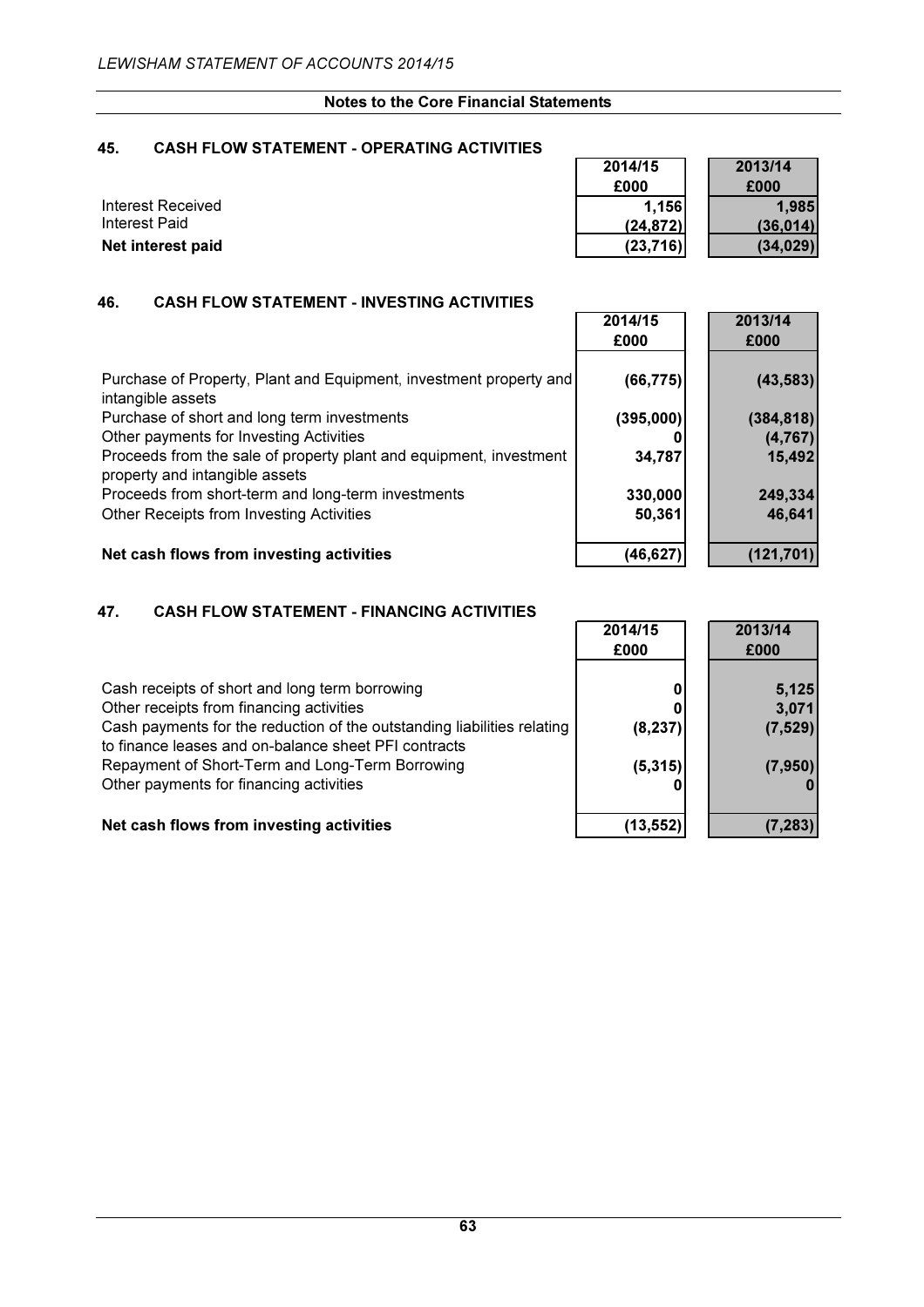**Notes to the Core Financial Statements**

## 45. CASH FLOW STATEMENT - OPERATING ACTIVITIES

| | 2014/15<br>£000 | 2013/14<br>£000 |
|---|---|---|
| Interest Received | 1,156 | 1,985 |
| Interest Paid | (24,872) | (36,014) |
| **Net interest paid** | **(23,716)** | **(34,029)** |

## 46. CASH FLOW STATEMENT - INVESTING ACTIVITIES

| | 2014/15<br>£000 | 2013/14<br>£000 |
|---|---|---|
| Purchase of Property, Plant and Equipment, investment property and intangible assets | (66,775) | (43,583) |
| Purchase of short and long term investments | (395,000) | (384,818) |
| Other payments for Investing Activities | 0 | (4,767) |
| Proceeds from the sale of property plant and equipment, investment property and intangible assets | 34,787 | 15,492 |
| Proceeds from short-term and long-term investments | 330,000 | 249,334 |
| Other Receipts from Investing Activities | 50,361 | 46,641 |
| **Net cash flows from investing activities** | **(46,627)** | **(121,701)** |

## 47. CASH FLOW STATEMENT - FINANCING ACTIVITIES

| | 2014/15<br>£000 | 2013/14<br>£000 |
|---|---|---|
| Cash receipts of short and long term borrowing | 0 | 5,125 |
| Other receipts from financing activities | 0 | 3,071 |
| Cash payments for the reduction of the outstanding liabilities relating to finance leases and on-balance sheet PFI contracts | (8,237) | (7,529) |
| Repayment of Short-Term and Long-Term Borrowing | (5,315) | (7,950) |
| Other payments for financing activities | 0 | 0 |
| **Net cash flows from investing activities** | **(13,552)** | **(7,283)** |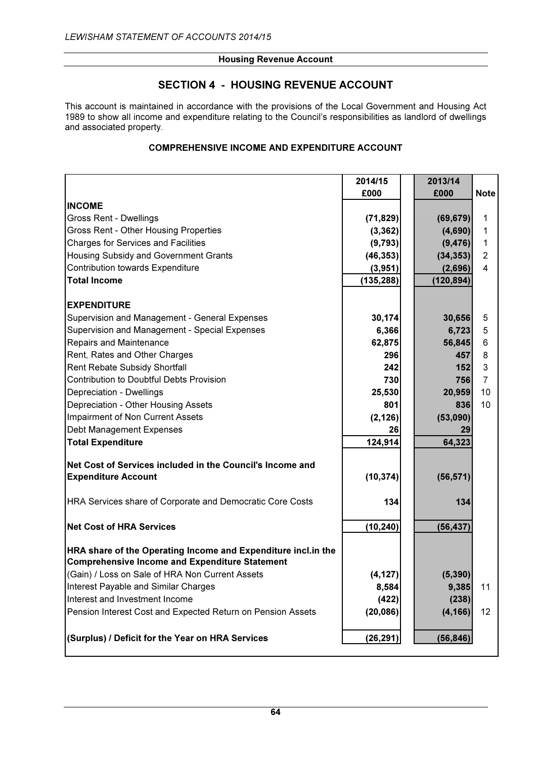## SECTION 4 - HOUSING REVENUE ACCOUNT

This account is maintained in accordance with the provisions of the Local Government and Housing Act 1989 to show all income and expenditure relating to the Council's responsibilities as landlord of dwellings and associated property.

### COMPREHENSIVE INCOME AND EXPENDITURE ACCOUNT

| | 2014/15 £000 | 2013/14 £000 | Note |
|---|---|---|---|
| **INCOME** | | | |
| Gross Rent - Dwellings | **(71,829)** | **(69,679)** | 1 |
| Gross Rent - Other Housing Properties | **(3,362)** | **(4,690)** | 1 |
| Charges for Services and Facilities | **(9,793)** | **(9,476)** | 1 |
| Housing Subsidy and Government Grants | **(46,353)** | **(34,353)** | 2 |
| Contribution towards Expenditure | **(3,951)** | **(2,696)** | 4 |
| **Total Income** | **(135,288)** | **(120,894)** | |
| **EXPENDITURE** | | | |
| Supervision and Management - General Expenses | **30,174** | **30,656** | 5 |
| Supervision and Management - Special Expenses | **6,366** | **6,723** | 5 |
| Repairs and Maintenance | **62,875** | **56,845** | 6 |
| Rent, Rates and Other Charges | **296** | **457** | 8 |
| Rent Rebate Subsidy Shortfall | **242** | **152** | 3 |
| Contribution to Doubtful Debts Provision | **730** | **756** | 7 |
| Depreciation - Dwellings | **25,530** | **20,959** | 10 |
| Depreciation - Other Housing Assets | **801** | **836** | 10 |
| Impairment of Non Current Assets | **(2,126)** | **(53,090)** | |
| Debt Management Expenses | **26** | **29** | |
| **Total Expenditure** | **124,914** | **64,323** | |
| **Net Cost of Services included in the Council's Income and Expenditure Account** | **(10,374)** | **(56,571)** | |
| HRA Services share of Corporate and Democratic Core Costs | **134** | **134** | |
| **Net Cost of HRA Services** | **(10,240)** | **(56,437)** | |
| **HRA share of the Operating Income and Expenditure incl.in the Comprehensive Income and Expenditure Statement** | | | |
| (Gain) / Loss on Sale of HRA Non Current Assets | **(4,127)** | **(5,390)** | |
| Interest Payable and Similar Charges | **8,584** | **9,385** | 11 |
| Interest and Investment Income | **(422)** | **(238)** | |
| Pension Interest Cost and Expected Return on Pension Assets | **(20,086)** | **(4,166)** | 12 |
| **(Surplus) / Deficit for the Year on HRA Services** | **(26,291)** | **(56,846)** | |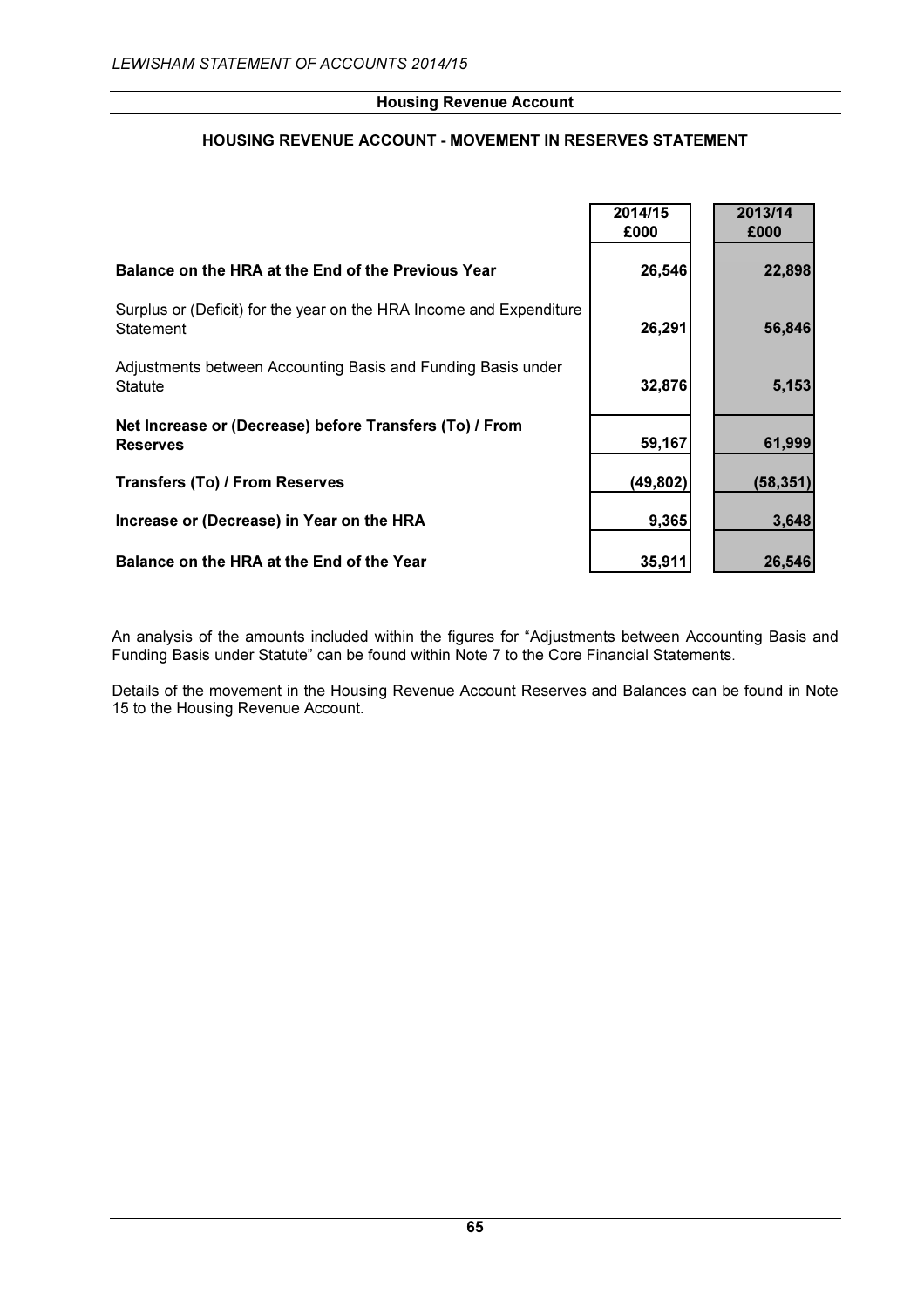## Housing Revenue Account

### HOUSING REVENUE ACCOUNT - MOVEMENT IN RESERVES STATEMENT

| | 2014/15 £000 | 2013/14 £000 |
|---|---|---|
| **Balance on the HRA at the End of the Previous Year** | **26,546** | **22,898** |
| Surplus or (Deficit) for the year on the HRA Income and Expenditure Statement | **26,291** | **56,846** |
| Adjustments between Accounting Basis and Funding Basis under Statute | **32,876** | **5,153** |
| **Net Increase or (Decrease) before Transfers (To) / From Reserves** | **59,167** | **61,999** |
| **Transfers (To) / From Reserves** | **(49,802)** | **(58,351)** |
| **Increase or (Decrease) in Year on the HRA** | **9,365** | **3,648** |
| **Balance on the HRA at the End of the Year** | **35,911** | **26,546** |

An analysis of the amounts included within the figures for "Adjustments between Accounting Basis and Funding Basis under Statute" can be found within Note 7 to the Core Financial Statements.

Details of the movement in the Housing Revenue Account Reserves and Balances can be found in Note 15 to the Housing Revenue Account.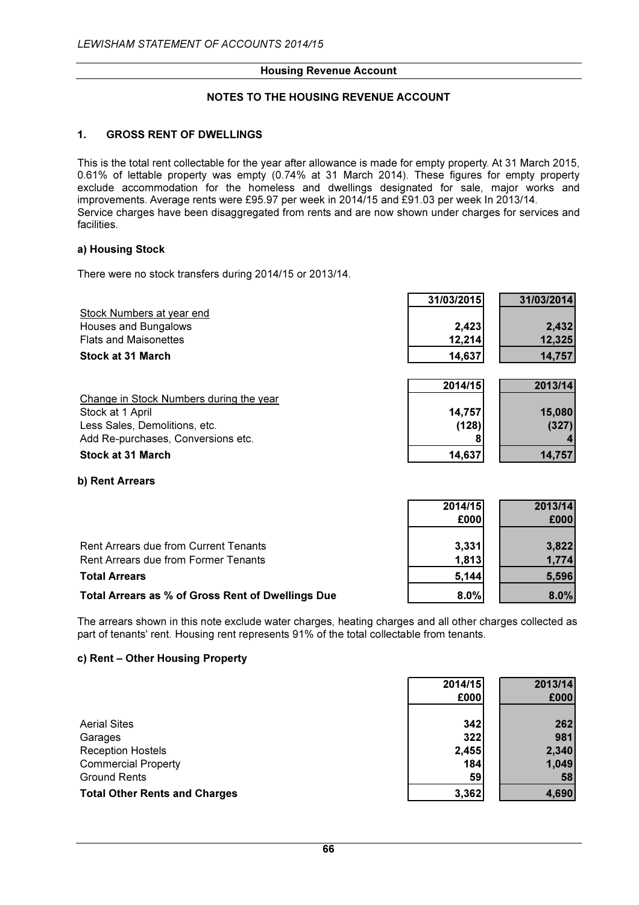## Housing Revenue Account

### NOTES TO THE HOUSING REVENUE ACCOUNT

### 1. GROSS RENT OF DWELLINGS

This is the total rent collectable for the year after allowance is made for empty property. At 31 March 2015, 0.61% of lettable property was empty (0.74% at 31 March 2014). These figures for empty property exclude accommodation for the homeless and dwellings designated for sale, major works and improvements. Average rents were £95.97 per week in 2014/15 and £91.03 per week In 2013/14.
Service charges have been disaggregated from rents and are now shown under charges for services and facilities.

#### a) Housing Stock

There were no stock transfers during 2014/15 or 2013/14.

| | 31/03/2015 | 31/03/2014 |
|---|---|---|
| Stock Numbers at year end | | |
| Houses and Bungalows | 2,423 | 2,432 |
| Flats and Maisonettes | 12,214 | 12,325 |
| **Stock at 31 March** | **14,637** | **14,757** |

| | 2014/15 | 2013/14 |
|---|---|---|
| Change in Stock Numbers during the year | | |
| Stock at 1 April | 14,757 | 15,080 |
| Less Sales, Demolitions, etc. | (128) | (327) |
| Add Re-purchases, Conversions etc. | 8 | 4 |
| **Stock at 31 March** | **14,637** | **14,757** |

#### b) Rent Arrears

| | 2014/15 £000 | 2013/14 £000 |
|---|---|---|
| Rent Arrears due from Current Tenants | 3,331 | 3,822 |
| Rent Arrears due from Former Tenants | 1,813 | 1,774 |
| **Total Arrears** | **5,144** | **5,596** |
| **Total Arrears as % of Gross Rent of Dwellings Due** | **8.0%** | **8.0%** |

The arrears shown in this note exclude water charges, heating charges and all other charges collected as part of tenants' rent. Housing rent represents 91% of the total collectable from tenants.

#### c) Rent – Other Housing Property

| | 2014/15 £000 | 2013/14 £000 |
|---|---|---|
| Aerial Sites | 342 | 262 |
| Garages | 322 | 981 |
| Reception Hostels | 2,455 | 2,340 |
| Commercial Property | 184 | 1,049 |
| Ground Rents | 59 | 58 |
| **Total Other Rents and Charges** | **3,362** | **4,690** |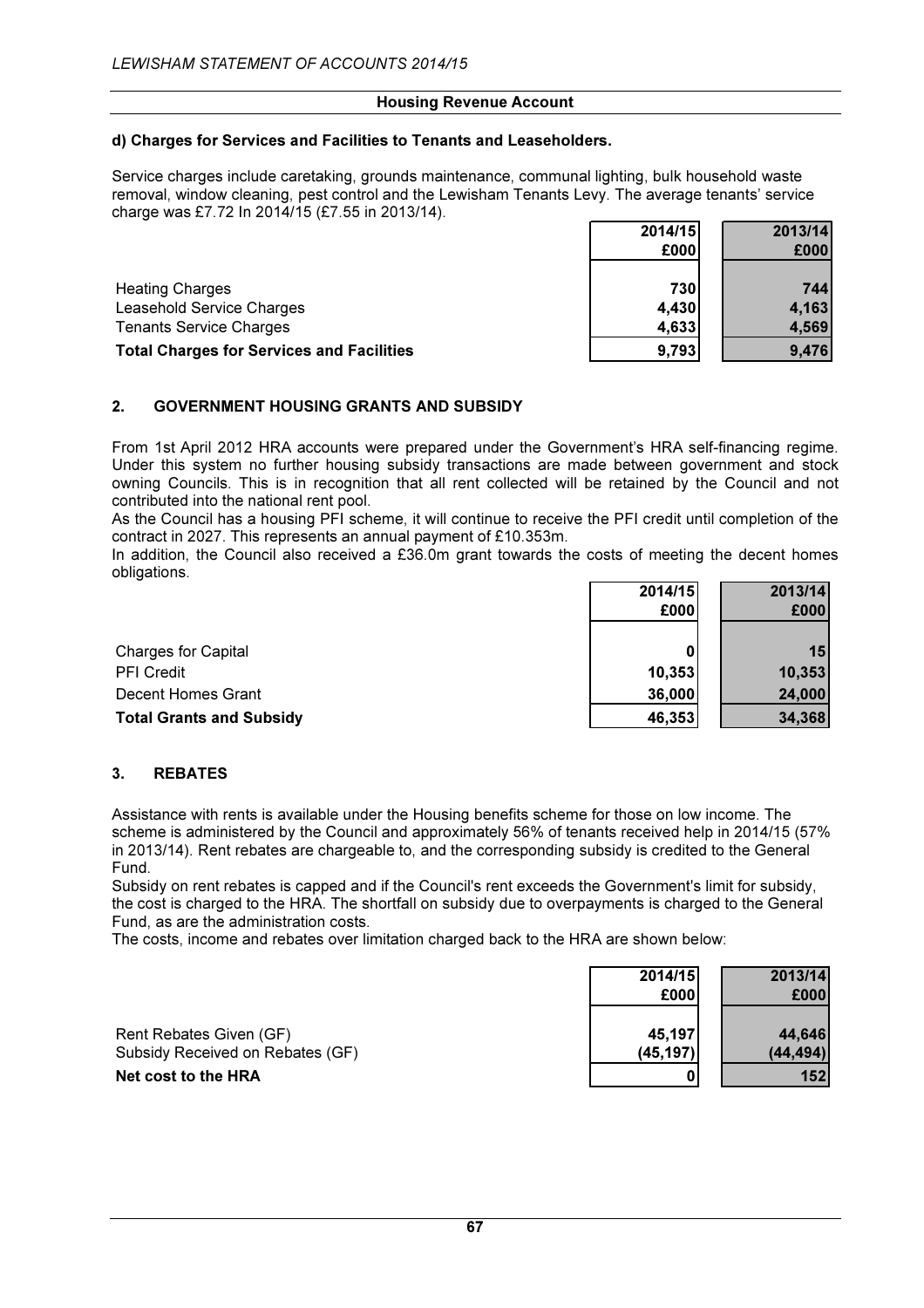**Housing Revenue Account**

**d) Charges for Services and Facilities to Tenants and Leaseholders.**

Service charges include caretaking, grounds maintenance, communal lighting, bulk household waste removal, window cleaning, pest control and the Lewisham Tenants Levy. The average tenants' service charge was £7.72 In 2014/15 (£7.55 in 2013/14).

| | 2014/15 £000 | 2013/14 £000 |
|---|---|---|
| Heating Charges | 730 | 744 |
| Leasehold Service Charges | 4,430 | 4,163 |
| Tenants Service Charges | 4,633 | 4,569 |
| **Total Charges for Services and Facilities** | **9,793** | **9,476** |

## 2. GOVERNMENT HOUSING GRANTS AND SUBSIDY

From 1st April 2012 HRA accounts were prepared under the Government's HRA self-financing regime. Under this system no further housing subsidy transactions are made between government and stock owning Councils. This is in recognition that all rent collected will be retained by the Council and not contributed into the national rent pool.

As the Council has a housing PFI scheme, it will continue to receive the PFI credit until completion of the contract in 2027. This represents an annual payment of £10.353m.

In addition, the Council also received a £36.0m grant towards the costs of meeting the decent homes obligations.

| | 2014/15 £000 | 2013/14 £000 |
|---|---|---|
| Charges for Capital | 0 | 15 |
| PFI Credit | 10,353 | 10,353 |
| Decent Homes Grant | 36,000 | 24,000 |
| **Total Grants and Subsidy** | **46,353** | **34,368** |

## 3. REBATES

Assistance with rents is available under the Housing benefits scheme for those on low income. The scheme is administered by the Council and approximately 56% of tenants received help in 2014/15 (57% in 2013/14). Rent rebates are chargeable to, and the corresponding subsidy is credited to the General Fund.

Subsidy on rent rebates is capped and if the Council's rent exceeds the Government's limit for subsidy, the cost is charged to the HRA. The shortfall on subsidy due to overpayments is charged to the General Fund, as are the administration costs.

The costs, income and rebates over limitation charged back to the HRA are shown below:

| | 2014/15 £000 | 2013/14 £000 |
|---|---|---|
| Rent Rebates Given (GF) | 45,197 | 44,646 |
| Subsidy Received on Rebates (GF) | (45,197) | (44,494) |
| **Net cost to the HRA** | **0** | **152** |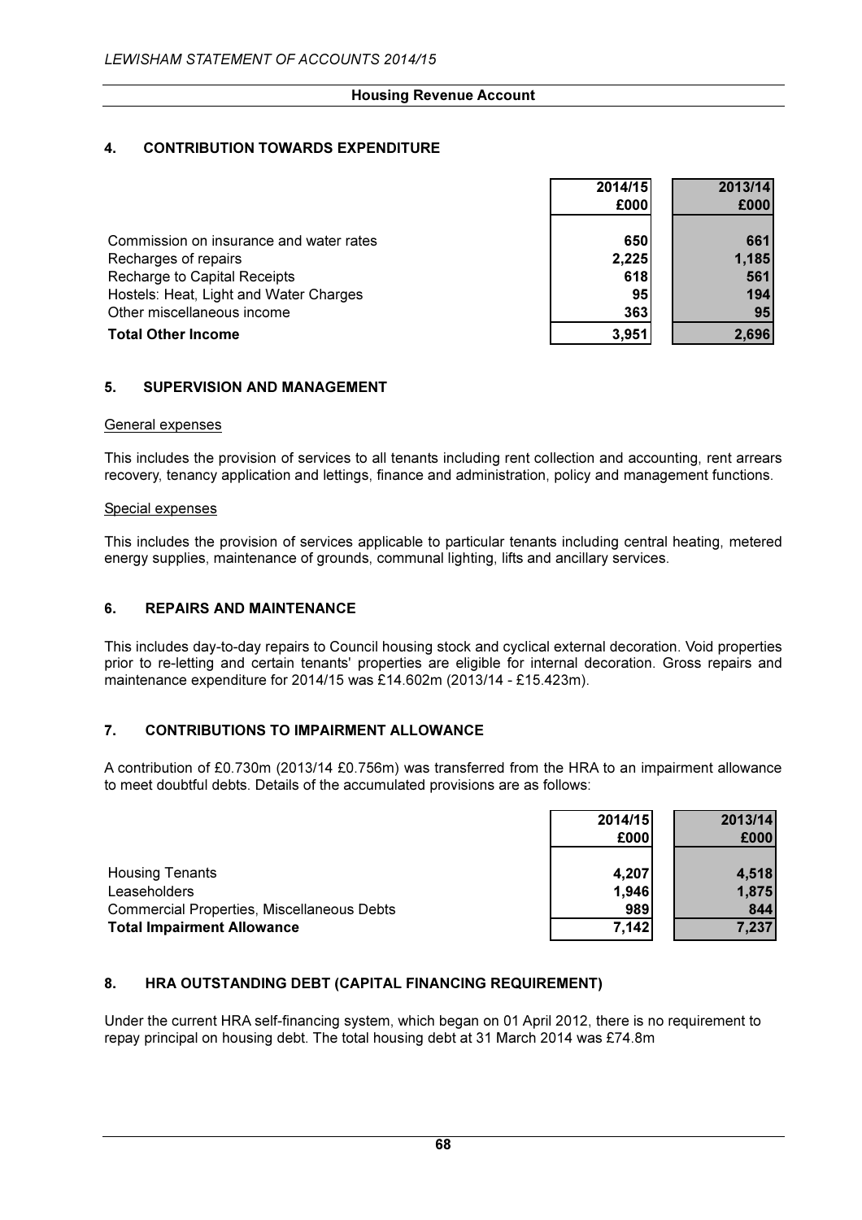## Housing Revenue Account

### 4. CONTRIBUTION TOWARDS EXPENDITURE

| | 2014/15 £000 | 2013/14 £000 |
|---|---|---|
| Commission on insurance and water rates | 650 | 661 |
| Recharges of repairs | 2,225 | 1,185 |
| Recharge to Capital Receipts | 618 | 561 |
| Hostels: Heat, Light and Water Charges | 95 | 194 |
| Other miscellaneous income | 363 | 95 |
| **Total Other Income** | **3,951** | **2,696** |

### 5. SUPERVISION AND MANAGEMENT

General expenses

This includes the provision of services to all tenants including rent collection and accounting, rent arrears recovery, tenancy application and lettings, finance and administration, policy and management functions.

Special expenses

This includes the provision of services applicable to particular tenants including central heating, metered energy supplies, maintenance of grounds, communal lighting, lifts and ancillary services.

### 6. REPAIRS AND MAINTENANCE

This includes day-to-day repairs to Council housing stock and cyclical external decoration. Void properties prior to re-letting and certain tenants' properties are eligible for internal decoration. Gross repairs and maintenance expenditure for 2014/15 was £14.602m (2013/14 - £15.423m).

### 7. CONTRIBUTIONS TO IMPAIRMENT ALLOWANCE

A contribution of £0.730m (2013/14 £0.756m) was transferred from the HRA to an impairment allowance to meet doubtful debts. Details of the accumulated provisions are as follows:

| | 2014/15 £000 | 2013/14 £000 |
|---|---|---|
| Housing Tenants | 4,207 | 4,518 |
| Leaseholders | 1,946 | 1,875 |
| Commercial Properties, Miscellaneous Debts | 989 | 844 |
| **Total Impairment Allowance** | **7,142** | **7,237** |

### 8. HRA OUTSTANDING DEBT (CAPITAL FINANCING REQUIREMENT)

Under the current HRA self-financing system, which began on 01 April 2012, there is no requirement to repay principal on housing debt. The total housing debt at 31 March 2014 was £74.8m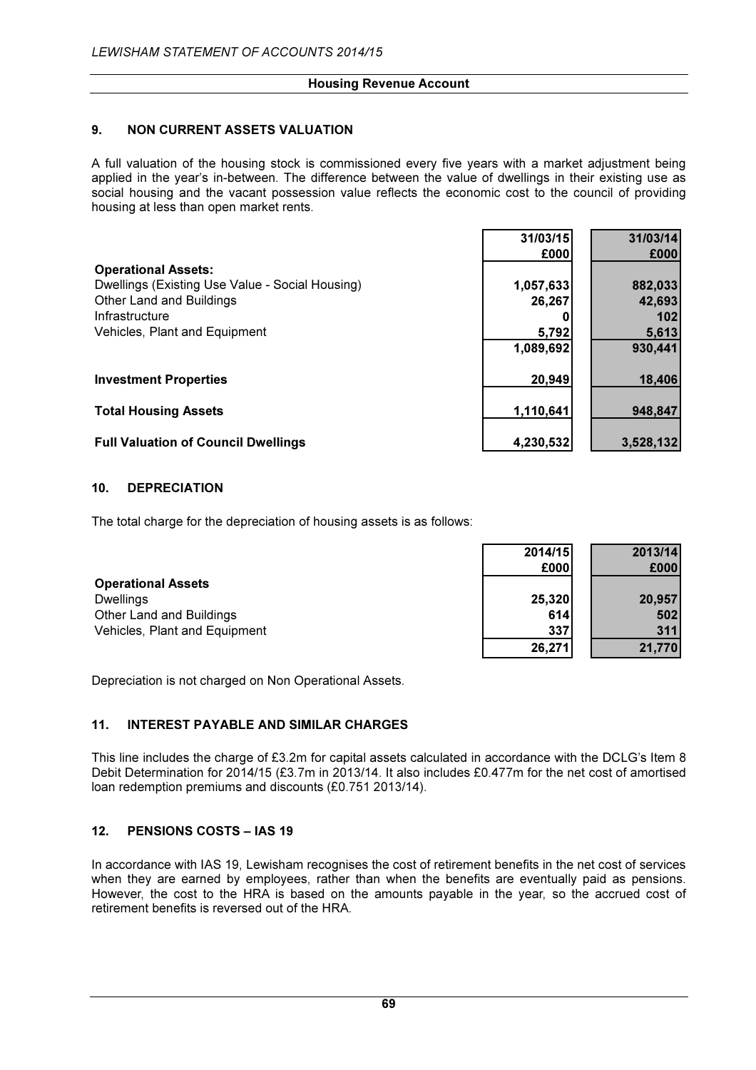## Housing Revenue Account

### 9. NON CURRENT ASSETS VALUATION

A full valuation of the housing stock is commissioned every five years with a market adjustment being applied in the year's in-between. The difference between the value of dwellings in their existing use as social housing and the vacant possession value reflects the economic cost to the council of providing housing at less than open market rents.

| | 31/03/15<br>£000 | 31/03/14<br>£000 |
|---|---|---|
| **Operational Assets:** | | |
| Dwellings (Existing Use Value - Social Housing) | 1,057,633 | 882,033 |
| Other Land and Buildings | 26,267 | 42,693 |
| Infrastructure | 0 | 102 |
| Vehicles, Plant and Equipment | 5,792 | 5,613 |
| | 1,089,692 | 930,441 |
| **Investment Properties** | 20,949 | 18,406 |
| **Total Housing Assets** | 1,110,641 | 948,847 |
| **Full Valuation of Council Dwellings** | 4,230,532 | 3,528,132 |

### 10. DEPRECIATION

The total charge for the depreciation of housing assets is as follows:

| | 2014/15<br>£000 | 2013/14<br>£000 |
|---|---|---|
| **Operational Assets** | | |
| Dwellings | 25,320 | 20,957 |
| Other Land and Buildings | 614 | 502 |
| Vehicles, Plant and Equipment | 337 | 311 |
| | 26,271 | 21,770 |

Depreciation is not charged on Non Operational Assets.

### 11. INTEREST PAYABLE AND SIMILAR CHARGES

This line includes the charge of £3.2m for capital assets calculated in accordance with the DCLG's Item 8 Debit Determination for 2014/15 (£3.7m in 2013/14. It also includes £0.477m for the net cost of amortised loan redemption premiums and discounts (£0.751 2013/14).

### 12. PENSIONS COSTS – IAS 19

In accordance with IAS 19, Lewisham recognises the cost of retirement benefits in the net cost of services when they are earned by employees, rather than when the benefits are eventually paid as pensions. However, the cost to the HRA is based on the amounts payable in the year, so the accrued cost of retirement benefits is reversed out of the HRA.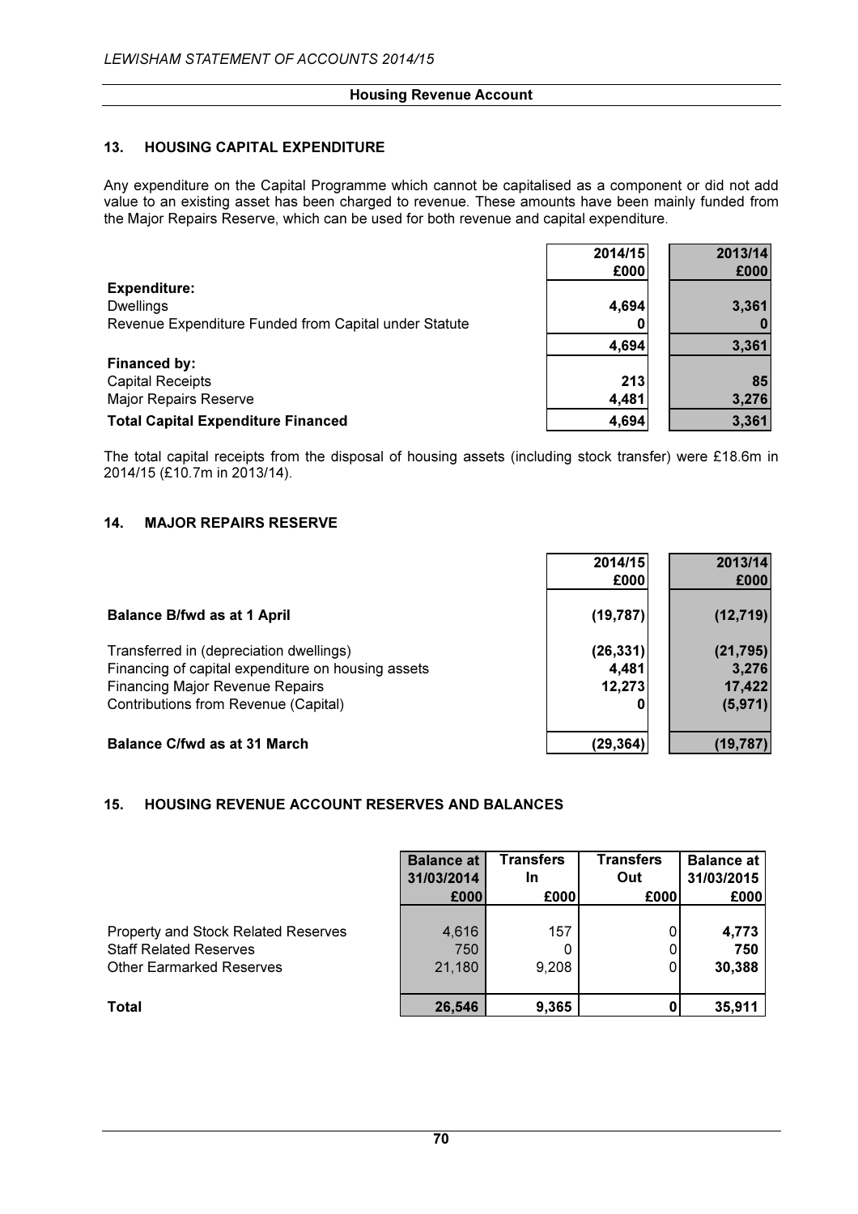## 13. HOUSING CAPITAL EXPENDITURE

Any expenditure on the Capital Programme which cannot be capitalised as a component or did not add value to an existing asset has been charged to revenue. These amounts have been mainly funded from the Major Repairs Reserve, which can be used for both revenue and capital expenditure.

| | 2014/15 £000 | 2013/14 £000 |
|---|---|---|
| **Expenditure:** | | |
| Dwellings | 4,694 | 3,361 |
| Revenue Expenditure Funded from Capital under Statute | 0 | 0 |
| | 4,694 | 3,361 |
| **Financed by:** | | |
| Capital Receipts | 213 | 85 |
| Major Repairs Reserve | 4,481 | 3,276 |
| **Total Capital Expenditure Financed** | 4,694 | 3,361 |

The total capital receipts from the disposal of housing assets (including stock transfer) were £18.6m in 2014/15 (£10.7m in 2013/14).

## 14. MAJOR REPAIRS RESERVE

| | 2014/15 £000 | 2013/14 £000 |
|---|---|---|
| **Balance B/fwd as at 1 April** | (19,787) | (12,719) |
| Transferred in (depreciation dwellings) | (26,331) | (21,795) |
| Financing of capital expenditure on housing assets | 4,481 | 3,276 |
| Financing Major Revenue Repairs | 12,273 | 17,422 |
| Contributions from Revenue (Capital) | 0 | (5,971) |
| **Balance C/fwd as at 31 March** | (29,364) | (19,787) |

## 15. HOUSING REVENUE ACCOUNT RESERVES AND BALANCES

| | Balance at 31/03/2014 £000 | Transfers In £000 | Transfers Out £000 | Balance at 31/03/2015 £000 |
|---|---|---|---|---|
| Property and Stock Related Reserves | 4,616 | 157 | 0 | **4,773** |
| Staff Related Reserves | 750 | 0 | 0 | **750** |
| Other Earmarked Reserves | 21,180 | 9,208 | 0 | **30,388** |
| **Total** | 26,546 | 9,365 | 0 | 35,911 |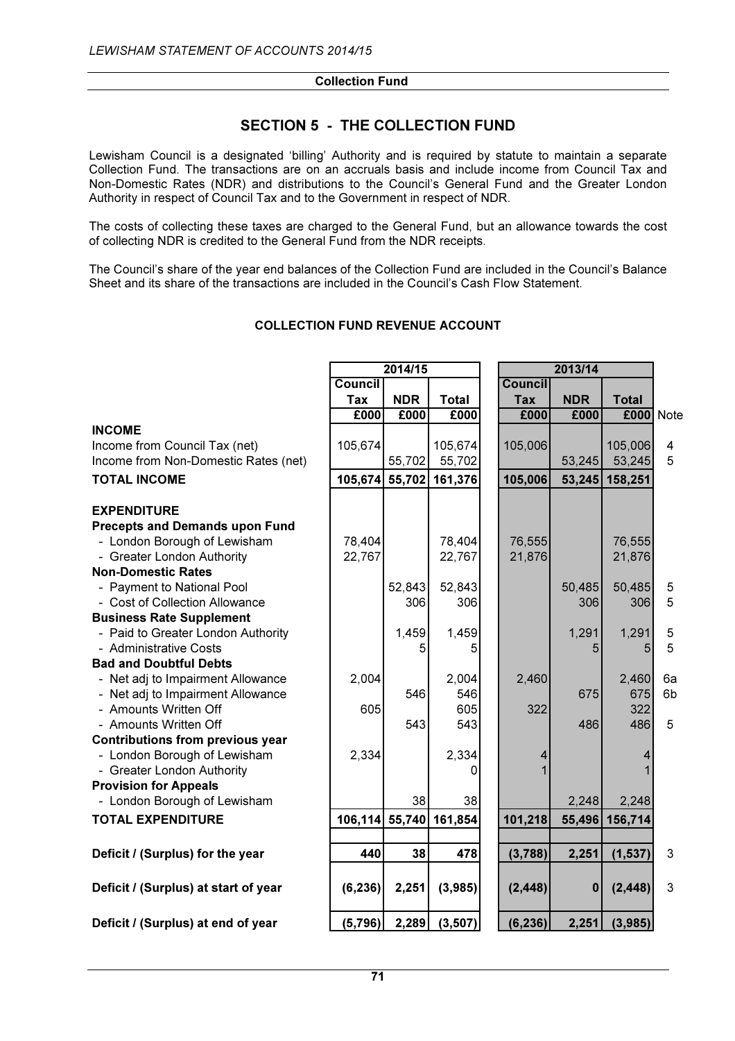## SECTION 5 - THE COLLECTION FUND

Lewisham Council is a designated 'billing' Authority and is required by statute to maintain a separate Collection Fund. The transactions are on an accruals basis and include income from Council Tax and Non-Domestic Rates (NDR) and distributions to the Council's General Fund and the Greater London Authority in respect of Council Tax and to the Government in respect of NDR.

The costs of collecting these taxes are charged to the General Fund, but an allowance towards the cost of collecting NDR is credited to the General Fund from the NDR receipts.

The Council's share of the year end balances of the Collection Fund are included in the Council's Balance Sheet and its share of the transactions are included in the Council's Cash Flow Statement.

### COLLECTION FUND REVENUE ACCOUNT

| | 2014/15 | | | 2013/14 | | | |
|---|---|---|---|---|---|---|---|
| | Council Tax | NDR | Total | Council Tax | NDR | Total | |
| | £000 | £000 | £000 | £000 | £000 | £000 | Note |
| **INCOME** | | | | | | | |
| Income from Council Tax (net) | 105,674 | | 105,674 | 105,006 | | 105,006 | 4 |
| Income from Non-Domestic Rates (net) | | 55,702 | 55,702 | | 53,245 | 53,245 | 5 |
| **TOTAL INCOME** | **105,674** | **55,702** | **161,376** | **105,006** | **53,245** | **158,251** | |
| **EXPENDITURE** | | | | | | | |
| **Precepts and Demands upon Fund** | | | | | | | |
| - London Borough of Lewisham | 78,404 | | 78,404 | 76,555 | | 76,555 | |
| - Greater London Authority | 22,767 | | 22,767 | 21,876 | | 21,876 | |
| **Non-Domestic Rates** | | | | | | | |
| - Payment to National Pool | | 52,843 | 52,843 | | 50,485 | 50,485 | 5 |
| - Cost of Collection Allowance | | 306 | 306 | | 306 | 306 | 5 |
| **Business Rate Supplement** | | | | | | | |
| - Paid to Greater London Authority | | 1,459 | 1,459 | | 1,291 | 1,291 | 5 |
| - Administrative Costs | | 5 | 5 | | 5 | 5 | 5 |
| **Bad and Doubtful Debts** | | | | | | | |
| - Net adj to Impairment Allowance | 2,004 | | 2,004 | 2,460 | | 2,460 | 6a |
| - Net adj to Impairment Allowance | | 546 | 546 | | 675 | 675 | 6b |
| - Amounts Written Off | 605 | | 605 | 322 | | 322 | |
| - Amounts Written Off | | 543 | 543 | | 486 | 486 | 5 |
| **Contributions from previous year** | | | | | | | |
| - London Borough of Lewisham | 2,334 | | 2,334 | 4 | | 4 | |
| - Greater London Authority | | | 0 | 1 | | 1 | |
| **Provision for Appeals** | | | | | | | |
| - London Borough of Lewisham | | 38 | 38 | | 2,248 | 2,248 | |
| **TOTAL EXPENDITURE** | **106,114** | **55,740** | **161,854** | **101,218** | **55,496** | **156,714** | |
| **Deficit / (Surplus) for the year** | **440** | **38** | **478** | **(3,788)** | **2,251** | **(1,537)** | 3 |
| **Deficit / (Surplus) at start of year** | **(6,236)** | **2,251** | **(3,985)** | **(2,448)** | **0** | **(2,448)** | 3 |
| **Deficit / (Surplus) at end of year** | **(5,796)** | **2,289** | **(3,507)** | **(6,236)** | **2,251** | **(3,985)** | |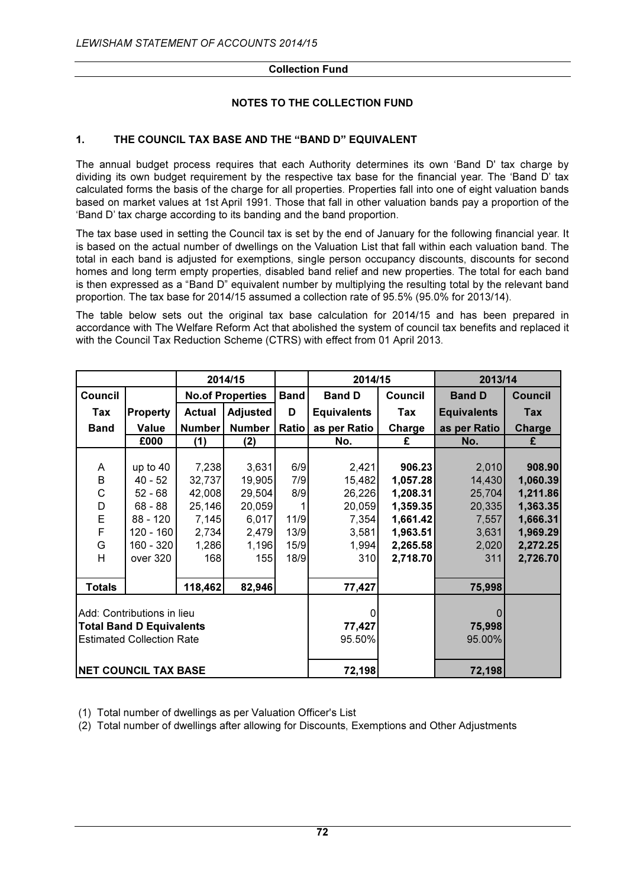**Collection Fund**

## NOTES TO THE COLLECTION FUND

### 1. THE COUNCIL TAX BASE AND THE "BAND D" EQUIVALENT

The annual budget process requires that each Authority determines its own 'Band D' tax charge by dividing its own budget requirement by the respective tax base for the financial year. The 'Band D' tax calculated forms the basis of the charge for all properties. Properties fall into one of eight valuation bands based on market values at 1st April 1991. Those that fall in other valuation bands pay a proportion of the 'Band D' tax charge according to its banding and the band proportion.

The tax base used in setting the Council tax is set by the end of January for the following financial year. It is based on the actual number of dwellings on the Valuation List that fall within each valuation band. The total in each band is adjusted for exemptions, single person occupancy discounts, discounts for second homes and long term empty properties, disabled band relief and new properties. The total for each band is then expressed as a "Band D" equivalent number by multiplying the resulting total by the relevant band proportion. The tax base for 2014/15 assumed a collection rate of 95.5% (95.0% for 2013/14).

The table below sets out the original tax base calculation for 2014/15 and has been prepared in accordance with The Welfare Reform Act that abolished the system of council tax benefits and replaced it with the Council Tax Reduction Scheme (CTRS) with effect from 01 April 2013.

| | | 2014/15 | | | 2014/15 | | 2013/14 | |
|---|---|---|---|---|---|---|---|---|
| **Council Tax Band** | **Property Value** | **No.of Properties Actual Number** | **Adjusted Number** | **Band D Ratio** | **Band D Equivalents as per Ratio** | **Council Tax Charge** | **Band D Equivalents as per Ratio** | **Council Tax Charge** |
| | **£000** | **(1)** | **(2)** | | **No.** | **£** | **No.** | **£** |
| A | up to 40 | 7,238 | 3,631 | 6/9 | 2,421 | **906.23** | 2,010 | **908.90** |
| B | 40 - 52 | 32,737 | 19,905 | 7/9 | 15,482 | **1,057.28** | 14,430 | **1,060.39** |
| C | 52 - 68 | 42,008 | 29,504 | 8/9 | 26,226 | **1,208.31** | 25,704 | **1,211.86** |
| D | 68 - 88 | 25,146 | 20,059 | 1 | 20,059 | **1,359.35** | 20,335 | **1,363.35** |
| E | 88 - 120 | 7,145 | 6,017 | 11/9 | 7,354 | **1,661.42** | 7,557 | **1,666.31** |
| F | 120 - 160 | 2,734 | 2,479 | 13/9 | 3,581 | **1,963.51** | 3,631 | **1,969.29** |
| G | 160 - 320 | 1,286 | 1,196 | 15/9 | 1,994 | **2,265.58** | 2,020 | **2,272.25** |
| H | over 320 | 168 | 155 | 18/9 | 310 | **2,718.70** | 311 | **2,726.70** |
| **Totals** | | **118,462** | **82,946** | | **77,427** | | **75,998** | |
| Add: Contributions in lieu | | | | | 0 | | 0 | |
| **Total Band D Equivalents** | | | | | **77,427** | | **75,998** | |
| Estimated Collection Rate | | | | | 95.50% | | 95.00% | |
| **NET COUNCIL TAX BASE** | | | | | **72,198** | | **72,198** | |

(1) Total number of dwellings as per Valuation Officer's List

(2) Total number of dwellings after allowing for Discounts, Exemptions and Other Adjustments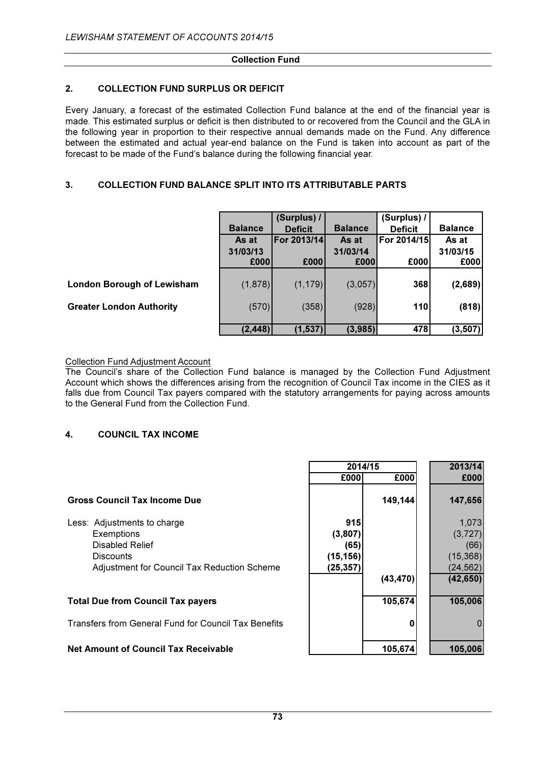**Collection Fund**

## 2. COLLECTION FUND SURPLUS OR DEFICIT

Every January, a forecast of the estimated Collection Fund balance at the end of the financial year is made. This estimated surplus or deficit is then distributed to or recovered from the Council and the GLA in the following year in proportion to their respective annual demands made on the Fund. Any difference between the estimated and actual year-end balance on the Fund is taken into account as part of the forecast to be made of the Fund's balance during the following financial year.

## 3. COLLECTION FUND BALANCE SPLIT INTO ITS ATTRIBUTABLE PARTS

| | Balance | (Surplus) / Deficit | Balance | (Surplus) / Deficit | Balance |
|---|---|---|---|---|---|
| | As at 31/03/13 | For 2013/14 | As at 31/03/14 | For 2014/15 | As at 31/03/15 |
| | £000 | £000 | £000 | £000 | £000 |
| **London Borough of Lewisham** | (1,878) | (1,179) | (3,057) | **368** | **(2,689)** |
| **Greater London Authority** | (570) | (358) | (928) | **110** | **(818)** |
| | **(2,448)** | **(1,537)** | **(3,985)** | **478** | **(3,507)** |

Collection Fund Adjustment Account

The Council's share of the Collection Fund balance is managed by the Collection Fund Adjustment Account which shows the differences arising from the recognition of Council Tax income in the CIES as it falls due from Council Tax payers compared with the statutory arrangements for paying across amounts to the General Fund from the Collection Fund.

## 4. COUNCIL TAX INCOME

| | 2014/15 | | 2013/14 |
|---|---|---|---|
| | £000 | £000 | £000 |
| **Gross Council Tax Income Due** | | **149,144** | **147,656** |
| Less: Adjustments to charge | **915** | | 1,073 |
| Exemptions | **(3,807)** | | (3,727) |
| Disabled Relief | **(65)** | | (66) |
| Discounts | **(15,156)** | | (15,368) |
| Adjustment for Council Tax Reduction Scheme | **(25,357)** | | (24,562) |
| | | **(43,470)** | **(42,650)** |
| **Total Due from Council Tax payers** | | **105,674** | **105,006** |
| Transfers from General Fund for Council Tax Benefits | | **0** | 0 |
| **Net Amount of Council Tax Receivable** | | **105,674** | **105,006** |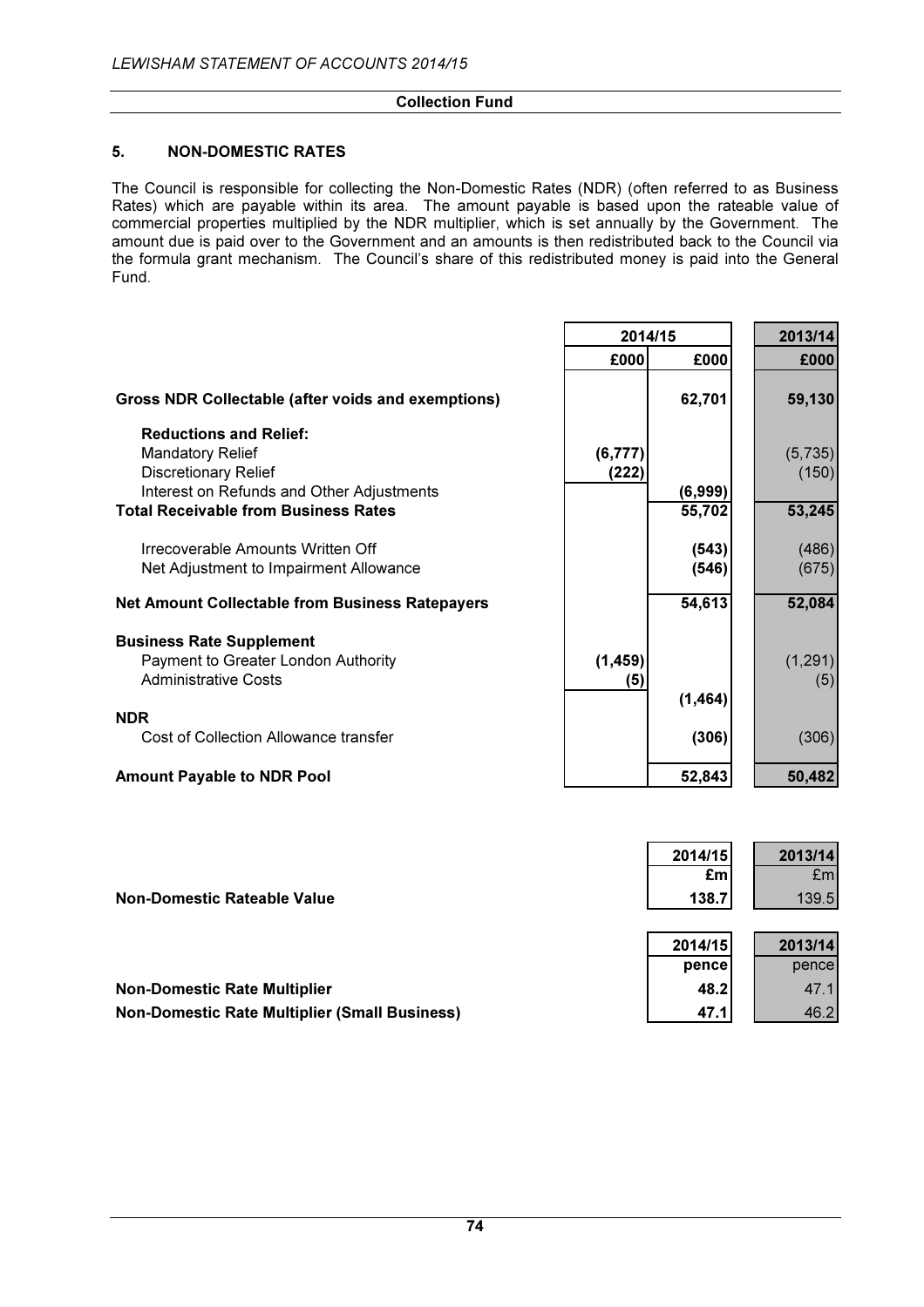## Collection Fund

### 5. NON-DOMESTIC RATES

The Council is responsible for collecting the Non-Domestic Rates (NDR) (often referred to as Business Rates) which are payable within its area. The amount payable is based upon the rateable value of commercial properties multiplied by the NDR multiplier, which is set annually by the Government. The amount due is paid over to the Government and an amounts is then redistributed back to the Council via the formula grant mechanism. The Council's share of this redistributed money is paid into the General Fund.

| | 2014/15 | | 2013/14 |
|---|---|---|---|
| | £000 | £000 | £000 |
| **Gross NDR Collectable (after voids and exemptions)** | | **62,701** | **59,130** |
| **Reductions and Relief:** | | | |
| Mandatory Relief | **(6,777)** | | (5,735) |
| Discretionary Relief | **(222)** | | (150) |
| Interest on Refunds and Other Adjustments | | **(6,999)** | |
| **Total Receivable from Business Rates** | | **55,702** | **53,245** |
| Irrecoverable Amounts Written Off | | **(543)** | (486) |
| Net Adjustment to Impairment Allowance | | **(546)** | (675) |
| **Net Amount Collectable from Business Ratepayers** | | **54,613** | **52,084** |
| **Business Rate Supplement** | | | |
| Payment to Greater London Authority | **(1,459)** | | (1,291) |
| Administrative Costs | **(5)** | | (5) |
| | | **(1,464)** | |
| **NDR** | | | |
| Cost of Collection Allowance transfer | | **(306)** | (306) |
| **Amount Payable to NDR Pool** | | **52,843** | **50,482** |

| | 2014/15 | 2013/14 |
|---|---|---|
| | £m | £m |
| **Non-Domestic Rateable Value** | **138.7** | 139.5 |

| | 2014/15 | 2013/14 |
|---|---|---|
| | pence | pence |
| **Non-Domestic Rate Multiplier** | **48.2** | 47.1 |
| **Non-Domestic Rate Multiplier (Small Business)** | **47.1** | 46.2 |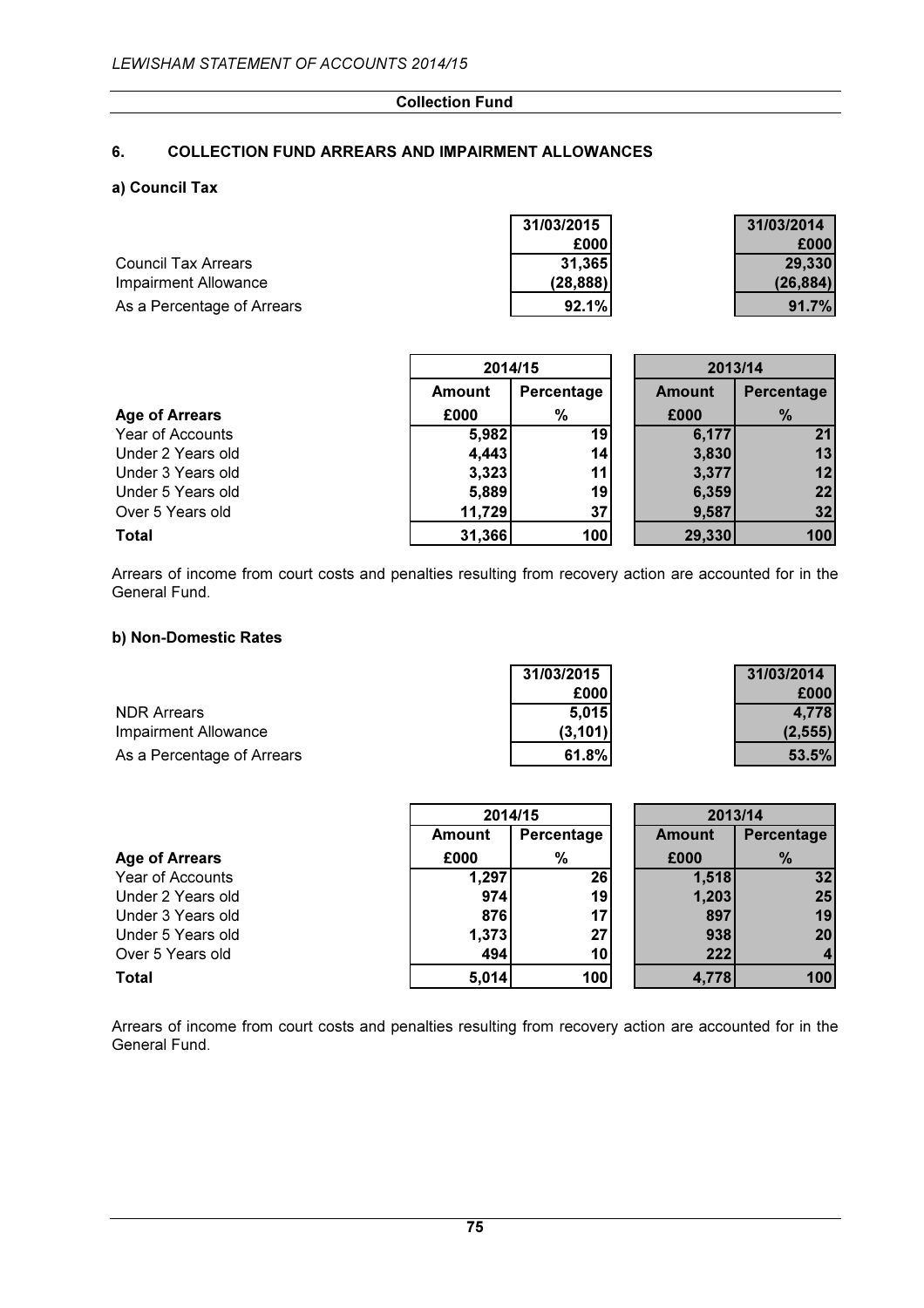**Collection Fund**

## 6. COLLECTION FUND ARREARS AND IMPAIRMENT ALLOWANCES

### a) Council Tax

| | 31/03/2015 £000 | 31/03/2014 £000 |
|---|---|---|
| Council Tax Arrears | 31,365 | 29,330 |
| Impairment Allowance | (28,888) | (26,884) |
| As a Percentage of Arrears | 92.1% | 91.7% |

| | 2014/15 | | 2013/14 | |
|---|---|---|---|---|
| | Amount | Percentage | Amount | Percentage |
| **Age of Arrears** | £000 | % | £000 | % |
| Year of Accounts | 5,982 | 19 | 6,177 | 21 |
| Under 2 Years old | 4,443 | 14 | 3,830 | 13 |
| Under 3 Years old | 3,323 | 11 | 3,377 | 12 |
| Under 5 Years old | 5,889 | 19 | 6,359 | 22 |
| Over 5 Years old | 11,729 | 37 | 9,587 | 32 |
| **Total** | 31,366 | 100 | 29,330 | 100 |

Arrears of income from court costs and penalties resulting from recovery action are accounted for in the General Fund.

### b) Non-Domestic Rates

| | 31/03/2015 £000 | 31/03/2014 £000 |
|---|---|---|
| NDR Arrears | 5,015 | 4,778 |
| Impairment Allowance | (3,101) | (2,555) |
| As a Percentage of Arrears | 61.8% | 53.5% |

| | 2014/15 | | 2013/14 | |
|---|---|---|---|---|
| | Amount | Percentage | Amount | Percentage |
| **Age of Arrears** | £000 | % | £000 | % |
| Year of Accounts | 1,297 | 26 | 1,518 | 32 |
| Under 2 Years old | 974 | 19 | 1,203 | 25 |
| Under 3 Years old | 876 | 17 | 897 | 19 |
| Under 5 Years old | 1,373 | 27 | 938 | 20 |
| Over 5 Years old | 494 | 10 | 222 | 4 |
| **Total** | 5,014 | 100 | 4,778 | 100 |

Arrears of income from court costs and penalties resulting from recovery action are accounted for in the General Fund.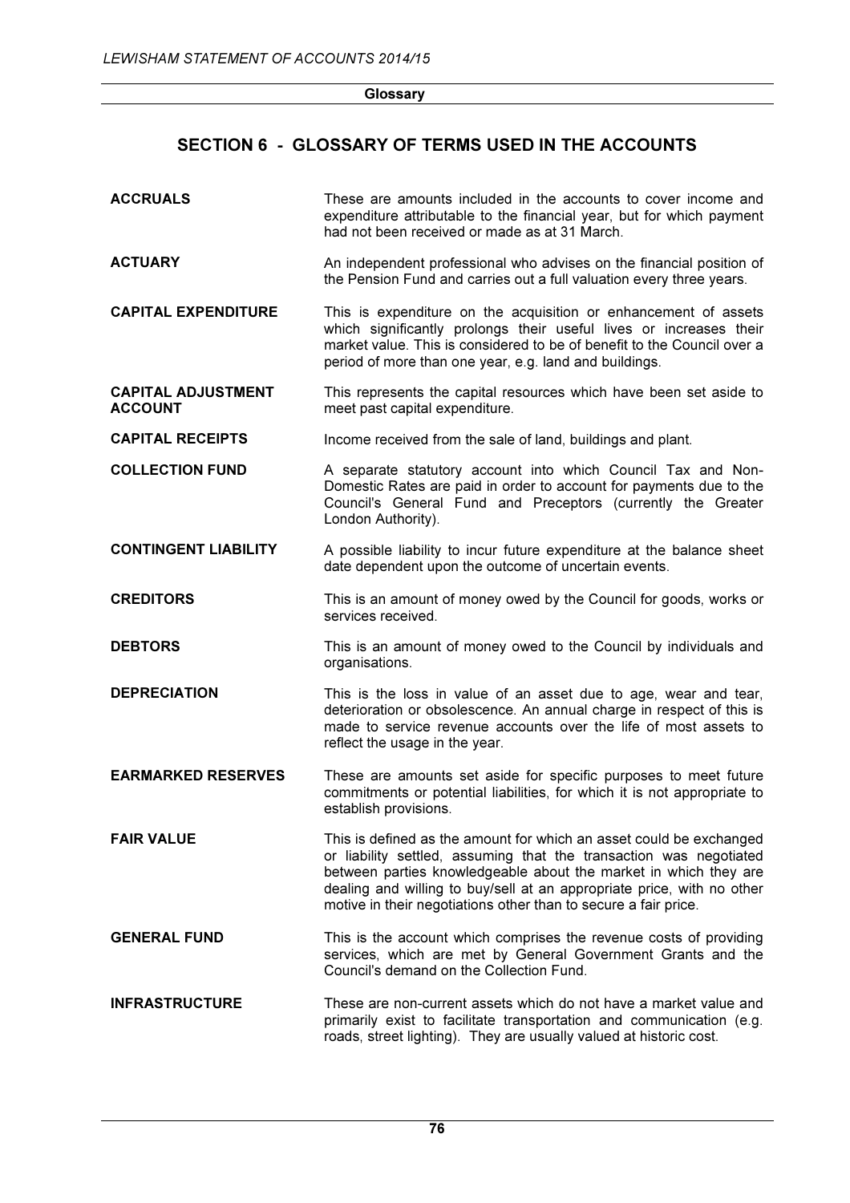## SECTION 6 - GLOSSARY OF TERMS USED IN THE ACCOUNTS

**ACCRUALS** These are amounts included in the accounts to cover income and expenditure attributable to the financial year, but for which payment had not been received or made as at 31 March.

**ACTUARY** An independent professional who advises on the financial position of the Pension Fund and carries out a full valuation every three years.

**CAPITAL EXPENDITURE** This is expenditure on the acquisition or enhancement of assets which significantly prolongs their useful lives or increases their market value. This is considered to be of benefit to the Council over a period of more than one year, e.g. land and buildings.

**CAPITAL ADJUSTMENT ACCOUNT** This represents the capital resources which have been set aside to meet past capital expenditure.

**CAPITAL RECEIPTS** Income received from the sale of land, buildings and plant.

**COLLECTION FUND** A separate statutory account into which Council Tax and Non-Domestic Rates are paid in order to account for payments due to the Council's General Fund and Preceptors (currently the Greater London Authority).

**CONTINGENT LIABILITY** A possible liability to incur future expenditure at the balance sheet date dependent upon the outcome of uncertain events.

**CREDITORS** This is an amount of money owed by the Council for goods, works or services received.

**DEBTORS** This is an amount of money owed to the Council by individuals and organisations.

**DEPRECIATION** This is the loss in value of an asset due to age, wear and tear, deterioration or obsolescence. An annual charge in respect of this is made to service revenue accounts over the life of most assets to reflect the usage in the year.

**EARMARKED RESERVES** These are amounts set aside for specific purposes to meet future commitments or potential liabilities, for which it is not appropriate to establish provisions.

**FAIR VALUE** This is defined as the amount for which an asset could be exchanged or liability settled, assuming that the transaction was negotiated between parties knowledgeable about the market in which they are dealing and willing to buy/sell at an appropriate price, with no other motive in their negotiations other than to secure a fair price.

**GENERAL FUND** This is the account which comprises the revenue costs of providing services, which are met by General Government Grants and the Council's demand on the Collection Fund.

**INFRASTRUCTURE** These are non-current assets which do not have a market value and primarily exist to facilitate transportation and communication (e.g. roads, street lighting). They are usually valued at historic cost.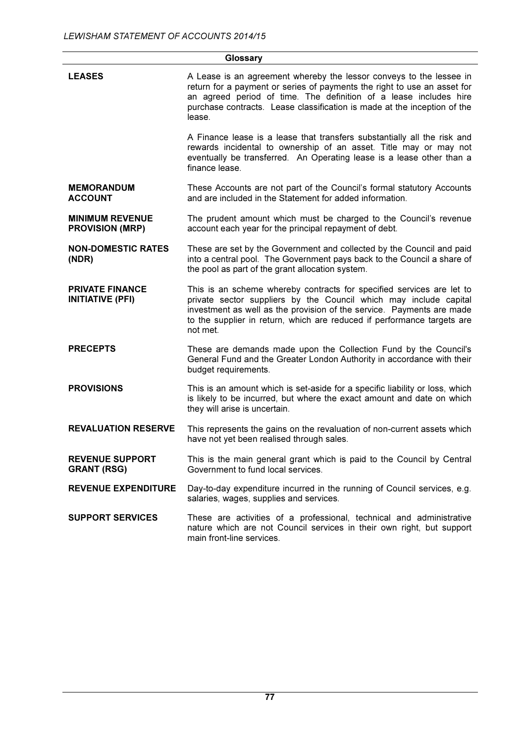## Glossary

**LEASES**

A Lease is an agreement whereby the lessor conveys to the lessee in return for a payment or series of payments the right to use an asset for an agreed period of time. The definition of a lease includes hire purchase contracts. Lease classification is made at the inception of the lease.

A Finance lease is a lease that transfers substantially all the risk and rewards incidental to ownership of an asset. Title may or may not eventually be transferred. An Operating lease is a lease other than a finance lease.

**MEMORANDUM ACCOUNT**

These Accounts are not part of the Council's formal statutory Accounts and are included in the Statement for added information.

**MINIMUM REVENUE PROVISION (MRP)**

The prudent amount which must be charged to the Council's revenue account each year for the principal repayment of debt.

**NON-DOMESTIC RATES (NDR)**

These are set by the Government and collected by the Council and paid into a central pool. The Government pays back to the Council a share of the pool as part of the grant allocation system.

**PRIVATE FINANCE INITIATIVE (PFI)**

This is an scheme whereby contracts for specified services are let to private sector suppliers by the Council which may include capital investment as well as the provision of the service. Payments are made to the supplier in return, which are reduced if performance targets are not met.

**PRECEPTS**

These are demands made upon the Collection Fund by the Council's General Fund and the Greater London Authority in accordance with their budget requirements.

**PROVISIONS**

This is an amount which is set-aside for a specific liability or loss, which is likely to be incurred, but where the exact amount and date on which they will arise is uncertain.

**REVALUATION RESERVE**

This represents the gains on the revaluation of non-current assets which have not yet been realised through sales.

**REVENUE SUPPORT GRANT (RSG)**

This is the main general grant which is paid to the Council by Central Government to fund local services.

**REVENUE EXPENDITURE**

Day-to-day expenditure incurred in the running of Council services, e.g. salaries, wages, supplies and services.

**SUPPORT SERVICES**

These are activities of a professional, technical and administrative nature which are not Council services in their own right, but support main front-line services.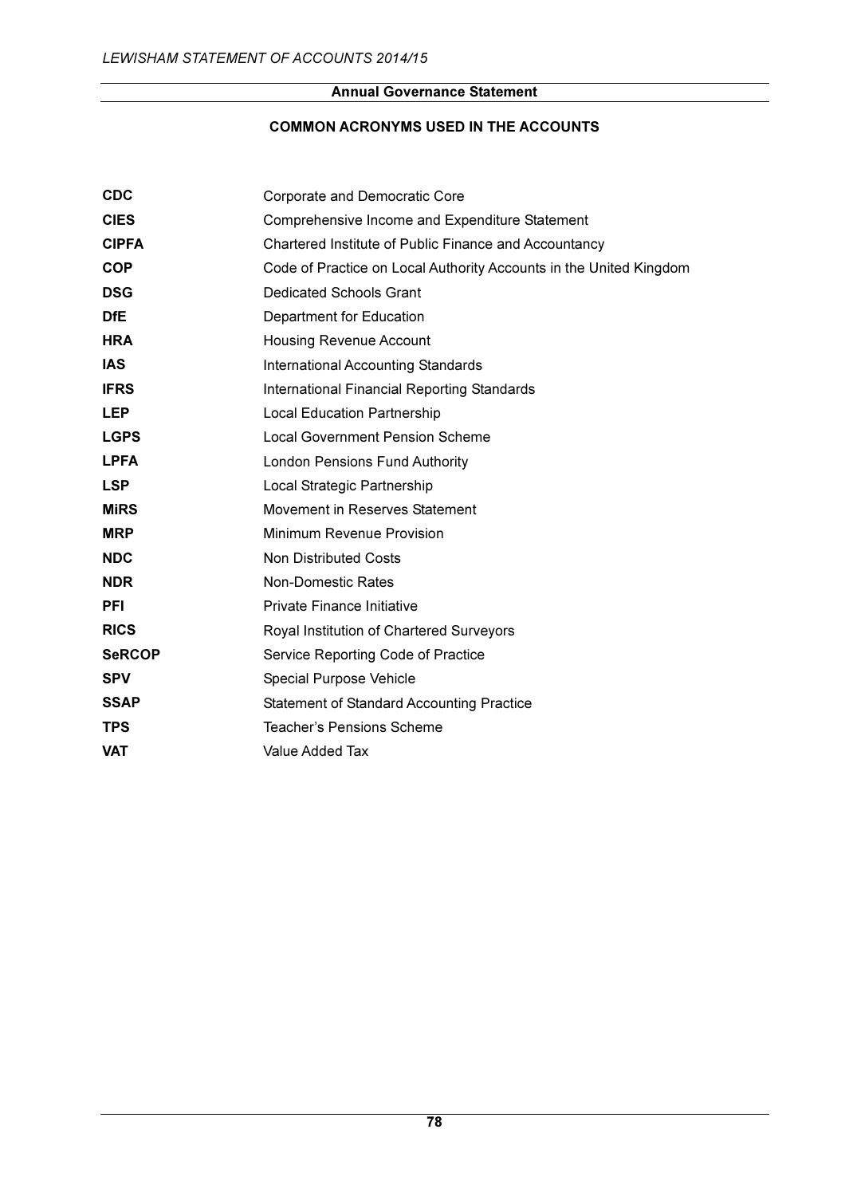## Annual Governance Statement

### COMMON ACRONYMS USED IN THE ACCOUNTS

| | |
|---|---|
| **CDC** | Corporate and Democratic Core |
| **CIES** | Comprehensive Income and Expenditure Statement |
| **CIPFA** | Chartered Institute of Public Finance and Accountancy |
| **COP** | Code of Practice on Local Authority Accounts in the United Kingdom |
| **DSG** | Dedicated Schools Grant |
| **DfE** | Department for Education |
| **HRA** | Housing Revenue Account |
| **IAS** | International Accounting Standards |
| **IFRS** | International Financial Reporting Standards |
| **LEP** | Local Education Partnership |
| **LGPS** | Local Government Pension Scheme |
| **LPFA** | London Pensions Fund Authority |
| **LSP** | Local Strategic Partnership |
| **MiRS** | Movement in Reserves Statement |
| **MRP** | Minimum Revenue Provision |
| **NDC** | Non Distributed Costs |
| **NDR** | Non-Domestic Rates |
| **PFI** | Private Finance Initiative |
| **RICS** | Royal Institution of Chartered Surveyors |
| **SeRCOP** | Service Reporting Code of Practice |
| **SPV** | Special Purpose Vehicle |
| **SSAP** | Statement of Standard Accounting Practice |
| **TPS** | Teacher's Pensions Scheme |
| **VAT** | Value Added Tax |